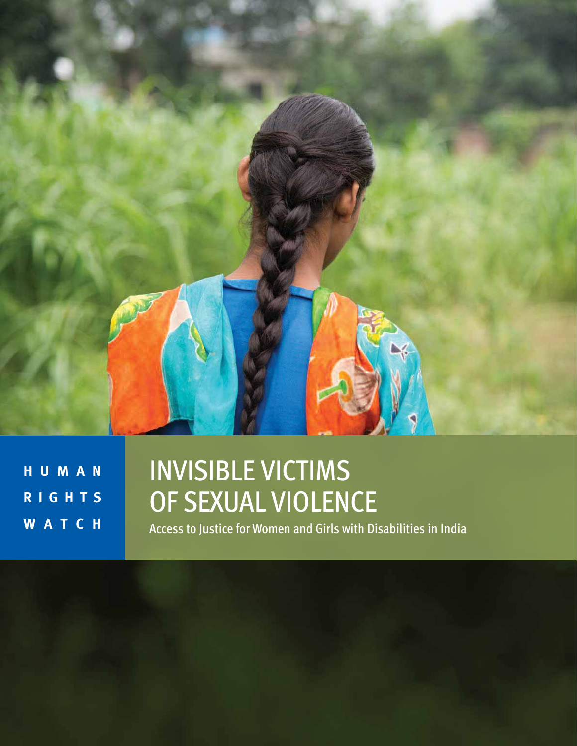HUMAN RIGHTS WATCH

# INVISIBLE VICTIMS OF SEXUAL VIOLENCE

Access to Justice for Women and Girls with Disabilities in India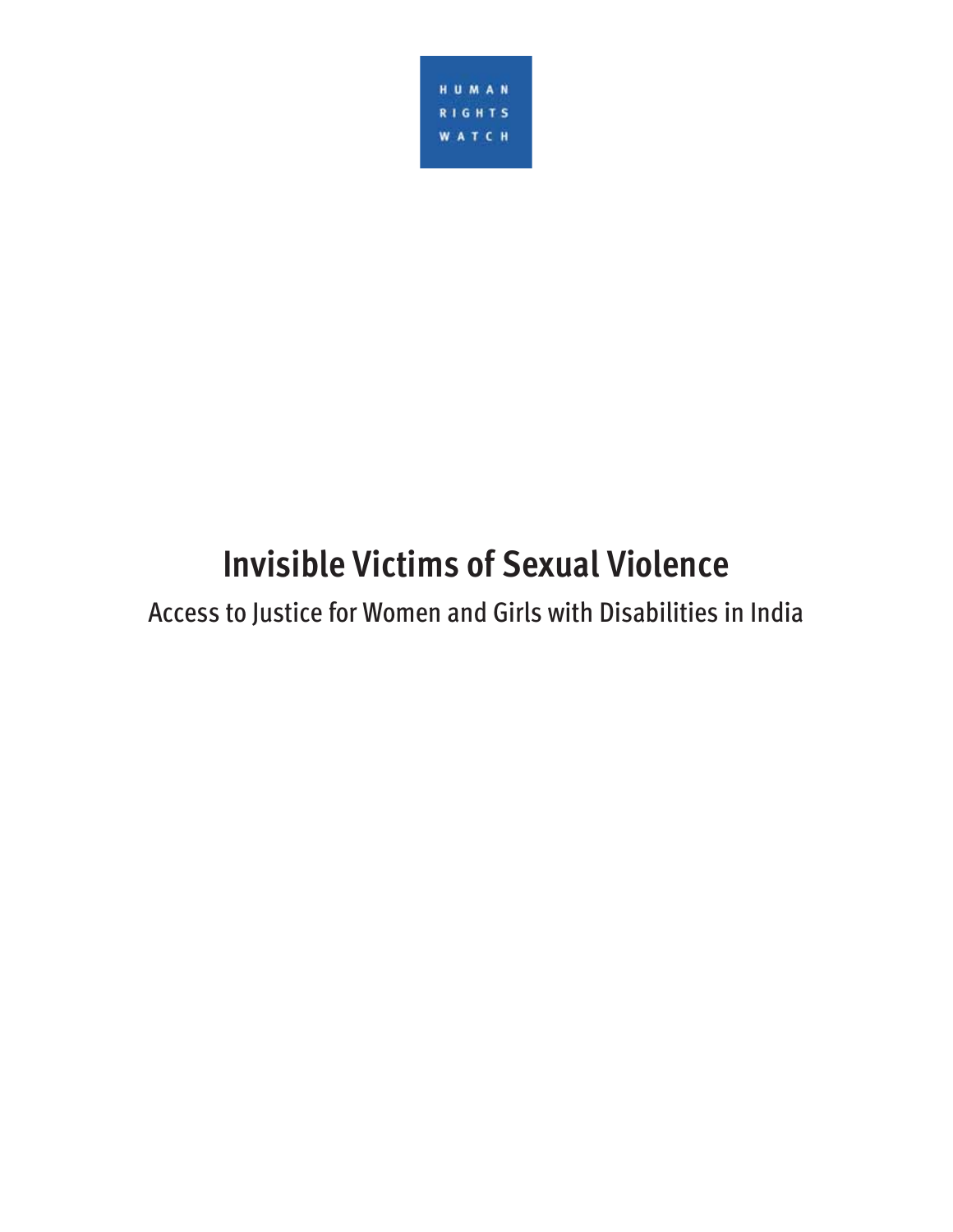HUMAN RIGHTS WATCH

# Invisible Victims of Sexual Violence

## Access to Justice for Women and Girls with Disabilities in India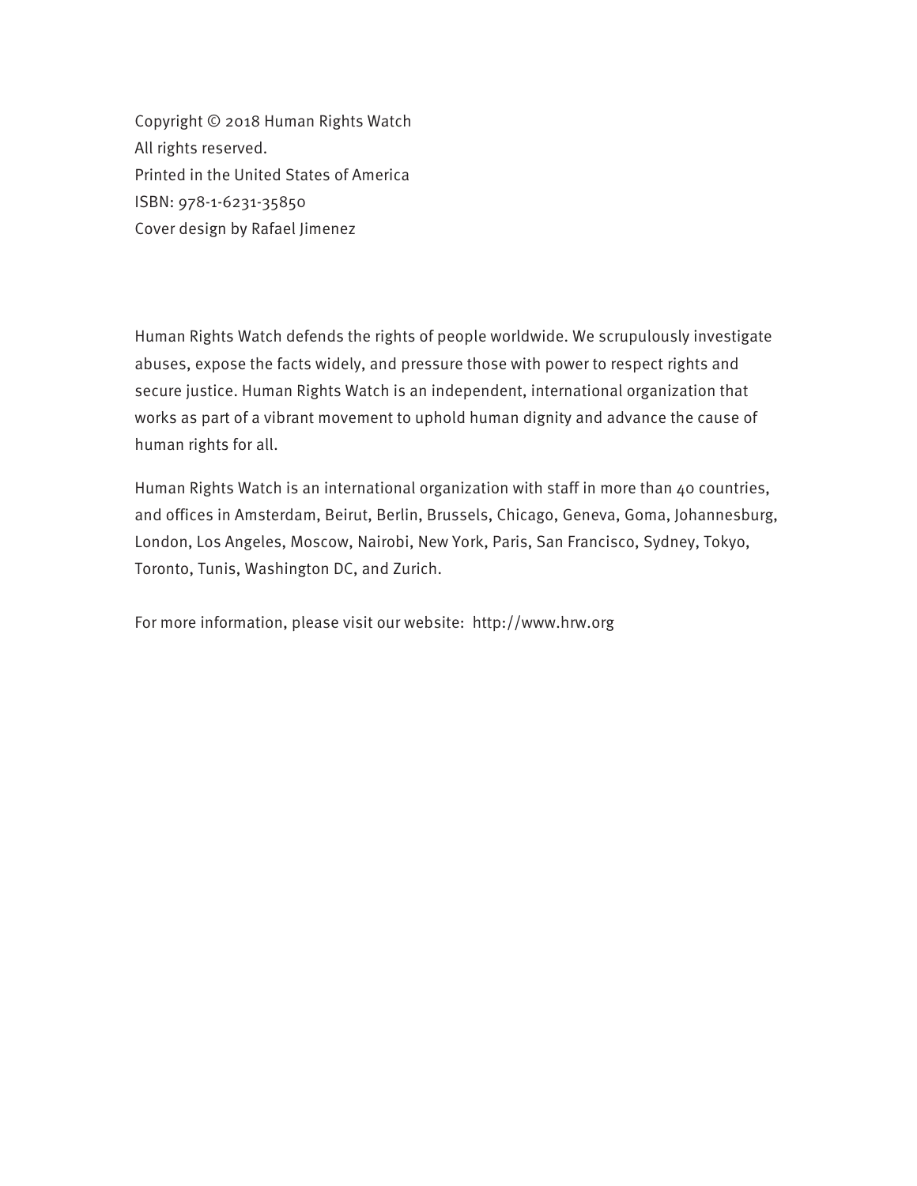Copyright © 2018 Human Rights Watch
All rights reserved.
Printed in the United States of America
ISBN: 978-1-6231-35850
Cover design by Rafael Jimenez

Human Rights Watch defends the rights of people worldwide. We scrupulously investigate abuses, expose the facts widely, and pressure those with power to respect rights and secure justice. Human Rights Watch is an independent, international organization that works as part of a vibrant movement to uphold human dignity and advance the cause of human rights for all.

Human Rights Watch is an international organization with staff in more than 40 countries, and offices in Amsterdam, Beirut, Berlin, Brussels, Chicago, Geneva, Goma, Johannesburg, London, Los Angeles, Moscow, Nairobi, New York, Paris, San Francisco, Sydney, Tokyo, Toronto, Tunis, Washington DC, and Zurich.

For more information, please visit our website: http://www.hrw.org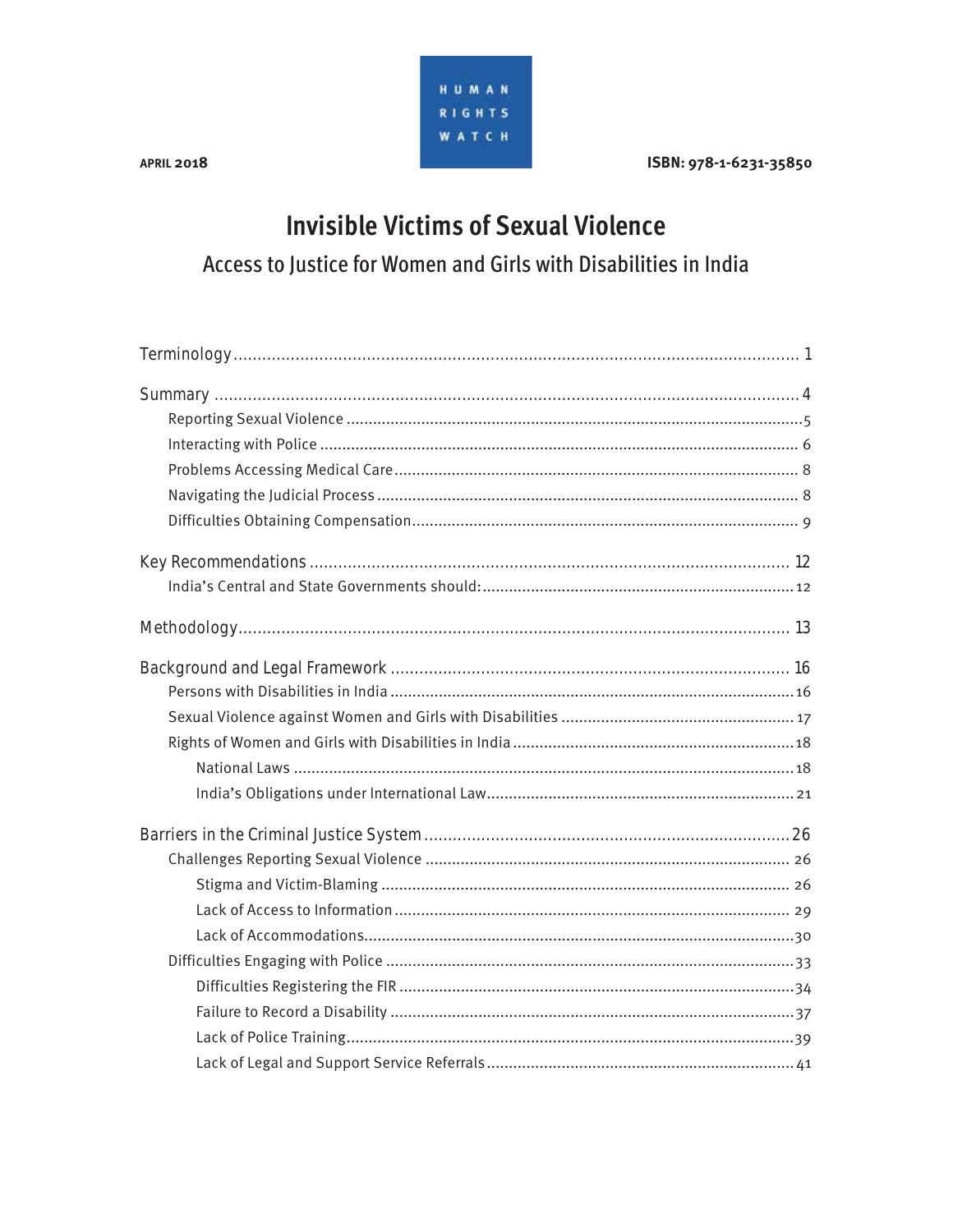APRIL 2018

HUMAN RIGHTS WATCH

ISBN: 978-1-6231-35850

# Invisible Victims of Sexual Violence

## Access to Justice for Women and Girls with Disabilities in India

Terminology ..... 1

Summary ..... 4

- Reporting Sexual Violence ..... 5
- Interacting with Police ..... 6
- Problems Accessing Medical Care ..... 8
- Navigating the Judicial Process ..... 8
- Difficulties Obtaining Compensation ..... 9

Key Recommendations ..... 12

- India's Central and State Governments should: ..... 12

Methodology ..... 13

Background and Legal Framework ..... 16

- Persons with Disabilities in India ..... 16
- Sexual Violence against Women and Girls with Disabilities ..... 17
- Rights of Women and Girls with Disabilities in India ..... 18
  - National Laws ..... 18
  - India's Obligations under International Law ..... 21

Barriers in the Criminal Justice System ..... 26

- Challenges Reporting Sexual Violence ..... 26
  - Stigma and Victim-Blaming ..... 26
  - Lack of Access to Information ..... 29
  - Lack of Accommodations ..... 30
- Difficulties Engaging with Police ..... 33
  - Difficulties Registering the FIR ..... 34
  - Failure to Record a Disability ..... 37
  - Lack of Police Training ..... 39
  - Lack of Legal and Support Service Referrals ..... 41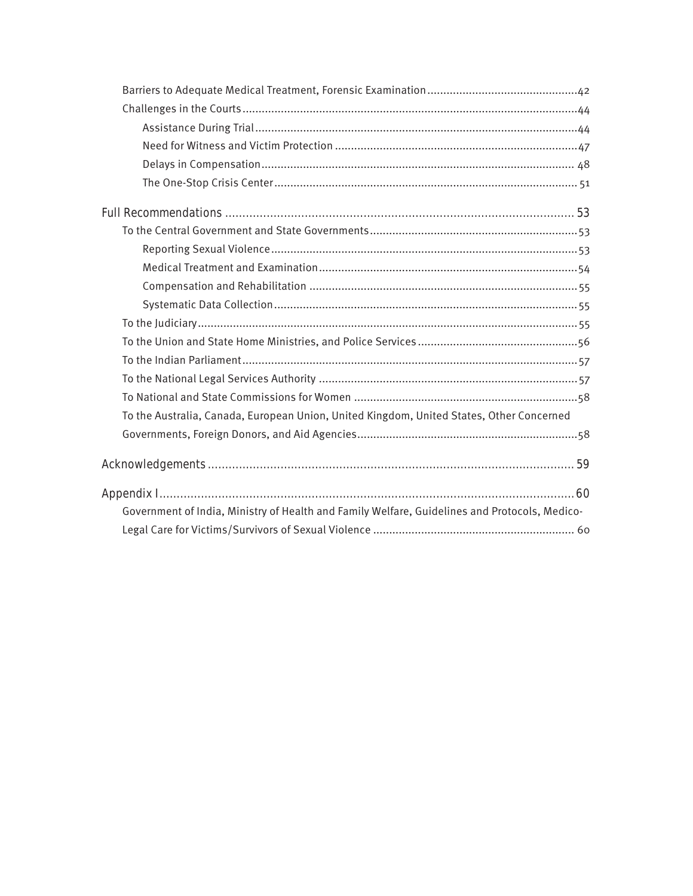- Barriers to Adequate Medical Treatment, Forensic Examination ............................................... 42
- Challenges in the Courts ........................................................................................................ 44
  - Assistance During Trial ..................................................................................................... 44
  - Need for Witness and Victim Protection ........................................................................... 47
  - Delays in Compensation ................................................................................................... 48
  - The One-Stop Crisis Center ............................................................................................... 51

Full Recommendations ....................................................................................................... 53

- To the Central Government and State Governments ................................................................ 53
  - Reporting Sexual Violence ................................................................................................ 53
  - Medical Treatment and Examination ................................................................................. 54
  - Compensation and Rehabilitation .................................................................................... 55
  - Systematic Data Collection ............................................................................................... 55
- To the Judiciary ...................................................................................................................... 55
- To the Union and State Home Ministries, and Police Services .................................................. 56
- To the Indian Parliament ......................................................................................................... 57
- To the National Legal Services Authority ................................................................................. 57
- To National and State Commissions for Women ...................................................................... 58
- To the Australia, Canada, European Union, United Kingdom, United States, Other Concerned Governments, Foreign Donors, and Aid Agencies .................................................................... 58

Acknowledgements ............................................................................................................ 59

Appendix I .......................................................................................................................... 60

- Government of India, Ministry of Health and Family Welfare, Guidelines and Protocols, Medico-Legal Care for Victims/Survivors of Sexual Violence ............................................................... 60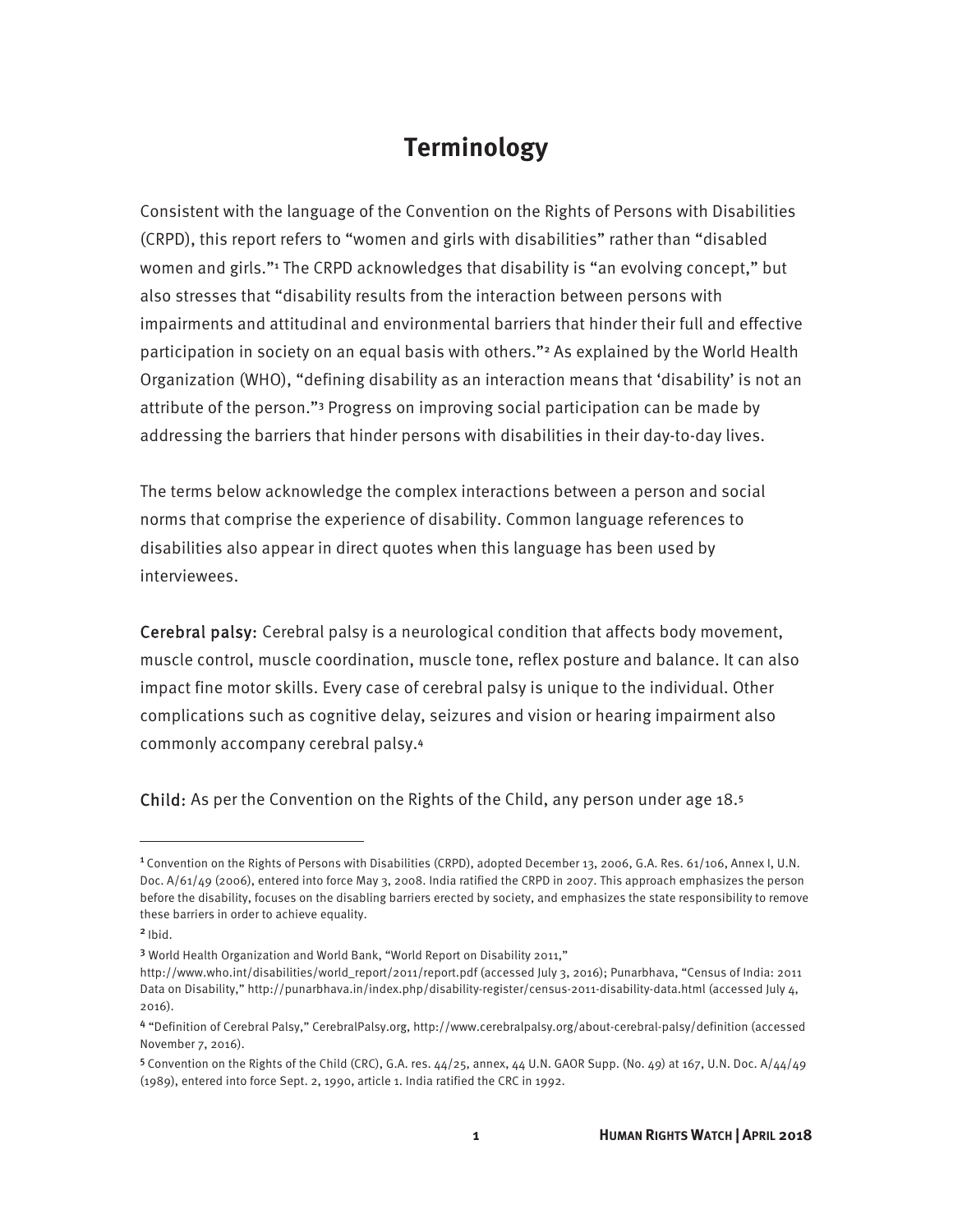# Terminology

Consistent with the language of the Convention on the Rights of Persons with Disabilities (CRPD), this report refers to "women and girls with disabilities" rather than "disabled women and girls."[1] The CRPD acknowledges that disability is "an evolving concept," but also stresses that "disability results from the interaction between persons with impairments and attitudinal and environmental barriers that hinder their full and effective participation in society on an equal basis with others."[2] As explained by the World Health Organization (WHO), "defining disability as an interaction means that 'disability' is not an attribute of the person."[3] Progress on improving social participation can be made by addressing the barriers that hinder persons with disabilities in their day-to-day lives.

The terms below acknowledge the complex interactions between a person and social norms that comprise the experience of disability. Common language references to disabilities also appear in direct quotes when this language has been used by interviewees.

Cerebral palsy: Cerebral palsy is a neurological condition that affects body movement, muscle control, muscle coordination, muscle tone, reflex posture and balance. It can also impact fine motor skills. Every case of cerebral palsy is unique to the individual. Other complications such as cognitive delay, seizures and vision or hearing impairment also commonly accompany cerebral palsy.[4]

Child: As per the Convention on the Rights of the Child, any person under age 18.[5]

---

[1] Convention on the Rights of Persons with Disabilities (CRPD), adopted December 13, 2006, G.A. Res. 61/106, Annex I, U.N. Doc. A/61/49 (2006), entered into force May 3, 2008. India ratified the CRPD in 2007. This approach emphasizes the person before the disability, focuses on the disabling barriers erected by society, and emphasizes the state responsibility to remove these barriers in order to achieve equality.

[2] Ibid.

[3] World Health Organization and World Bank, "World Report on Disability 2011," http://www.who.int/disabilities/world_report/2011/report.pdf (accessed July 3, 2016); Punarbhava, "Census of India: 2011 Data on Disability," http://punarbhava.in/index.php/disability-register/census-2011-disability-data.html (accessed July 4, 2016).

[4] "Definition of Cerebral Palsy," CerebralPalsy.org, http://www.cerebralpalsy.org/about-cerebral-palsy/definition (accessed November 7, 2016).

[5] Convention on the Rights of the Child (CRC), G.A. res. 44/25, annex, 44 U.N. GAOR Supp. (No. 49) at 167, U.N. Doc. A/44/49 (1989), entered into force Sept. 2, 1990, article 1. India ratified the CRC in 1992.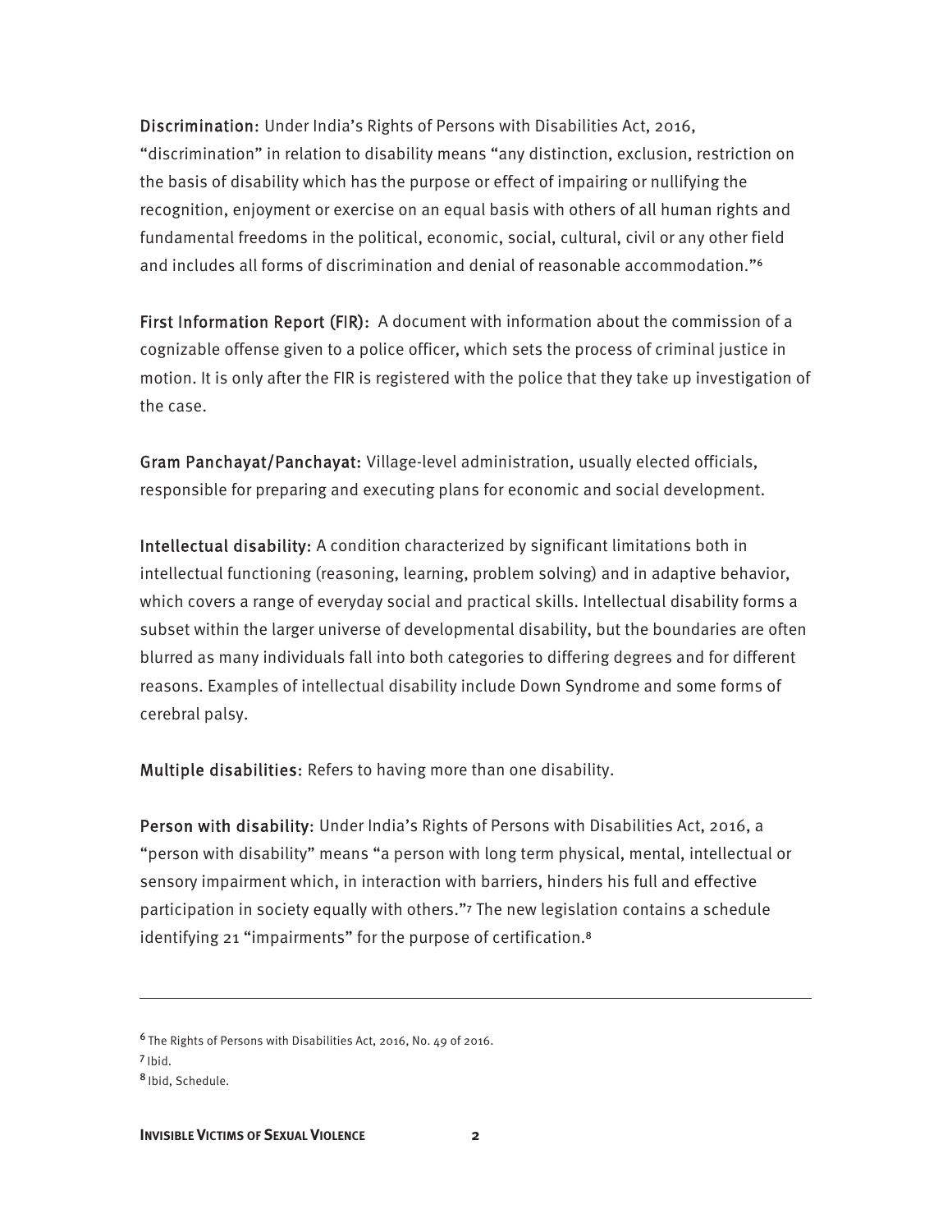**Discrimination:** Under India's Rights of Persons with Disabilities Act, 2016, "discrimination" in relation to disability means "any distinction, exclusion, restriction on the basis of disability which has the purpose or effect of impairing or nullifying the recognition, enjoyment or exercise on an equal basis with others of all human rights and fundamental freedoms in the political, economic, social, cultural, civil or any other field and includes all forms of discrimination and denial of reasonable accommodation."[6]

**First Information Report (FIR):** A document with information about the commission of a cognizable offense given to a police officer, which sets the process of criminal justice in motion. It is only after the FIR is registered with the police that they take up investigation of the case.

**Gram Panchayat/Panchayat:** Village-level administration, usually elected officials, responsible for preparing and executing plans for economic and social development.

**Intellectual disability:** A condition characterized by significant limitations both in intellectual functioning (reasoning, learning, problem solving) and in adaptive behavior, which covers a range of everyday social and practical skills. Intellectual disability forms a subset within the larger universe of developmental disability, but the boundaries are often blurred as many individuals fall into both categories to differing degrees and for different reasons. Examples of intellectual disability include Down Syndrome and some forms of cerebral palsy.

**Multiple disabilities:** Refers to having more than one disability.

**Person with disability:** Under India's Rights of Persons with Disabilities Act, 2016, a "person with disability" means "a person with long term physical, mental, intellectual or sensory impairment which, in interaction with barriers, hinders his full and effective participation in society equally with others."[7] The new legislation contains a schedule identifying 21 "impairments" for the purpose of certification.[8]

---

[6] The Rights of Persons with Disabilities Act, 2016, No. 49 of 2016.

[7] Ibid.

[8] Ibid, Schedule.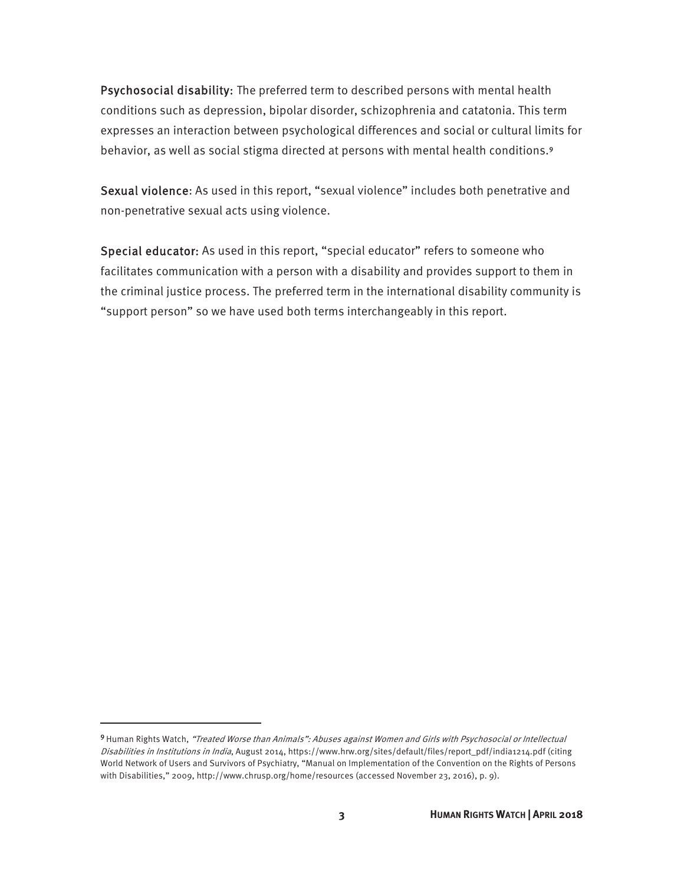**Psychosocial disability:** The preferred term to described persons with mental health conditions such as depression, bipolar disorder, schizophrenia and catatonia. This term expresses an interaction between psychological differences and social or cultural limits for behavior, as well as social stigma directed at persons with mental health conditions.[9]

**Sexual violence**: As used in this report, "sexual violence" includes both penetrative and non-penetrative sexual acts using violence.

**Special educator:** As used in this report, "special educator" refers to someone who facilitates communication with a person with a disability and provides support to them in the criminal justice process. The preferred term in the international disability community is "support person" so we have used both terms interchangeably in this report.

---

[9] Human Rights Watch, *"Treated Worse than Animals": Abuses against Women and Girls with Psychosocial or Intellectual Disabilities in Institutions in India*, August 2014, https://www.hrw.org/sites/default/files/report_pdf/india1214.pdf (citing World Network of Users and Survivors of Psychiatry, "Manual on Implementation of the Convention on the Rights of Persons with Disabilities," 2009, http://www.chrusp.org/home/resources (accessed November 23, 2016), p. 9).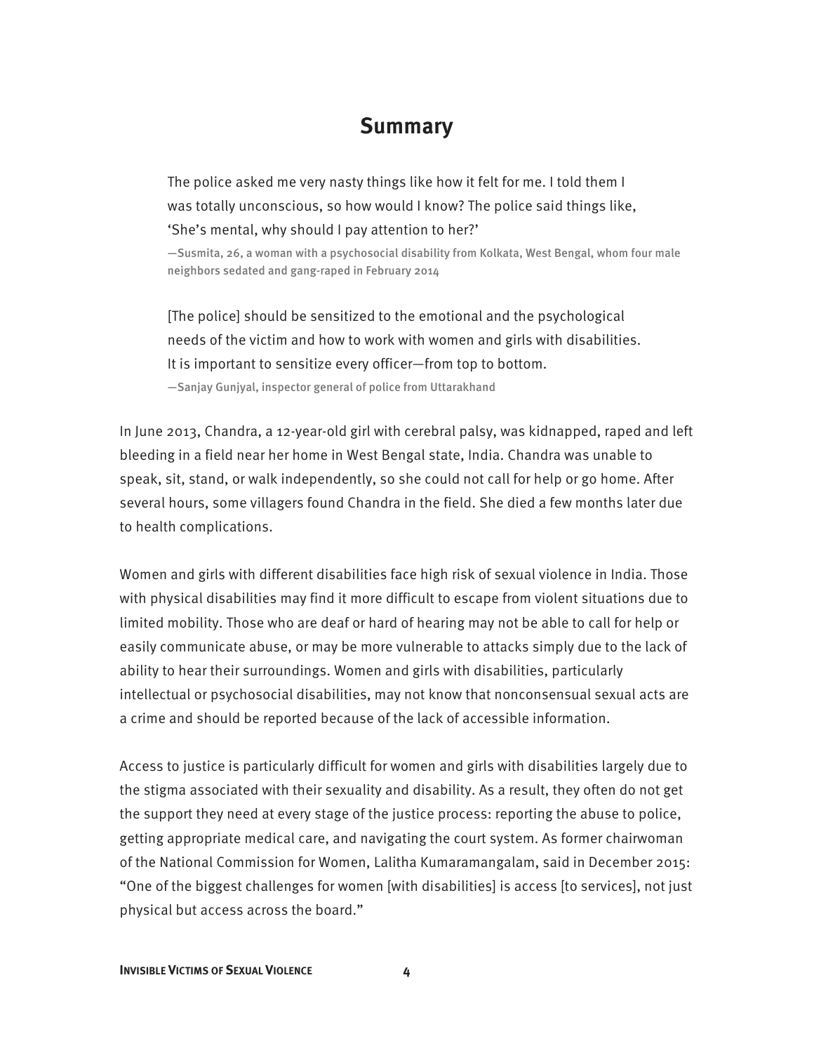## Summary

> The police asked me very nasty things like how it felt for me. I told them I was totally unconscious, so how would I know? The police said things like, 'She's mental, why should I pay attention to her?'
>
> —Susmita, 26, a woman with a psychosocial disability from Kolkata, West Bengal, whom four male neighbors sedated and gang-raped in February 2014

> [The police] should be sensitized to the emotional and the psychological needs of the victim and how to work with women and girls with disabilities. It is important to sensitize every officer—from top to bottom.
>
> —Sanjay Gunjyal, inspector general of police from Uttarakhand

In June 2013, Chandra, a 12-year-old girl with cerebral palsy, was kidnapped, raped and left bleeding in a field near her home in West Bengal state, India. Chandra was unable to speak, sit, stand, or walk independently, so she could not call for help or go home. After several hours, some villagers found Chandra in the field. She died a few months later due to health complications.

Women and girls with different disabilities face high risk of sexual violence in India. Those with physical disabilities may find it more difficult to escape from violent situations due to limited mobility. Those who are deaf or hard of hearing may not be able to call for help or easily communicate abuse, or may be more vulnerable to attacks simply due to the lack of ability to hear their surroundings. Women and girls with disabilities, particularly intellectual or psychosocial disabilities, may not know that nonconsensual sexual acts are a crime and should be reported because of the lack of accessible information.

Access to justice is particularly difficult for women and girls with disabilities largely due to the stigma associated with their sexuality and disability. As a result, they often do not get the support they need at every stage of the justice process: reporting the abuse to police, getting appropriate medical care, and navigating the court system. As former chairwoman of the National Commission for Women, Lalitha Kumaramangalam, said in December 2015: "One of the biggest challenges for women [with disabilities] is access [to services], not just physical but access across the board."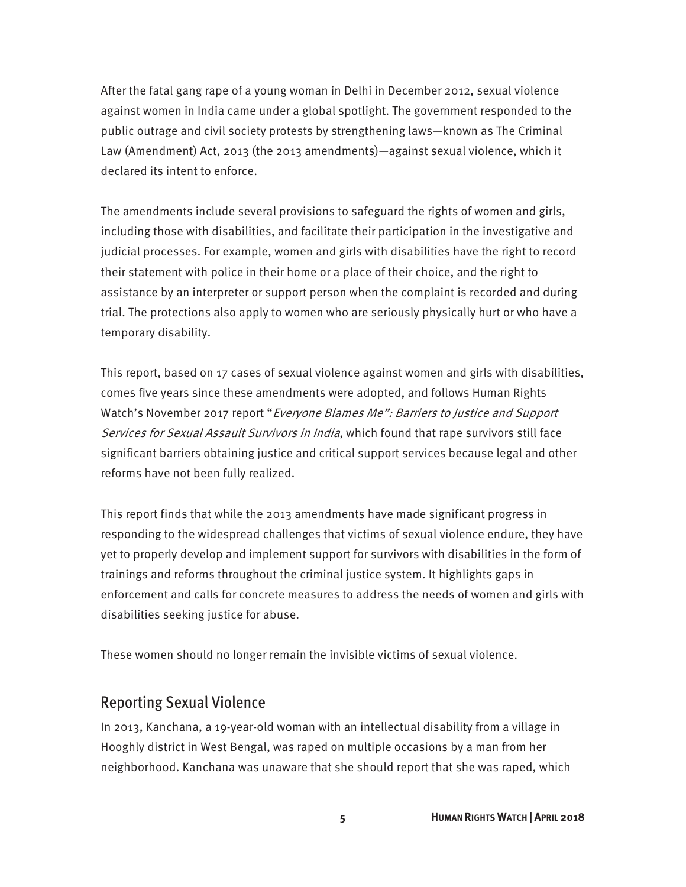After the fatal gang rape of a young woman in Delhi in December 2012, sexual violence against women in India came under a global spotlight. The government responded to the public outrage and civil society protests by strengthening laws—known as The Criminal Law (Amendment) Act, 2013 (the 2013 amendments)—against sexual violence, which it declared its intent to enforce.

The amendments include several provisions to safeguard the rights of women and girls, including those with disabilities, and facilitate their participation in the investigative and judicial processes. For example, women and girls with disabilities have the right to record their statement with police in their home or a place of their choice, and the right to assistance by an interpreter or support person when the complaint is recorded and during trial. The protections also apply to women who are seriously physically hurt or who have a temporary disability.

This report, based on 17 cases of sexual violence against women and girls with disabilities, comes five years since these amendments were adopted, and follows Human Rights Watch's November 2017 report "*Everyone Blames Me": Barriers to Justice and Support Services for Sexual Assault Survivors in India*, which found that rape survivors still face significant barriers obtaining justice and critical support services because legal and other reforms have not been fully realized.

This report finds that while the 2013 amendments have made significant progress in responding to the widespread challenges that victims of sexual violence endure, they have yet to properly develop and implement support for survivors with disabilities in the form of trainings and reforms throughout the criminal justice system. It highlights gaps in enforcement and calls for concrete measures to address the needs of women and girls with disabilities seeking justice for abuse.

These women should no longer remain the invisible victims of sexual violence.

## Reporting Sexual Violence

In 2013, Kanchana, a 19-year-old woman with an intellectual disability from a village in Hooghly district in West Bengal, was raped on multiple occasions by a man from her neighborhood. Kanchana was unaware that she should report that she was raped, which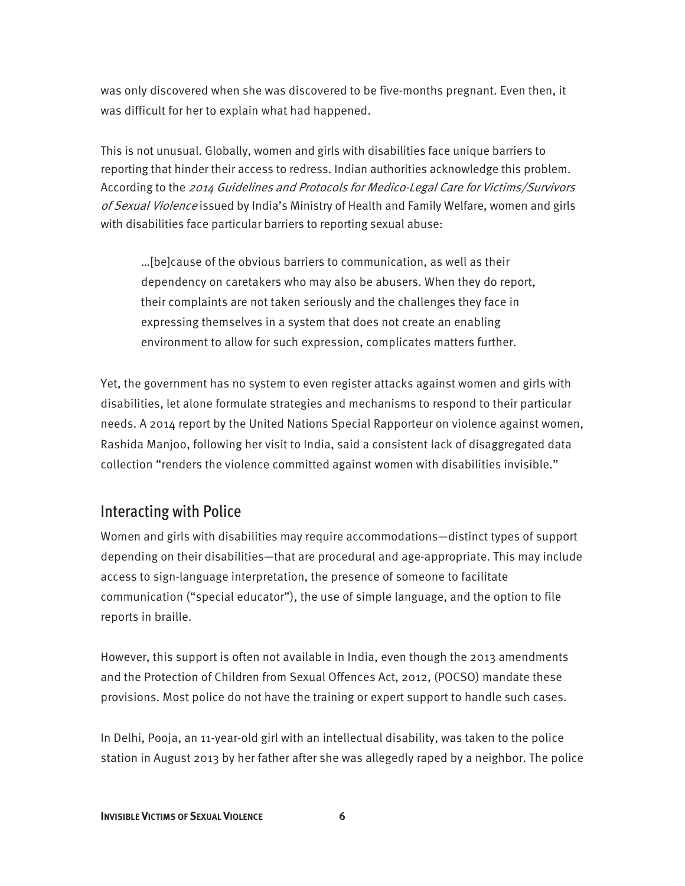was only discovered when she was discovered to be five-months pregnant. Even then, it was difficult for her to explain what had happened.

This is not unusual. Globally, women and girls with disabilities face unique barriers to reporting that hinder their access to redress. Indian authorities acknowledge this problem. According to the *2014 Guidelines and Protocols for Medico-Legal Care for Victims/Survivors of Sexual Violence* issued by India's Ministry of Health and Family Welfare, women and girls with disabilities face particular barriers to reporting sexual abuse:

> …[be]cause of the obvious barriers to communication, as well as their dependency on caretakers who may also be abusers. When they do report, their complaints are not taken seriously and the challenges they face in expressing themselves in a system that does not create an enabling environment to allow for such expression, complicates matters further.

Yet, the government has no system to even register attacks against women and girls with disabilities, let alone formulate strategies and mechanisms to respond to their particular needs. A 2014 report by the United Nations Special Rapporteur on violence against women, Rashida Manjoo, following her visit to India, said a consistent lack of disaggregated data collection "renders the violence committed against women with disabilities invisible."

## Interacting with Police

Women and girls with disabilities may require accommodations—distinct types of support depending on their disabilities—that are procedural and age-appropriate. This may include access to sign-language interpretation, the presence of someone to facilitate communication ("special educator"), the use of simple language, and the option to file reports in braille.

However, this support is often not available in India, even though the 2013 amendments and the Protection of Children from Sexual Offences Act, 2012, (POCSO) mandate these provisions. Most police do not have the training or expert support to handle such cases.

In Delhi, Pooja, an 11-year-old girl with an intellectual disability, was taken to the police station in August 2013 by her father after she was allegedly raped by a neighbor. The police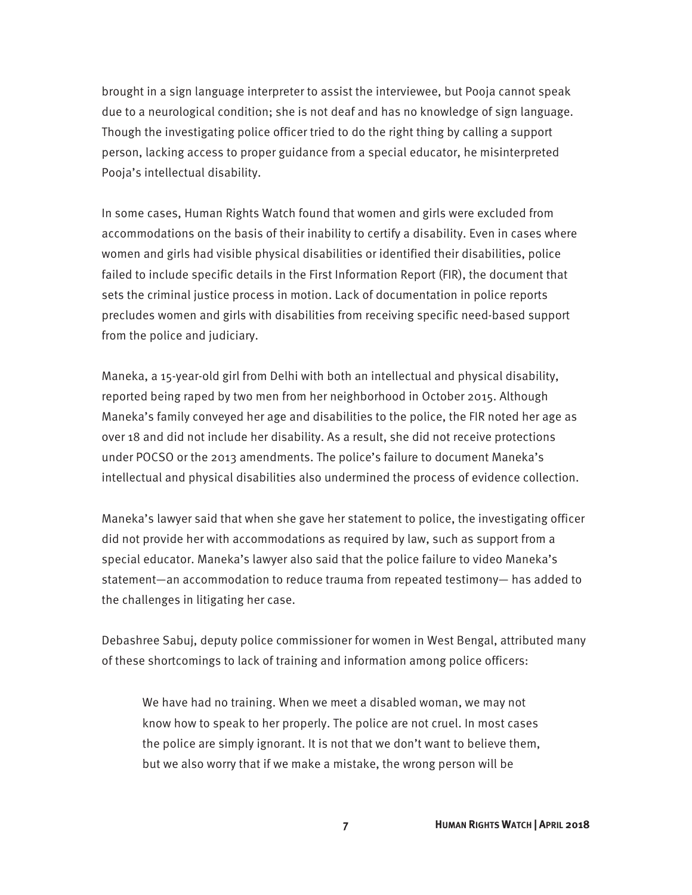brought in a sign language interpreter to assist the interviewee, but Pooja cannot speak due to a neurological condition; she is not deaf and has no knowledge of sign language. Though the investigating police officer tried to do the right thing by calling a support person, lacking access to proper guidance from a special educator, he misinterpreted Pooja's intellectual disability.

In some cases, Human Rights Watch found that women and girls were excluded from accommodations on the basis of their inability to certify a disability. Even in cases where women and girls had visible physical disabilities or identified their disabilities, police failed to include specific details in the First Information Report (FIR), the document that sets the criminal justice process in motion. Lack of documentation in police reports precludes women and girls with disabilities from receiving specific need-based support from the police and judiciary.

Maneka, a 15-year-old girl from Delhi with both an intellectual and physical disability, reported being raped by two men from her neighborhood in October 2015. Although Maneka's family conveyed her age and disabilities to the police, the FIR noted her age as over 18 and did not include her disability. As a result, she did not receive protections under POCSO or the 2013 amendments. The police's failure to document Maneka's intellectual and physical disabilities also undermined the process of evidence collection.

Maneka's lawyer said that when she gave her statement to police, the investigating officer did not provide her with accommodations as required by law, such as support from a special educator. Maneka's lawyer also said that the police failure to video Maneka's statement—an accommodation to reduce trauma from repeated testimony— has added to the challenges in litigating her case.

Debashree Sabuj, deputy police commissioner for women in West Bengal, attributed many of these shortcomings to lack of training and information among police officers:

> We have had no training. When we meet a disabled woman, we may not know how to speak to her properly. The police are not cruel. In most cases the police are simply ignorant. It is not that we don't want to believe them, but we also worry that if we make a mistake, the wrong person will be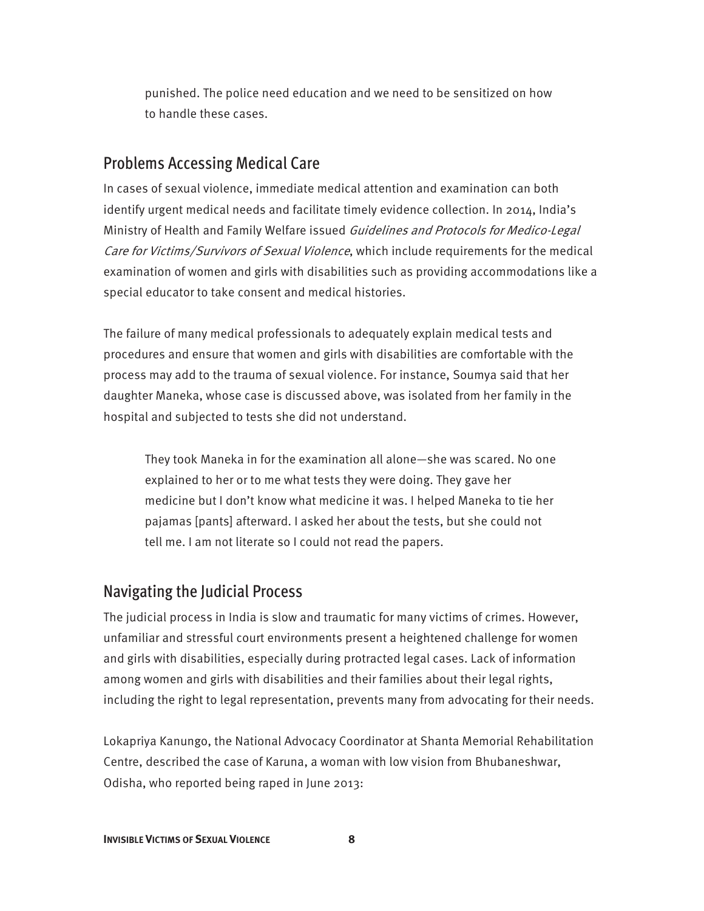> punished. The police need education and we need to be sensitized on how to handle these cases.

## Problems Accessing Medical Care

In cases of sexual violence, immediate medical attention and examination can both identify urgent medical needs and facilitate timely evidence collection. In 2014, India's Ministry of Health and Family Welfare issued *Guidelines and Protocols for Medico-Legal Care for Victims/Survivors of Sexual Violence*, which include requirements for the medical examination of women and girls with disabilities such as providing accommodations like a special educator to take consent and medical histories.

The failure of many medical professionals to adequately explain medical tests and procedures and ensure that women and girls with disabilities are comfortable with the process may add to the trauma of sexual violence. For instance, Soumya said that her daughter Maneka, whose case is discussed above, was isolated from her family in the hospital and subjected to tests she did not understand.

> They took Maneka in for the examination all alone—she was scared. No one explained to her or to me what tests they were doing. They gave her medicine but I don't know what medicine it was. I helped Maneka to tie her pajamas [pants] afterward. I asked her about the tests, but she could not tell me. I am not literate so I could not read the papers.

## Navigating the Judicial Process

The judicial process in India is slow and traumatic for many victims of crimes. However, unfamiliar and stressful court environments present a heightened challenge for women and girls with disabilities, especially during protracted legal cases. Lack of information among women and girls with disabilities and their families about their legal rights, including the right to legal representation, prevents many from advocating for their needs.

Lokapriya Kanungo, the National Advocacy Coordinator at Shanta Memorial Rehabilitation Centre, described the case of Karuna, a woman with low vision from Bhubaneshwar, Odisha, who reported being raped in June 2013: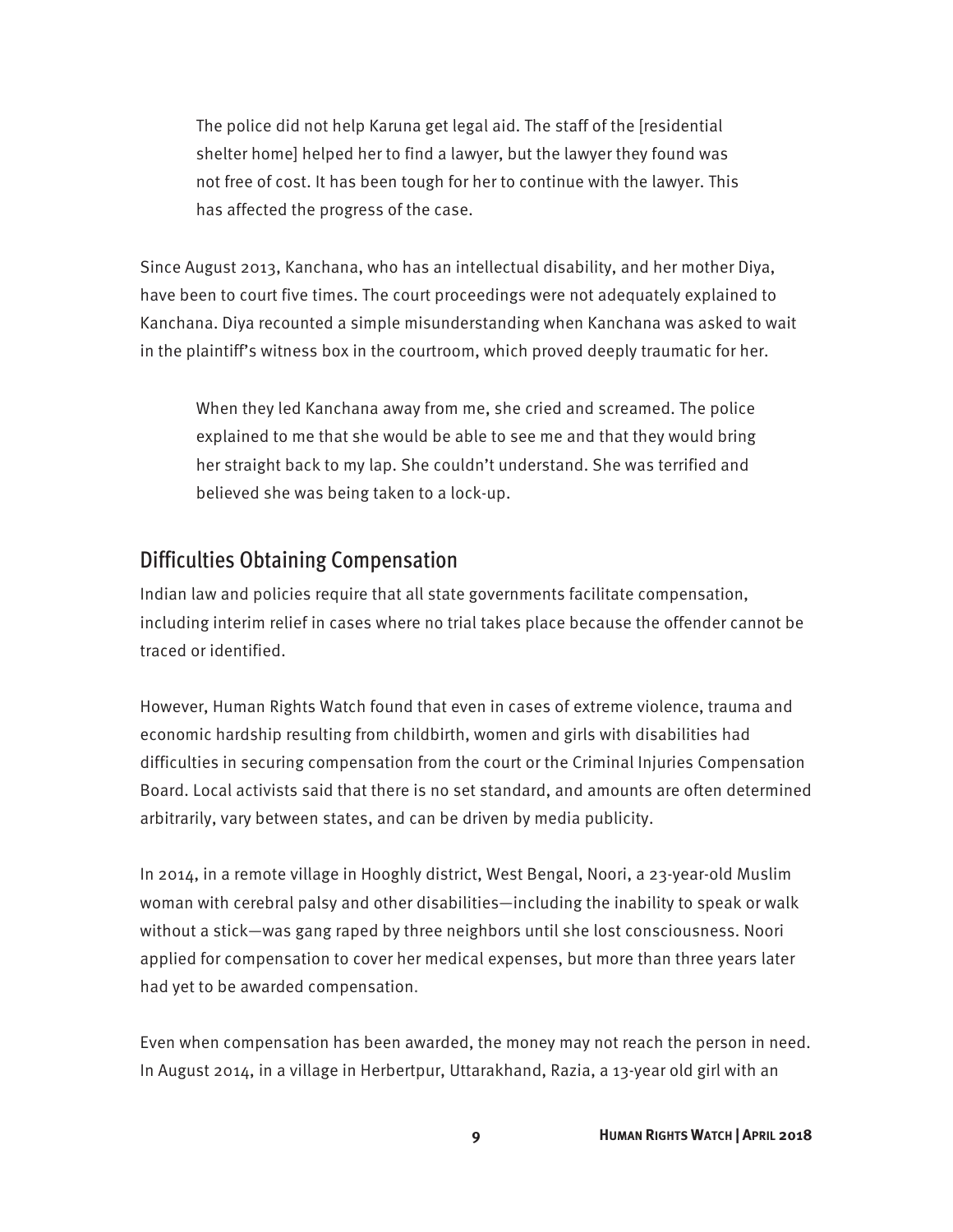> The police did not help Karuna get legal aid. The staff of the [residential shelter home] helped her to find a lawyer, but the lawyer they found was not free of cost. It has been tough for her to continue with the lawyer. This has affected the progress of the case.

Since August 2013, Kanchana, who has an intellectual disability, and her mother Diya, have been to court five times. The court proceedings were not adequately explained to Kanchana. Diya recounted a simple misunderstanding when Kanchana was asked to wait in the plaintiff's witness box in the courtroom, which proved deeply traumatic for her.

> When they led Kanchana away from me, she cried and screamed. The police explained to me that she would be able to see me and that they would bring her straight back to my lap. She couldn't understand. She was terrified and believed she was being taken to a lock-up.

## Difficulties Obtaining Compensation

Indian law and policies require that all state governments facilitate compensation, including interim relief in cases where no trial takes place because the offender cannot be traced or identified.

However, Human Rights Watch found that even in cases of extreme violence, trauma and economic hardship resulting from childbirth, women and girls with disabilities had difficulties in securing compensation from the court or the Criminal Injuries Compensation Board. Local activists said that there is no set standard, and amounts are often determined arbitrarily, vary between states, and can be driven by media publicity.

In 2014, in a remote village in Hooghly district, West Bengal, Noori, a 23-year-old Muslim woman with cerebral palsy and other disabilities—including the inability to speak or walk without a stick—was gang raped by three neighbors until she lost consciousness. Noori applied for compensation to cover her medical expenses, but more than three years later had yet to be awarded compensation.

Even when compensation has been awarded, the money may not reach the person in need. In August 2014, in a village in Herbertpur, Uttarakhand, Razia, a 13-year old girl with an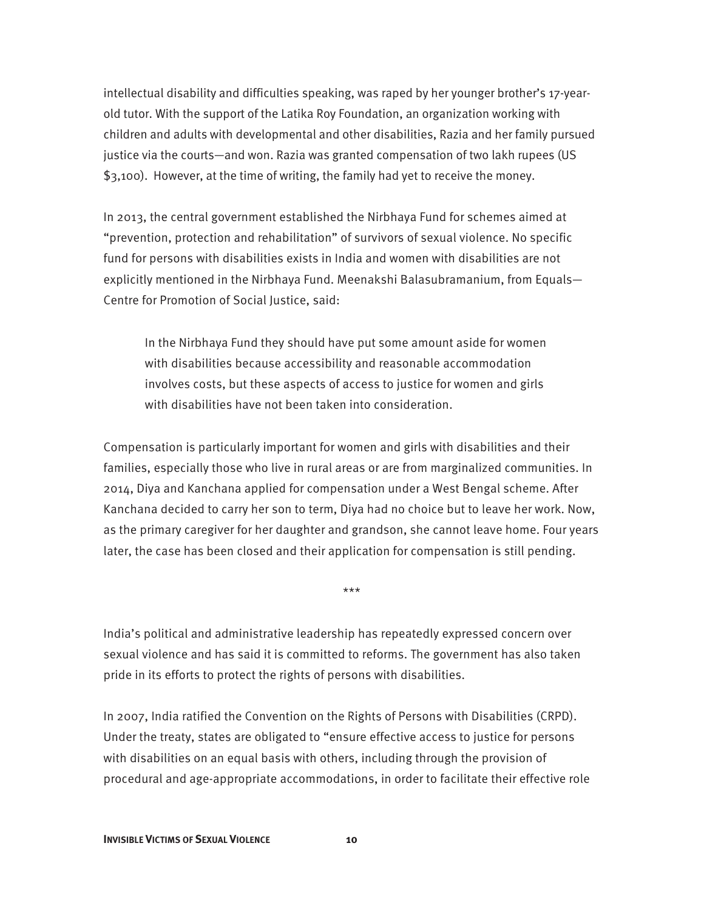intellectual disability and difficulties speaking, was raped by her younger brother's 17-year-old tutor. With the support of the Latika Roy Foundation, an organization working with children and adults with developmental and other disabilities, Razia and her family pursued justice via the courts—and won. Razia was granted compensation of two lakh rupees (US $3,100). However, at the time of writing, the family had yet to receive the money.

In 2013, the central government established the Nirbhaya Fund for schemes aimed at "prevention, protection and rehabilitation" of survivors of sexual violence. No specific fund for persons with disabilities exists in India and women with disabilities are not explicitly mentioned in the Nirbhaya Fund. Meenakshi Balasubramanium, from Equals—Centre for Promotion of Social Justice, said:

> In the Nirbhaya Fund they should have put some amount aside for women with disabilities because accessibility and reasonable accommodation involves costs, but these aspects of access to justice for women and girls with disabilities have not been taken into consideration.

Compensation is particularly important for women and girls with disabilities and their families, especially those who live in rural areas or are from marginalized communities. In 2014, Diya and Kanchana applied for compensation under a West Bengal scheme. After Kanchana decided to carry her son to term, Diya had no choice but to leave her work. Now, as the primary caregiver for her daughter and grandson, she cannot leave home. Four years later, the case has been closed and their application for compensation is still pending.

***

India's political and administrative leadership has repeatedly expressed concern over sexual violence and has said it is committed to reforms. The government has also taken pride in its efforts to protect the rights of persons with disabilities.

In 2007, India ratified the Convention on the Rights of Persons with Disabilities (CRPD). Under the treaty, states are obligated to "ensure effective access to justice for persons with disabilities on an equal basis with others, including through the provision of procedural and age-appropriate accommodations, in order to facilitate their effective role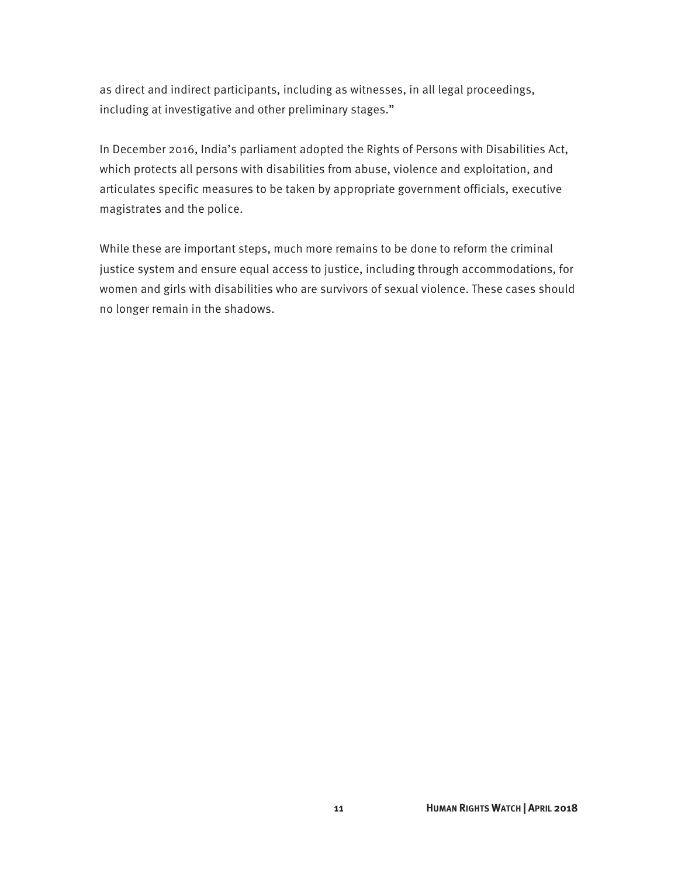as direct and indirect participants, including as witnesses, in all legal proceedings, including at investigative and other preliminary stages."

In December 2016, India's parliament adopted the Rights of Persons with Disabilities Act, which protects all persons with disabilities from abuse, violence and exploitation, and articulates specific measures to be taken by appropriate government officials, executive magistrates and the police.

While these are important steps, much more remains to be done to reform the criminal justice system and ensure equal access to justice, including through accommodations, for women and girls with disabilities who are survivors of sexual violence. These cases should no longer remain in the shadows.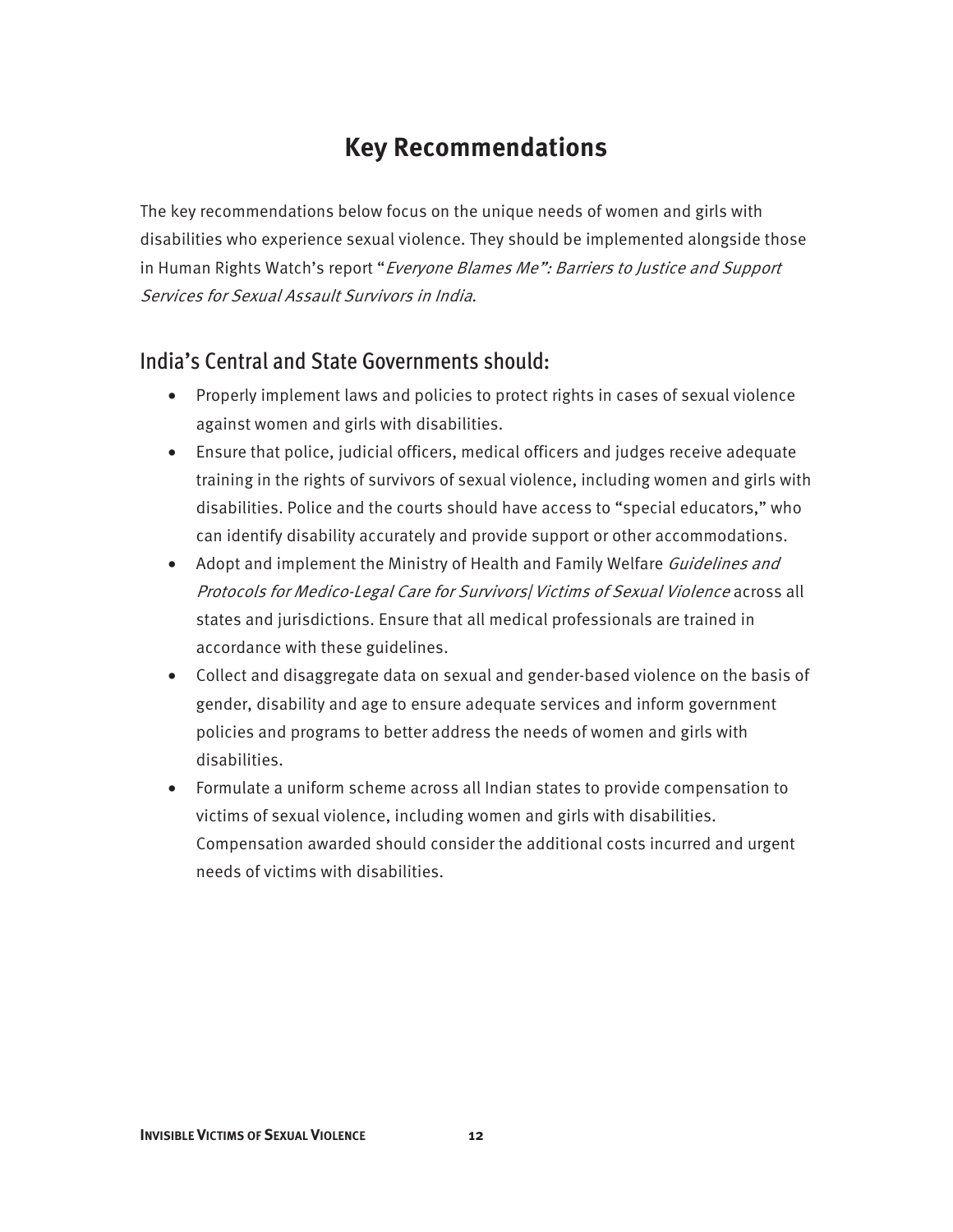# Key Recommendations

The key recommendations below focus on the unique needs of women and girls with disabilities who experience sexual violence. They should be implemented alongside those in Human Rights Watch's report "*Everyone Blames Me": Barriers to Justice and Support Services for Sexual Assault Survivors in India*.

## India's Central and State Governments should:

- Properly implement laws and policies to protect rights in cases of sexual violence against women and girls with disabilities.
- Ensure that police, judicial officers, medical officers and judges receive adequate training in the rights of survivors of sexual violence, including women and girls with disabilities. Police and the courts should have access to "special educators," who can identify disability accurately and provide support or other accommodations.
- Adopt and implement the Ministry of Health and Family Welfare *Guidelines and Protocols for Medico-Legal Care for Survivors/Victims of Sexual Violence* across all states and jurisdictions. Ensure that all medical professionals are trained in accordance with these guidelines.
- Collect and disaggregate data on sexual and gender-based violence on the basis of gender, disability and age to ensure adequate services and inform government policies and programs to better address the needs of women and girls with disabilities.
- Formulate a uniform scheme across all Indian states to provide compensation to victims of sexual violence, including women and girls with disabilities. Compensation awarded should consider the additional costs incurred and urgent needs of victims with disabilities.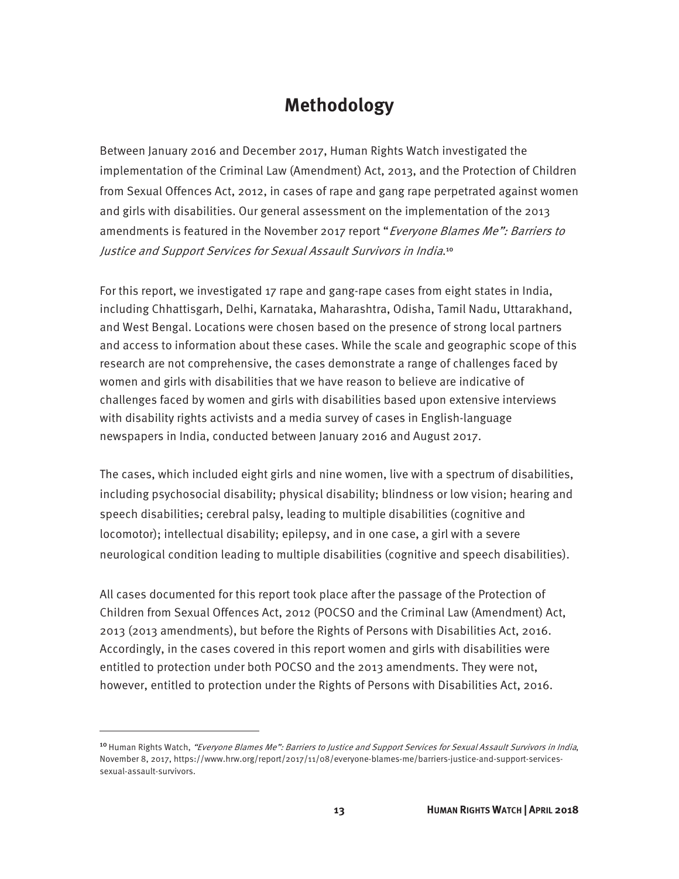# Methodology

Between January 2016 and December 2017, Human Rights Watch investigated the implementation of the Criminal Law (Amendment) Act, 2013, and the Protection of Children from Sexual Offences Act, 2012, in cases of rape and gang rape perpetrated against women and girls with disabilities. Our general assessment on the implementation of the 2013 amendments is featured in the November 2017 report "*Everyone Blames Me": Barriers to Justice and Support Services for Sexual Assault Survivors in India*.[10]

For this report, we investigated 17 rape and gang-rape cases from eight states in India, including Chhattisgarh, Delhi, Karnataka, Maharashtra, Odisha, Tamil Nadu, Uttarakhand, and West Bengal. Locations were chosen based on the presence of strong local partners and access to information about these cases. While the scale and geographic scope of this research are not comprehensive, the cases demonstrate a range of challenges faced by women and girls with disabilities that we have reason to believe are indicative of challenges faced by women and girls with disabilities based upon extensive interviews with disability rights activists and a media survey of cases in English-language newspapers in India, conducted between January 2016 and August 2017.

The cases, which included eight girls and nine women, live with a spectrum of disabilities, including psychosocial disability; physical disability; blindness or low vision; hearing and speech disabilities; cerebral palsy, leading to multiple disabilities (cognitive and locomotor); intellectual disability; epilepsy, and in one case, a girl with a severe neurological condition leading to multiple disabilities (cognitive and speech disabilities).

All cases documented for this report took place after the passage of the Protection of Children from Sexual Offences Act, 2012 (POCSO and the Criminal Law (Amendment) Act, 2013 (2013 amendments), but before the Rights of Persons with Disabilities Act, 2016. Accordingly, in the cases covered in this report women and girls with disabilities were entitled to protection under both POCSO and the 2013 amendments. They were not, however, entitled to protection under the Rights of Persons with Disabilities Act, 2016.

---

[10] Human Rights Watch, *"Everyone Blames Me": Barriers to Justice and Support Services for Sexual Assault Survivors in India*, November 8, 2017, https://www.hrw.org/report/2017/11/08/everyone-blames-me/barriers-justice-and-support-services-sexual-assault-survivors.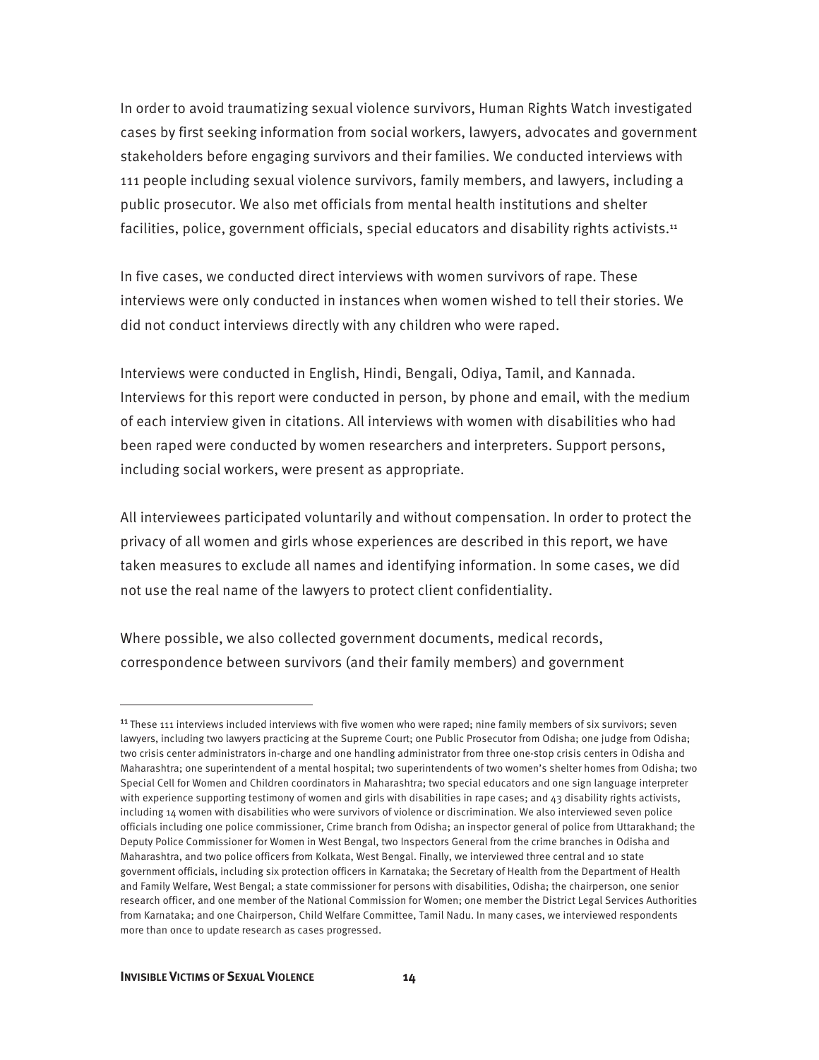In order to avoid traumatizing sexual violence survivors, Human Rights Watch investigated cases by first seeking information from social workers, lawyers, advocates and government stakeholders before engaging survivors and their families. We conducted interviews with 111 people including sexual violence survivors, family members, and lawyers, including a public prosecutor. We also met officials from mental health institutions and shelter facilities, police, government officials, special educators and disability rights activists.[11]

In five cases, we conducted direct interviews with women survivors of rape. These interviews were only conducted in instances when women wished to tell their stories. We did not conduct interviews directly with any children who were raped.

Interviews were conducted in English, Hindi, Bengali, Odiya, Tamil, and Kannada. Interviews for this report were conducted in person, by phone and email, with the medium of each interview given in citations. All interviews with women with disabilities who had been raped were conducted by women researchers and interpreters. Support persons, including social workers, were present as appropriate.

All interviewees participated voluntarily and without compensation. In order to protect the privacy of all women and girls whose experiences are described in this report, we have taken measures to exclude all names and identifying information. In some cases, we did not use the real name of the lawyers to protect client confidentiality.

Where possible, we also collected government documents, medical records, correspondence between survivors (and their family members) and government

---

[11] These 111 interviews included interviews with five women who were raped; nine family members of six survivors; seven lawyers, including two lawyers practicing at the Supreme Court; one Public Prosecutor from Odisha; one judge from Odisha; two crisis center administrators in-charge and one handling administrator from three one-stop crisis centers in Odisha and Maharashtra; one superintendent of a mental hospital; two superintendents of two women's shelter homes from Odisha; two Special Cell for Women and Children coordinators in Maharashtra; two special educators and one sign language interpreter with experience supporting testimony of women and girls with disabilities in rape cases; and 43 disability rights activists, including 14 women with disabilities who were survivors of violence or discrimination. We also interviewed seven police officials including one police commissioner, Crime branch from Odisha; an inspector general of police from Uttarakhand; the Deputy Police Commissioner for Women in West Bengal, two Inspectors General from the crime branches in Odisha and Maharashtra, and two police officers from Kolkata, West Bengal. Finally, we interviewed three central and 10 state government officials, including six protection officers in Karnataka; the Secretary of Health from the Department of Health and Family Welfare, West Bengal; a state commissioner for persons with disabilities, Odisha; the chairperson, one senior research officer, and one member of the National Commission for Women; one member the District Legal Services Authorities from Karnataka; and one Chairperson, Child Welfare Committee, Tamil Nadu. In many cases, we interviewed respondents more than once to update research as cases progressed.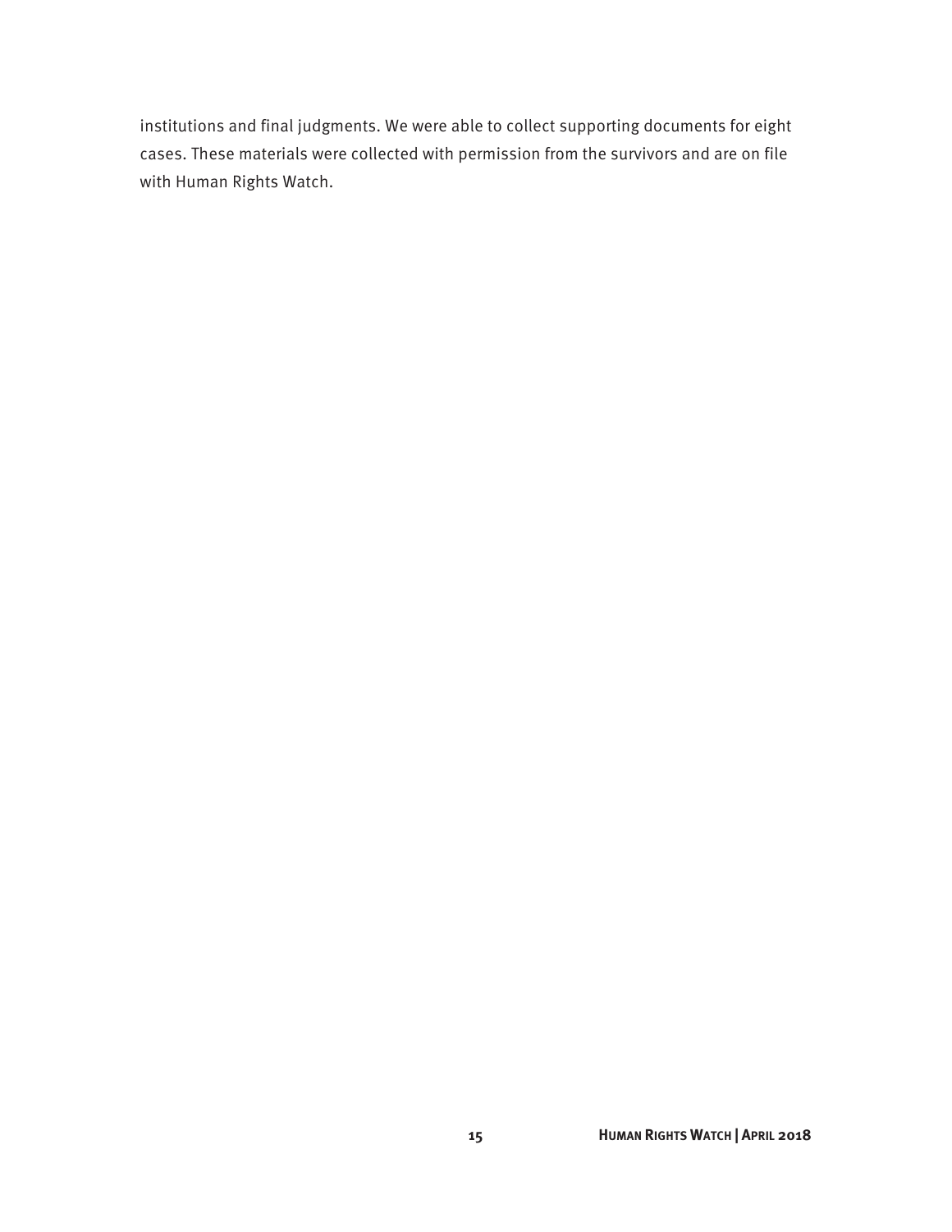institutions and final judgments. We were able to collect supporting documents for eight cases. These materials were collected with permission from the survivors and are on file with Human Rights Watch.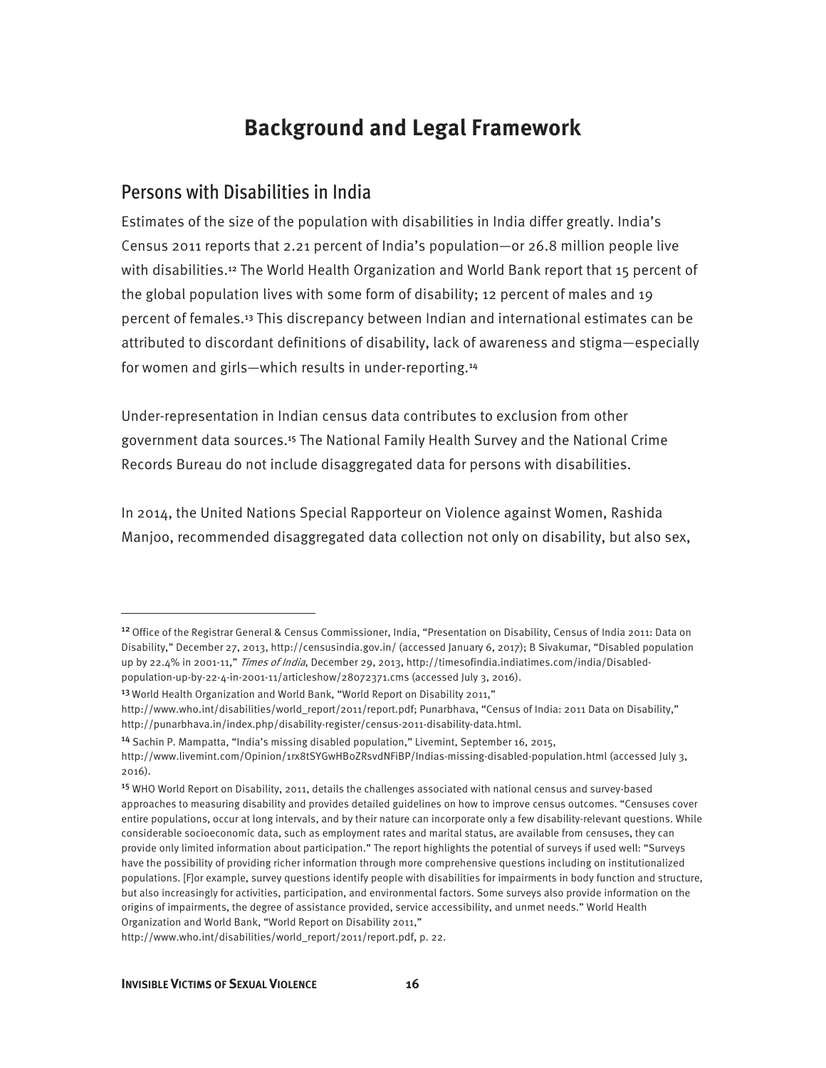# Background and Legal Framework

## Persons with Disabilities in India

Estimates of the size of the population with disabilities in India differ greatly. India's Census 2011 reports that 2.21 percent of India's population—or 26.8 million people live with disabilities.[12] The World Health Organization and World Bank report that 15 percent of the global population lives with some form of disability; 12 percent of males and 19 percent of females.[13] This discrepancy between Indian and international estimates can be attributed to discordant definitions of disability, lack of awareness and stigma—especially for women and girls—which results in under-reporting.[14]

Under-representation in Indian census data contributes to exclusion from other government data sources.[15] The National Family Health Survey and the National Crime Records Bureau do not include disaggregated data for persons with disabilities.

In 2014, the United Nations Special Rapporteur on Violence against Women, Rashida Manjoo, recommended disaggregated data collection not only on disability, but also sex,

---

[12] Office of the Registrar General & Census Commissioner, India, "Presentation on Disability, Census of India 2011: Data on Disability," December 27, 2013, http://censusindia.gov.in/ (accessed January 6, 2017); B Sivakumar, "Disabled population up by 22.4% in 2001-11," *Times of India*, December 29, 2013, http://timesofindia.indiatimes.com/india/Disabled-population-up-by-22-4-in-2001-11/articleshow/28072371.cms (accessed July 3, 2016).

[13] World Health Organization and World Bank, "World Report on Disability 2011," http://www.who.int/disabilities/world_report/2011/report.pdf; Punarbhava, "Census of India: 2011 Data on Disability," http://punarbhava.in/index.php/disability-register/census-2011-disability-data.html.

[14] Sachin P. Mampatta, "India's missing disabled population," Livemint, September 16, 2015, http://www.livemint.com/Opinion/1rx8tSYGwHBoZRsvdNFiBP/Indias-missing-disabled-population.html (accessed July 3, 2016).

[15] WHO World Report on Disability, 2011, details the challenges associated with national census and survey-based approaches to measuring disability and provides detailed guidelines on how to improve census outcomes. "Censuses cover entire populations, occur at long intervals, and by their nature can incorporate only a few disability-relevant questions. While considerable socioeconomic data, such as employment rates and marital status, are available from censuses, they can provide only limited information about participation." The report highlights the potential of surveys if used well: "Surveys have the possibility of providing richer information through more comprehensive questions including on institutionalized populations. [F]or example, survey questions identify people with disabilities for impairments in body function and structure, but also increasingly for activities, participation, and environmental factors. Some surveys also provide information on the origins of impairments, the degree of assistance provided, service accessibility, and unmet needs." World Health Organization and World Bank, "World Report on Disability 2011," http://www.who.int/disabilities/world_report/2011/report.pdf, p. 22.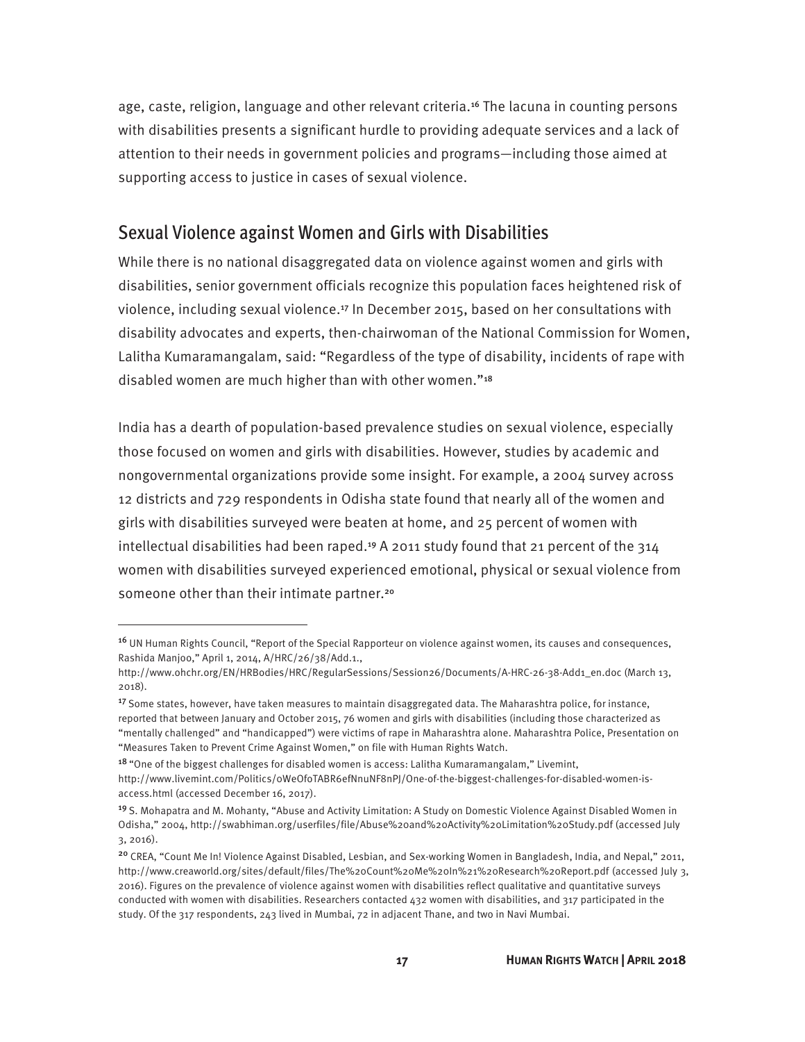age, caste, religion, language and other relevant criteria.[16] The lacuna in counting persons with disabilities presents a significant hurdle to providing adequate services and a lack of attention to their needs in government policies and programs—including those aimed at supporting access to justice in cases of sexual violence.

## Sexual Violence against Women and Girls with Disabilities

While there is no national disaggregated data on violence against women and girls with disabilities, senior government officials recognize this population faces heightened risk of violence, including sexual violence.[17] In December 2015, based on her consultations with disability advocates and experts, then-chairwoman of the National Commission for Women, Lalitha Kumaramangalam, said: "Regardless of the type of disability, incidents of rape with disabled women are much higher than with other women."[18]

India has a dearth of population-based prevalence studies on sexual violence, especially those focused on women and girls with disabilities. However, studies by academic and nongovernmental organizations provide some insight. For example, a 2004 survey across 12 districts and 729 respondents in Odisha state found that nearly all of the women and girls with disabilities surveyed were beaten at home, and 25 percent of women with intellectual disabilities had been raped.[19] A 2011 study found that 21 percent of the 314 women with disabilities surveyed experienced emotional, physical or sexual violence from someone other than their intimate partner.[20]

---

[16] UN Human Rights Council, "Report of the Special Rapporteur on violence against women, its causes and consequences, Rashida Manjoo," April 1, 2014, A/HRC/26/38/Add.1., http://www.ohchr.org/EN/HRBodies/HRC/RegularSessions/Session26/Documents/A-HRC-26-38-Add1_en.doc (March 13, 2018).

[17] Some states, however, have taken measures to maintain disaggregated data. The Maharashtra police, for instance, reported that between January and October 2015, 76 women and girls with disabilities (including those characterized as "mentally challenged" and "handicapped") were victims of rape in Maharashtra alone. Maharashtra Police, Presentation on "Measures Taken to Prevent Crime Against Women," on file with Human Rights Watch.

[18] "One of the biggest challenges for disabled women is access: Lalitha Kumaramangalam," Livemint, http://www.livemint.com/Politics/oWeOfoTABR6efNnuNF8nPJ/One-of-the-biggest-challenges-for-disabled-women-is-access.html (accessed December 16, 2017).

[19] S. Mohapatra and M. Mohanty, "Abuse and Activity Limitation: A Study on Domestic Violence Against Disabled Women in Odisha," 2004, http://swabhiman.org/userfiles/file/Abuse%20and%20Activity%20Limitation%20Study.pdf (accessed July 3, 2016).

[20] CREA, "Count Me In! Violence Against Disabled, Lesbian, and Sex-working Women in Bangladesh, India, and Nepal," 2011, http://www.creaworld.org/sites/default/files/The%20Count%20Me%20In%21%20Research%20Report.pdf (accessed July 3, 2016). Figures on the prevalence of violence against women with disabilities reflect qualitative and quantitative surveys conducted with women with disabilities. Researchers contacted 432 women with disabilities, and 317 participated in the study. Of the 317 respondents, 243 lived in Mumbai, 72 in adjacent Thane, and two in Navi Mumbai.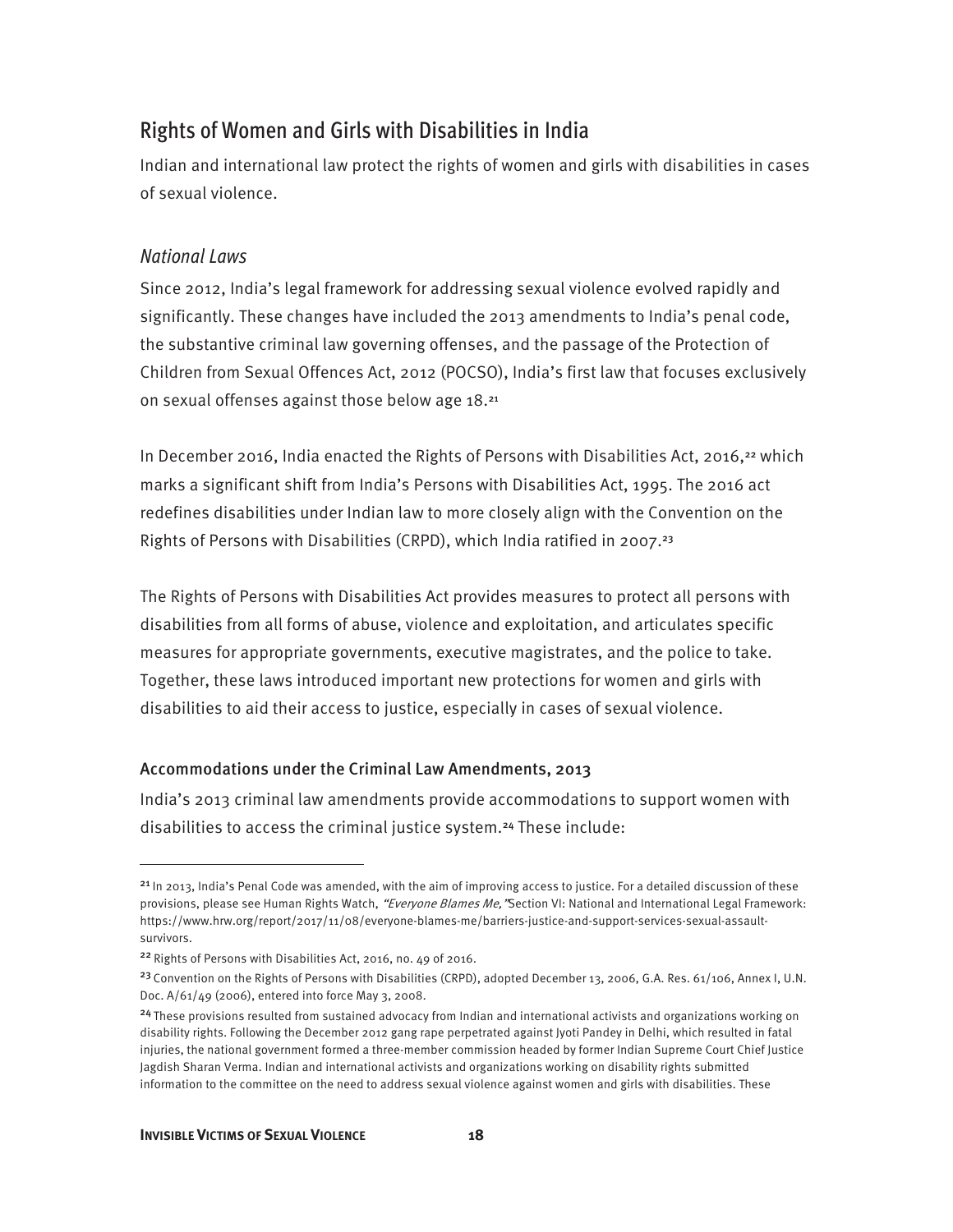## Rights of Women and Girls with Disabilities in India

Indian and international law protect the rights of women and girls with disabilities in cases of sexual violence.

### *National Laws*

Since 2012, India's legal framework for addressing sexual violence evolved rapidly and significantly. These changes have included the 2013 amendments to India's penal code, the substantive criminal law governing offenses, and the passage of the Protection of Children from Sexual Offences Act, 2012 (POCSO), India's first law that focuses exclusively on sexual offenses against those below age 18.[21]

In December 2016, India enacted the Rights of Persons with Disabilities Act, 2016,[22] which marks a significant shift from India's Persons with Disabilities Act, 1995. The 2016 act redefines disabilities under Indian law to more closely align with the Convention on the Rights of Persons with Disabilities (CRPD), which India ratified in 2007.[23]

The Rights of Persons with Disabilities Act provides measures to protect all persons with disabilities from all forms of abuse, violence and exploitation, and articulates specific measures for appropriate governments, executive magistrates, and the police to take. Together, these laws introduced important new protections for women and girls with disabilities to aid their access to justice, especially in cases of sexual violence.

#### Accommodations under the Criminal Law Amendments, 2013

India's 2013 criminal law amendments provide accommodations to support women with disabilities to access the criminal justice system.[24] These include:

---

[21] In 2013, India's Penal Code was amended, with the aim of improving access to justice. For a detailed discussion of these provisions, please see Human Rights Watch, *"Everyone Blames Me,"* Section VI: National and International Legal Framework: https://www.hrw.org/report/2017/11/08/everyone-blames-me/barriers-justice-and-support-services-sexual-assault-survivors.

[22] Rights of Persons with Disabilities Act, 2016, no. 49 of 2016.

[23] Convention on the Rights of Persons with Disabilities (CRPD), adopted December 13, 2006, G.A. Res. 61/106, Annex I, U.N. Doc. A/61/49 (2006), entered into force May 3, 2008.

[24] These provisions resulted from sustained advocacy from Indian and international activists and organizations working on disability rights. Following the December 2012 gang rape perpetrated against Jyoti Pandey in Delhi, which resulted in fatal injuries, the national government formed a three-member commission headed by former Indian Supreme Court Chief Justice Jagdish Sharan Verma. Indian and international activists and organizations working on disability rights submitted information to the committee on the need to address sexual violence against women and girls with disabilities. These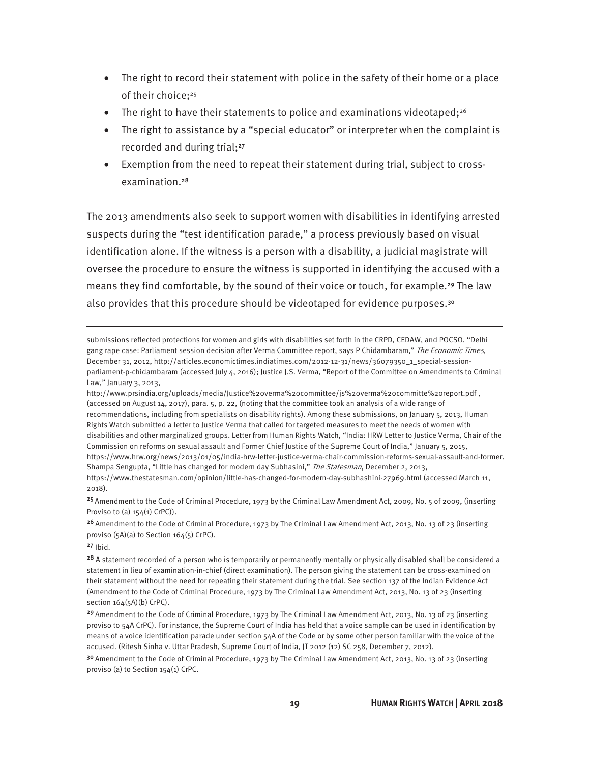- The right to record their statement with police in the safety of their home or a place of their choice;[25]
- The right to have their statements to police and examinations videotaped;[26]
- The right to assistance by a "special educator" or interpreter when the complaint is recorded and during trial;[27]
- Exemption from the need to repeat their statement during trial, subject to cross-examination.[28]

The 2013 amendments also seek to support women with disabilities in identifying arrested suspects during the "test identification parade," a process previously based on visual identification alone. If the witness is a person with a disability, a judicial magistrate will oversee the procedure to ensure the witness is supported in identifying the accused with a means they find comfortable, by the sound of their voice or touch, for example.[29] The law also provides that this procedure should be videotaped for evidence purposes.[30]

---

submissions reflected protections for women and girls with disabilities set forth in the CRPD, CEDAW, and POCSO. "Delhi gang rape case: Parliament session decision after Verma Committee report, says P Chidambaram," *The Economic Times*, December 31, 2012, http://articles.economictimes.indiatimes.com/2012-12-31/news/36079350_1_special-session-parliament-p-chidambaram (accessed July 4, 2016); Justice J.S. Verma, "Report of the Committee on Amendments to Criminal Law," January 3, 2013, http://www.prsindia.org/uploads/media/Justice%20verma%20committee/js%20verma%20committe%20report.pdf , (accessed on August 14, 2017), para. 5, p. 22, (noting that the committee took an analysis of a wide range of recommendations, including from specialists on disability rights). Among these submissions, on January 5, 2013, Human Rights Watch submitted a letter to Justice Verma that called for targeted measures to meet the needs of women with disabilities and other marginalized groups. Letter from Human Rights Watch, "India: HRW Letter to Justice Verma, Chair of the Commission on reforms on sexual assault and Former Chief Justice of the Supreme Court of India," January 5, 2015, https://www.hrw.org/news/2013/01/05/india-hrw-letter-justice-verma-chair-commission-reforms-sexual-assault-and-former. Shampa Sengupta, "Little has changed for modern day Subhasini," *The Statesman*, December 2, 2013, https://www.thestatesman.com/opinion/little-has-changed-for-modern-day-subhashini-27969.html (accessed March 11, 2018).

[25] Amendment to the Code of Criminal Procedure, 1973 by the Criminal Law Amendment Act, 2009, No. 5 of 2009, (inserting Proviso to (a) 154(1) CrPC)).

[26] Amendment to the Code of Criminal Procedure, 1973 by The Criminal Law Amendment Act, 2013, No. 13 of 23 (inserting proviso (5A)(a) to Section 164(5) CrPC).

[27] Ibid.

[28] A statement recorded of a person who is temporarily or permanently mentally or physically disabled shall be considered a statement in lieu of examination-in-chief (direct examination). The person giving the statement can be cross-examined on their statement without the need for repeating their statement during the trial. See section 137 of the Indian Evidence Act (Amendment to the Code of Criminal Procedure, 1973 by The Criminal Law Amendment Act, 2013, No. 13 of 23 (inserting section 164(5A)(b) CrPC).

[29] Amendment to the Code of Criminal Procedure, 1973 by The Criminal Law Amendment Act, 2013, No. 13 of 23 (inserting proviso to 54A CrPC). For instance, the Supreme Court of India has held that a voice sample can be used in identification by means of a voice identification parade under section 54A of the Code or by some other person familiar with the voice of the accused. (Ritesh Sinha v. Uttar Pradesh, Supreme Court of India, JT 2012 (12) SC 258, December 7, 2012).

[30] Amendment to the Code of Criminal Procedure, 1973 by The Criminal Law Amendment Act, 2013, No. 13 of 23 (inserting proviso (a) to Section 154(1) CrPC.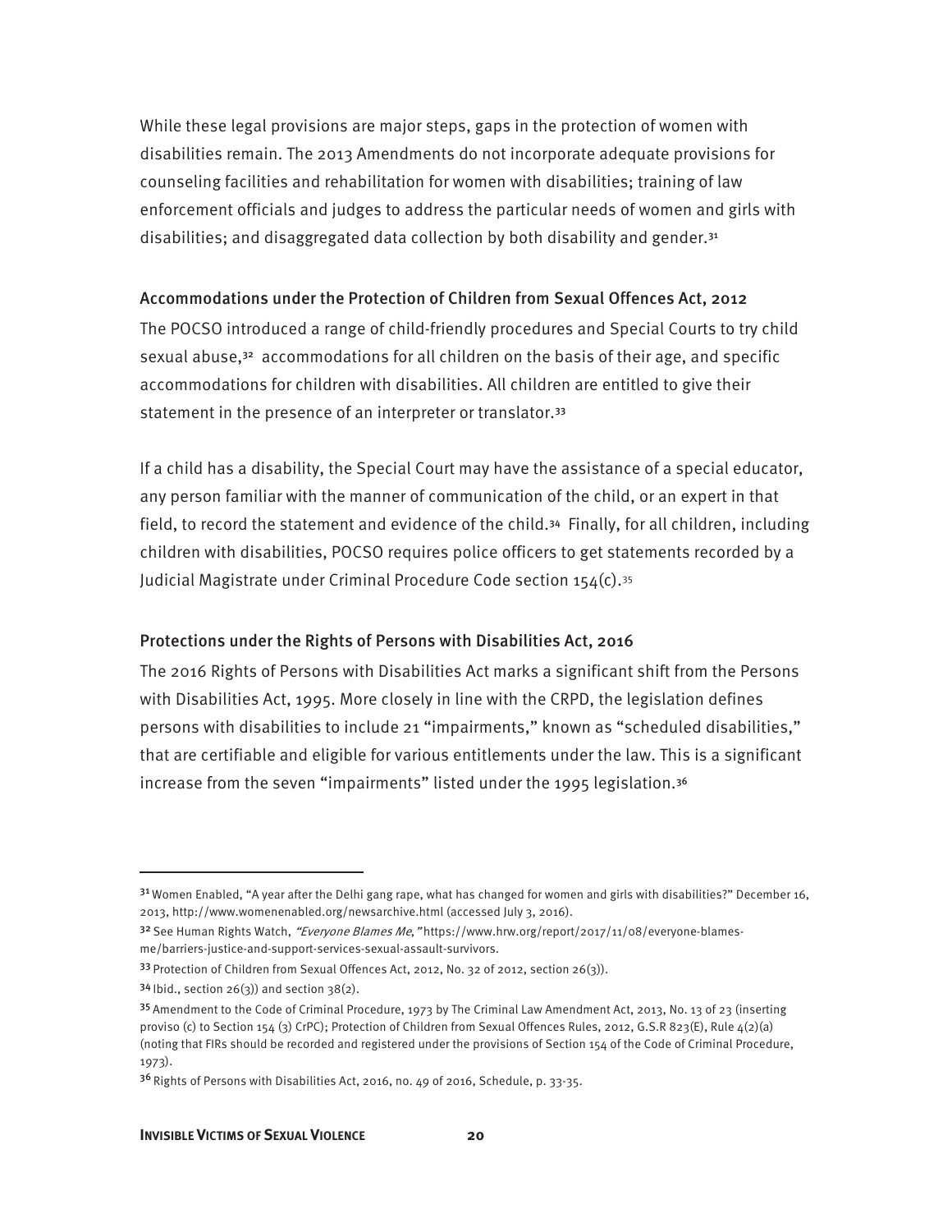While these legal provisions are major steps, gaps in the protection of women with disabilities remain. The 2013 Amendments do not incorporate adequate provisions for counseling facilities and rehabilitation for women with disabilities; training of law enforcement officials and judges to address the particular needs of women and girls with disabilities; and disaggregated data collection by both disability and gender.[31]

### Accommodations under the Protection of Children from Sexual Offences Act, 2012

The POCSO introduced a range of child-friendly procedures and Special Courts to try child sexual abuse,[32] accommodations for all children on the basis of their age, and specific accommodations for children with disabilities. All children are entitled to give their statement in the presence of an interpreter or translator.[33]

If a child has a disability, the Special Court may have the assistance of a special educator, any person familiar with the manner of communication of the child, or an expert in that field, to record the statement and evidence of the child.[34] Finally, for all children, including children with disabilities, POCSO requires police officers to get statements recorded by a Judicial Magistrate under Criminal Procedure Code section 154(c).[35]

### Protections under the Rights of Persons with Disabilities Act, 2016

The 2016 Rights of Persons with Disabilities Act marks a significant shift from the Persons with Disabilities Act, 1995. More closely in line with the CRPD, the legislation defines persons with disabilities to include 21 "impairments," known as "scheduled disabilities," that are certifiable and eligible for various entitlements under the law. This is a significant increase from the seven "impairments" listed under the 1995 legislation.[36]

---

[31] Women Enabled, "A year after the Delhi gang rape, what has changed for women and girls with disabilities?" December 16, 2013, http://www.womenenabled.org/newsarchive.html (accessed July 3, 2016).

[32] See Human Rights Watch, *"Everyone Blames Me,"* https://www.hrw.org/report/2017/11/08/everyone-blames-me/barriers-justice-and-support-services-sexual-assault-survivors.

[33] Protection of Children from Sexual Offences Act, 2012, No. 32 of 2012, section 26(3)).

[34] Ibid., section 26(3)) and section 38(2).

[35] Amendment to the Code of Criminal Procedure, 1973 by The Criminal Law Amendment Act, 2013, No. 13 of 23 (inserting proviso (c) to Section 154 (3) CrPC); Protection of Children from Sexual Offences Rules, 2012, G.S.R 823(E), Rule 4(2)(a) (noting that FIRs should be recorded and registered under the provisions of Section 154 of the Code of Criminal Procedure, 1973).

[36] Rights of Persons with Disabilities Act, 2016, no. 49 of 2016, Schedule, p. 33-35.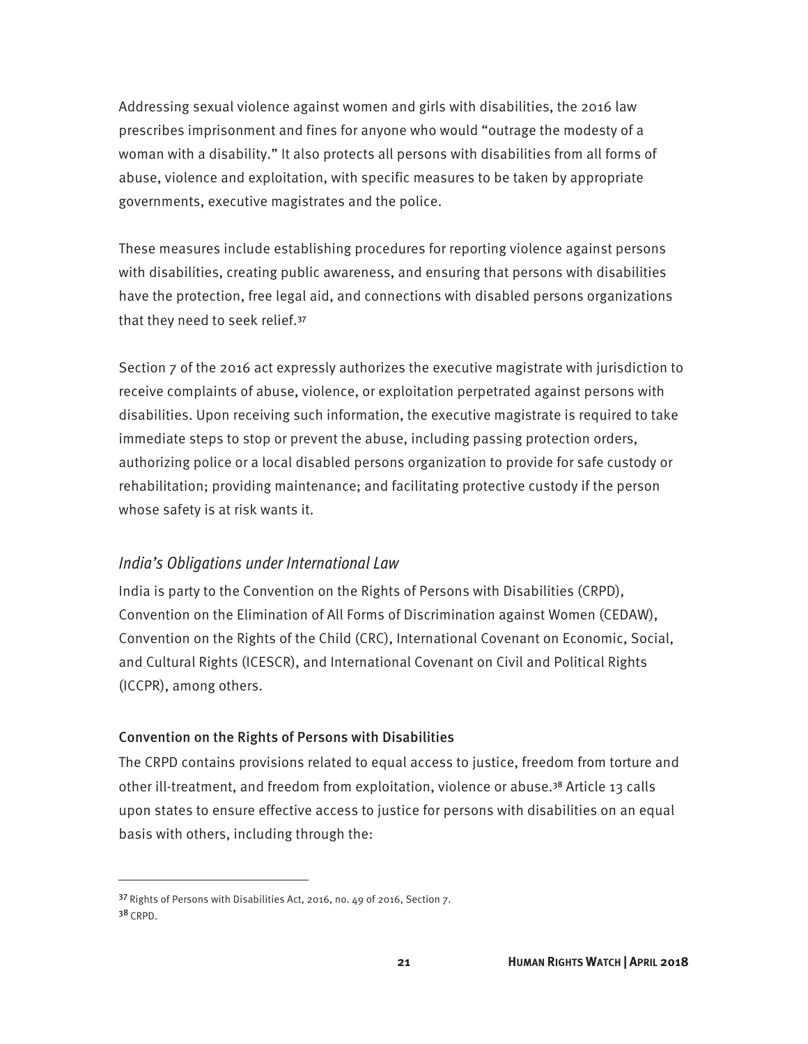Addressing sexual violence against women and girls with disabilities, the 2016 law prescribes imprisonment and fines for anyone who would "outrage the modesty of a woman with a disability." It also protects all persons with disabilities from all forms of abuse, violence and exploitation, with specific measures to be taken by appropriate governments, executive magistrates and the police.

These measures include establishing procedures for reporting violence against persons with disabilities, creating public awareness, and ensuring that persons with disabilities have the protection, free legal aid, and connections with disabled persons organizations that they need to seek relief.[37]

Section 7 of the 2016 act expressly authorizes the executive magistrate with jurisdiction to receive complaints of abuse, violence, or exploitation perpetrated against persons with disabilities. Upon receiving such information, the executive magistrate is required to take immediate steps to stop or prevent the abuse, including passing protection orders, authorizing police or a local disabled persons organization to provide for safe custody or rehabilitation; providing maintenance; and facilitating protective custody if the person whose safety is at risk wants it.

### *India's Obligations under International Law*

India is party to the Convention on the Rights of Persons with Disabilities (CRPD), Convention on the Elimination of All Forms of Discrimination against Women (CEDAW), Convention on the Rights of the Child (CRC), International Covenant on Economic, Social, and Cultural Rights (ICESCR), and International Covenant on Civil and Political Rights (ICCPR), among others.

#### Convention on the Rights of Persons with Disabilities

The CRPD contains provisions related to equal access to justice, freedom from torture and other ill-treatment, and freedom from exploitation, violence or abuse.[38] Article 13 calls upon states to ensure effective access to justice for persons with disabilities on an equal basis with others, including through the:

---

[37] Rights of Persons with Disabilities Act, 2016, no. 49 of 2016, Section 7.

[38] CRPD.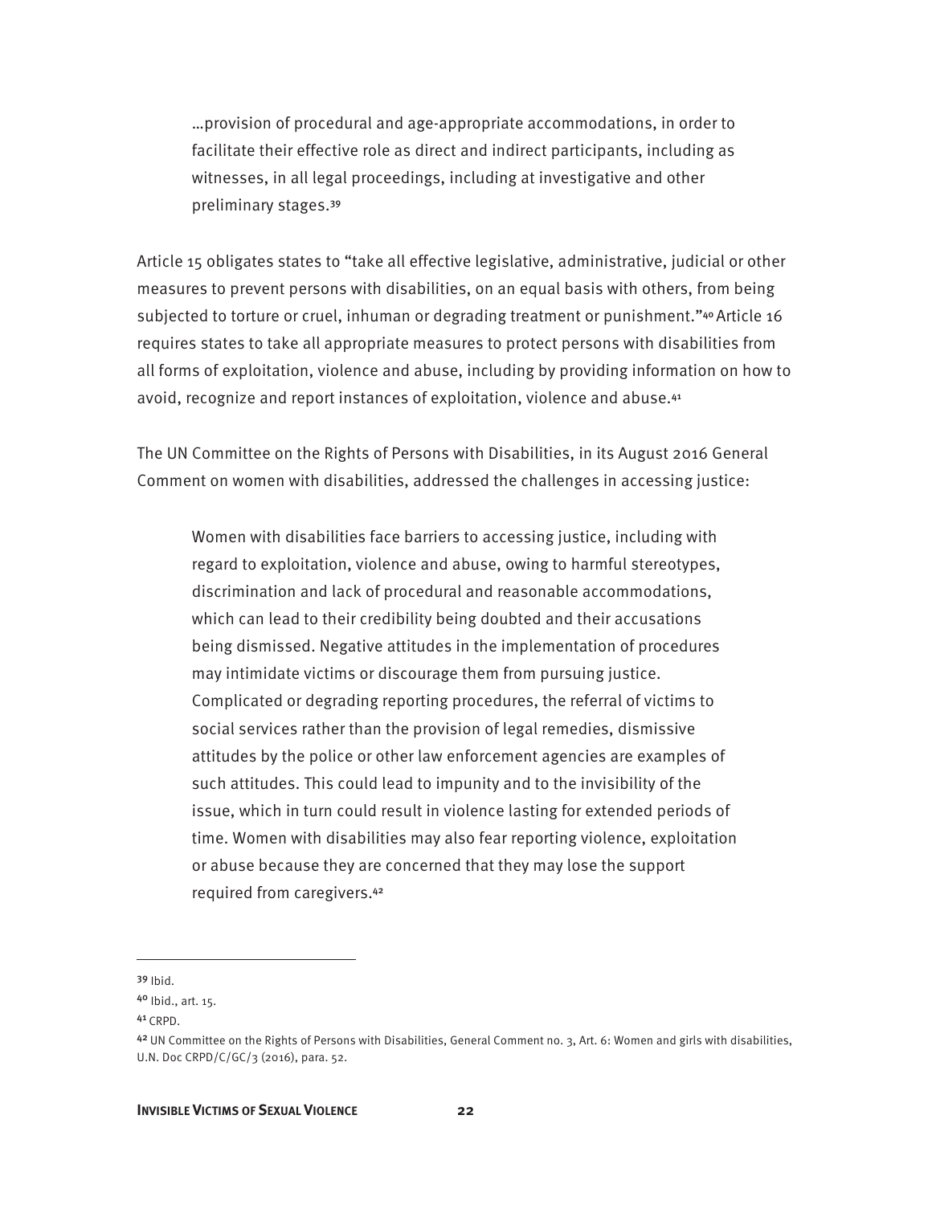> …provision of procedural and age-appropriate accommodations, in order to facilitate their effective role as direct and indirect participants, including as witnesses, in all legal proceedings, including at investigative and other preliminary stages.[39]

Article 15 obligates states to "take all effective legislative, administrative, judicial or other measures to prevent persons with disabilities, on an equal basis with others, from being subjected to torture or cruel, inhuman or degrading treatment or punishment."[40] Article 16 requires states to take all appropriate measures to protect persons with disabilities from all forms of exploitation, violence and abuse, including by providing information on how to avoid, recognize and report instances of exploitation, violence and abuse.[41]

The UN Committee on the Rights of Persons with Disabilities, in its August 2016 General Comment on women with disabilities, addressed the challenges in accessing justice:

> Women with disabilities face barriers to accessing justice, including with regard to exploitation, violence and abuse, owing to harmful stereotypes, discrimination and lack of procedural and reasonable accommodations, which can lead to their credibility being doubted and their accusations being dismissed. Negative attitudes in the implementation of procedures may intimidate victims or discourage them from pursuing justice. Complicated or degrading reporting procedures, the referral of victims to social services rather than the provision of legal remedies, dismissive attitudes by the police or other law enforcement agencies are examples of such attitudes. This could lead to impunity and to the invisibility of the issue, which in turn could result in violence lasting for extended periods of time. Women with disabilities may also fear reporting violence, exploitation or abuse because they are concerned that they may lose the support required from caregivers.[42]

---

[39] Ibid.

[40] Ibid., art. 15.

[41] CRPD.

[42] UN Committee on the Rights of Persons with Disabilities, General Comment no. 3, Art. 6: Women and girls with disabilities, U.N. Doc CRPD/C/GC/3 (2016), para. 52.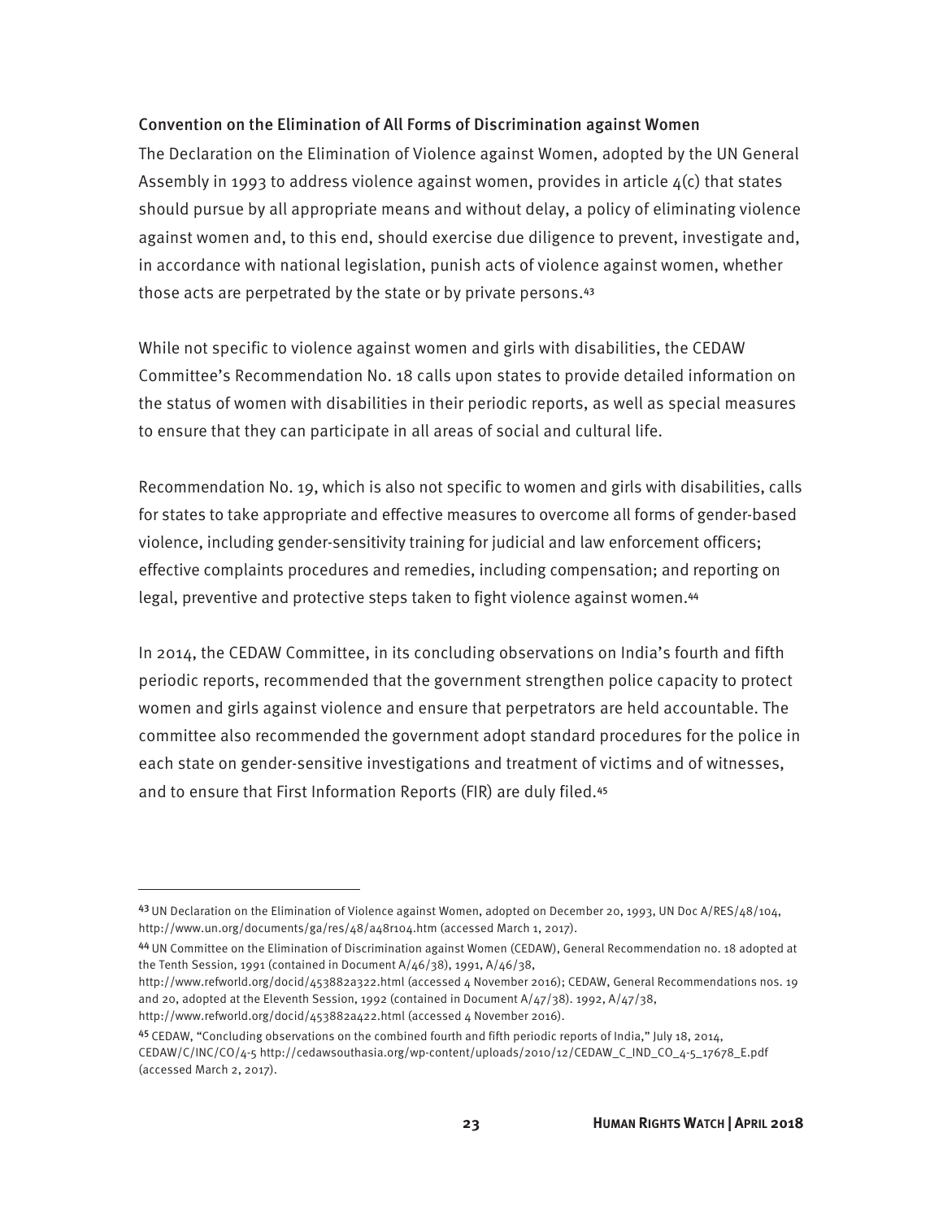### Convention on the Elimination of All Forms of Discrimination against Women

The Declaration on the Elimination of Violence against Women, adopted by the UN General Assembly in 1993 to address violence against women, provides in article 4(c) that states should pursue by all appropriate means and without delay, a policy of eliminating violence against women and, to this end, should exercise due diligence to prevent, investigate and, in accordance with national legislation, punish acts of violence against women, whether those acts are perpetrated by the state or by private persons.[43]

While not specific to violence against women and girls with disabilities, the CEDAW Committee's Recommendation No. 18 calls upon states to provide detailed information on the status of women with disabilities in their periodic reports, as well as special measures to ensure that they can participate in all areas of social and cultural life.

Recommendation No. 19, which is also not specific to women and girls with disabilities, calls for states to take appropriate and effective measures to overcome all forms of gender-based violence, including gender-sensitivity training for judicial and law enforcement officers; effective complaints procedures and remedies, including compensation; and reporting on legal, preventive and protective steps taken to fight violence against women.[44]

In 2014, the CEDAW Committee, in its concluding observations on India's fourth and fifth periodic reports, recommended that the government strengthen police capacity to protect women and girls against violence and ensure that perpetrators are held accountable. The committee also recommended the government adopt standard procedures for the police in each state on gender-sensitive investigations and treatment of victims and of witnesses, and to ensure that First Information Reports (FIR) are duly filed.[45]

---

[43] UN Declaration on the Elimination of Violence against Women, adopted on December 20, 1993, UN Doc A/RES/48/104, http://www.un.org/documents/ga/res/48/a48r104.htm (accessed March 1, 2017).

[44] UN Committee on the Elimination of Discrimination against Women (CEDAW), General Recommendation no. 18 adopted at the Tenth Session, 1991 (contained in Document A/46/38), 1991, A/46/38, http://www.refworld.org/docid/453882a322.html (accessed 4 November 2016); CEDAW, General Recommendations nos. 19 and 20, adopted at the Eleventh Session, 1992 (contained in Document A/47/38). 1992, A/47/38, http://www.refworld.org/docid/453882a422.html (accessed 4 November 2016).

[45] CEDAW, "Concluding observations on the combined fourth and fifth periodic reports of India," July 18, 2014, CEDAW/C/INC/CO/4-5 http://cedawsouthasia.org/wp-content/uploads/2010/12/CEDAW_C_IND_CO_4-5_17678_E.pdf (accessed March 2, 2017).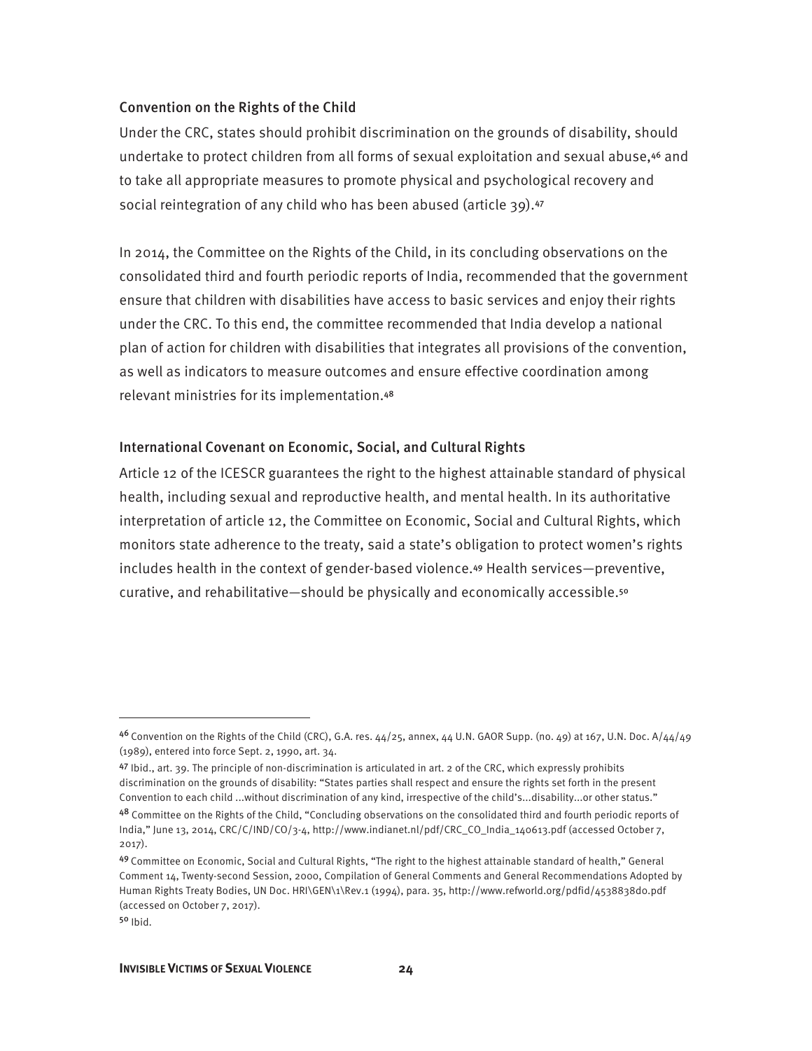### Convention on the Rights of the Child

Under the CRC, states should prohibit discrimination on the grounds of disability, should undertake to protect children from all forms of sexual exploitation and sexual abuse,[46] and to take all appropriate measures to promote physical and psychological recovery and social reintegration of any child who has been abused (article 39).[47]

In 2014, the Committee on the Rights of the Child, in its concluding observations on the consolidated third and fourth periodic reports of India, recommended that the government ensure that children with disabilities have access to basic services and enjoy their rights under the CRC. To this end, the committee recommended that India develop a national plan of action for children with disabilities that integrates all provisions of the convention, as well as indicators to measure outcomes and ensure effective coordination among relevant ministries for its implementation.[48]

### International Covenant on Economic, Social, and Cultural Rights

Article 12 of the ICESCR guarantees the right to the highest attainable standard of physical health, including sexual and reproductive health, and mental health. In its authoritative interpretation of article 12, the Committee on Economic, Social and Cultural Rights, which monitors state adherence to the treaty, said a state's obligation to protect women's rights includes health in the context of gender-based violence.[49] Health services—preventive, curative, and rehabilitative—should be physically and economically accessible.[50]

---

[46] Convention on the Rights of the Child (CRC), G.A. res. 44/25, annex, 44 U.N. GAOR Supp. (no. 49) at 167, U.N. Doc. A/44/49 (1989), entered into force Sept. 2, 1990, art. 34.

[47] Ibid., art. 39. The principle of non-discrimination is articulated in art. 2 of the CRC, which expressly prohibits discrimination on the grounds of disability: "States parties shall respect and ensure the rights set forth in the present Convention to each child ...without discrimination of any kind, irrespective of the child's...disability...or other status."

[48] Committee on the Rights of the Child, "Concluding observations on the consolidated third and fourth periodic reports of India," June 13, 2014, CRC/C/IND/CO/3-4, http://www.indianet.nl/pdf/CRC_CO_India_140613.pdf (accessed October 7, 2017).

[49] Committee on Economic, Social and Cultural Rights, "The right to the highest attainable standard of health," General Comment 14, Twenty-second Session, 2000, Compilation of General Comments and General Recommendations Adopted by Human Rights Treaty Bodies, UN Doc. HRI\GEN\1\Rev.1 (1994), para. 35, http://www.refworld.org/pdfid/4538838d0.pdf (accessed on October 7, 2017).

[50] Ibid.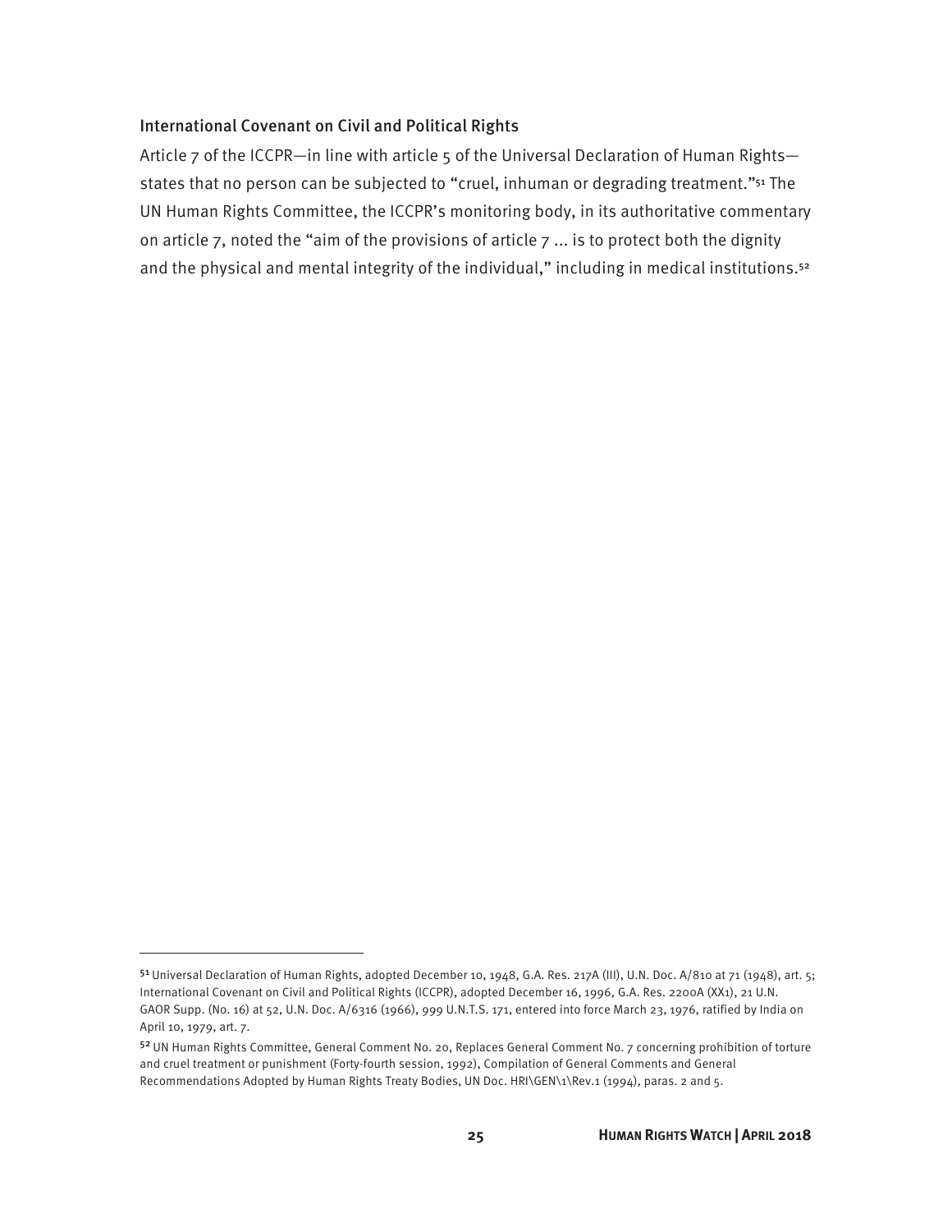### International Covenant on Civil and Political Rights

Article 7 of the ICCPR—in line with article 5 of the Universal Declaration of Human Rights—states that no person can be subjected to "cruel, inhuman or degrading treatment."[51] The UN Human Rights Committee, the ICCPR's monitoring body, in its authoritative commentary on article 7, noted the "aim of the provisions of article 7 ... is to protect both the dignity and the physical and mental integrity of the individual," including in medical institutions.[52]

---

[51] Universal Declaration of Human Rights, adopted December 10, 1948, G.A. Res. 217A (III), U.N. Doc. A/810 at 71 (1948), art. 5; International Covenant on Civil and Political Rights (ICCPR), adopted December 16, 1996, G.A. Res. 2200A (XX1), 21 U.N. GAOR Supp. (No. 16) at 52, U.N. Doc. A/6316 (1966), 999 U.N.T.S. 171, entered into force March 23, 1976, ratified by India on April 10, 1979, art. 7.

[52] UN Human Rights Committee, General Comment No. 20, Replaces General Comment No. 7 concerning prohibition of torture and cruel treatment or punishment (Forty-fourth session, 1992), Compilation of General Comments and General Recommendations Adopted by Human Rights Treaty Bodies, UN Doc. HRI\GEN\1\Rev.1 (1994), paras. 2 and 5.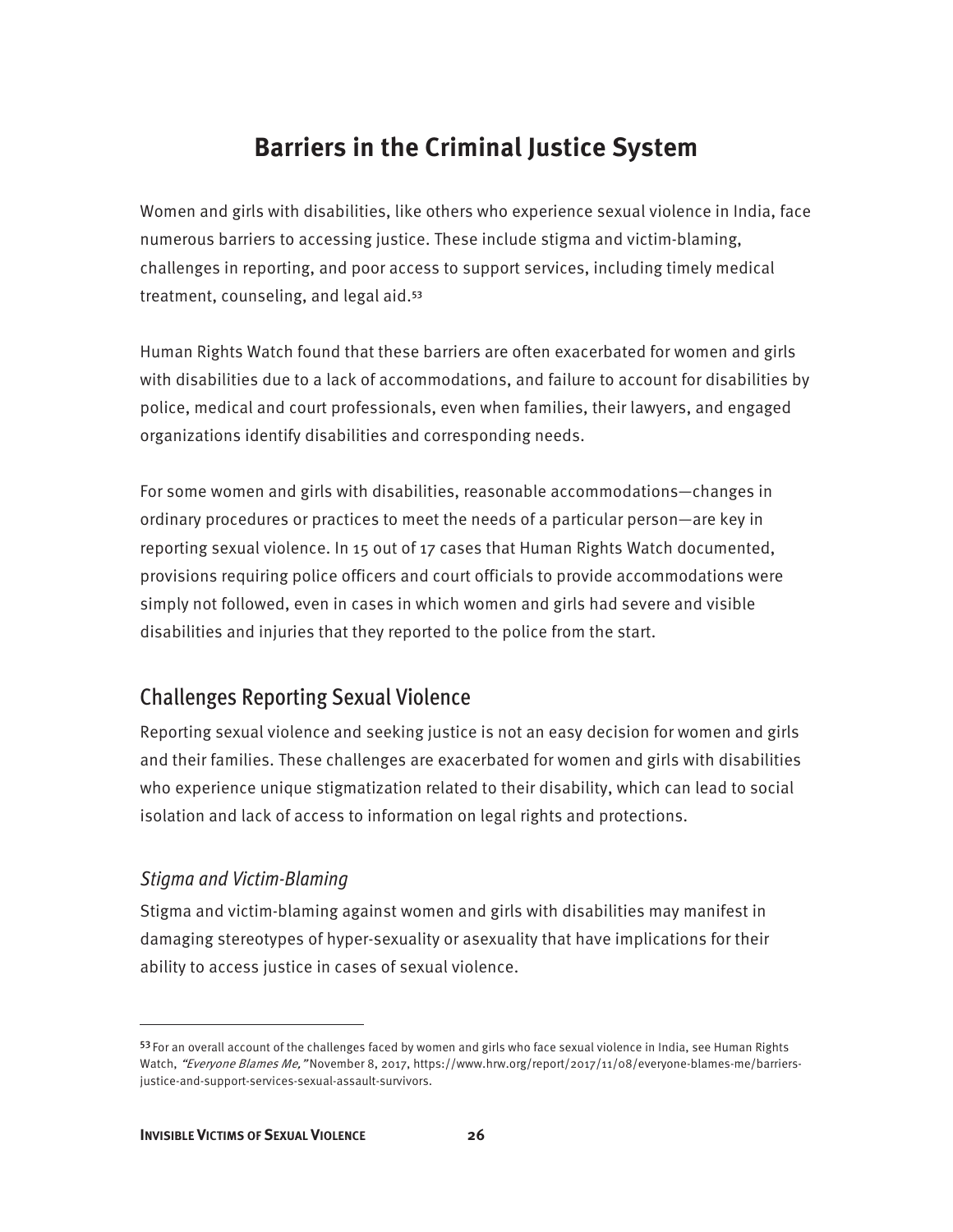# Barriers in the Criminal Justice System

Women and girls with disabilities, like others who experience sexual violence in India, face numerous barriers to accessing justice. These include stigma and victim-blaming, challenges in reporting, and poor access to support services, including timely medical treatment, counseling, and legal aid.[53]

Human Rights Watch found that these barriers are often exacerbated for women and girls with disabilities due to a lack of accommodations, and failure to account for disabilities by police, medical and court professionals, even when families, their lawyers, and engaged organizations identify disabilities and corresponding needs.

For some women and girls with disabilities, reasonable accommodations—changes in ordinary procedures or practices to meet the needs of a particular person—are key in reporting sexual violence. In 15 out of 17 cases that Human Rights Watch documented, provisions requiring police officers and court officials to provide accommodations were simply not followed, even in cases in which women and girls had severe and visible disabilities and injuries that they reported to the police from the start.

## Challenges Reporting Sexual Violence

Reporting sexual violence and seeking justice is not an easy decision for women and girls and their families. These challenges are exacerbated for women and girls with disabilities who experience unique stigmatization related to their disability, which can lead to social isolation and lack of access to information on legal rights and protections.

### *Stigma and Victim-Blaming*

Stigma and victim-blaming against women and girls with disabilities may manifest in damaging stereotypes of hyper-sexuality or asexuality that have implications for their ability to access justice in cases of sexual violence.

---

[53] For an overall account of the challenges faced by women and girls who face sexual violence in India, see Human Rights Watch, *"Everyone Blames Me,"* November 8, 2017, https://www.hrw.org/report/2017/11/08/everyone-blames-me/barriers-justice-and-support-services-sexual-assault-survivors.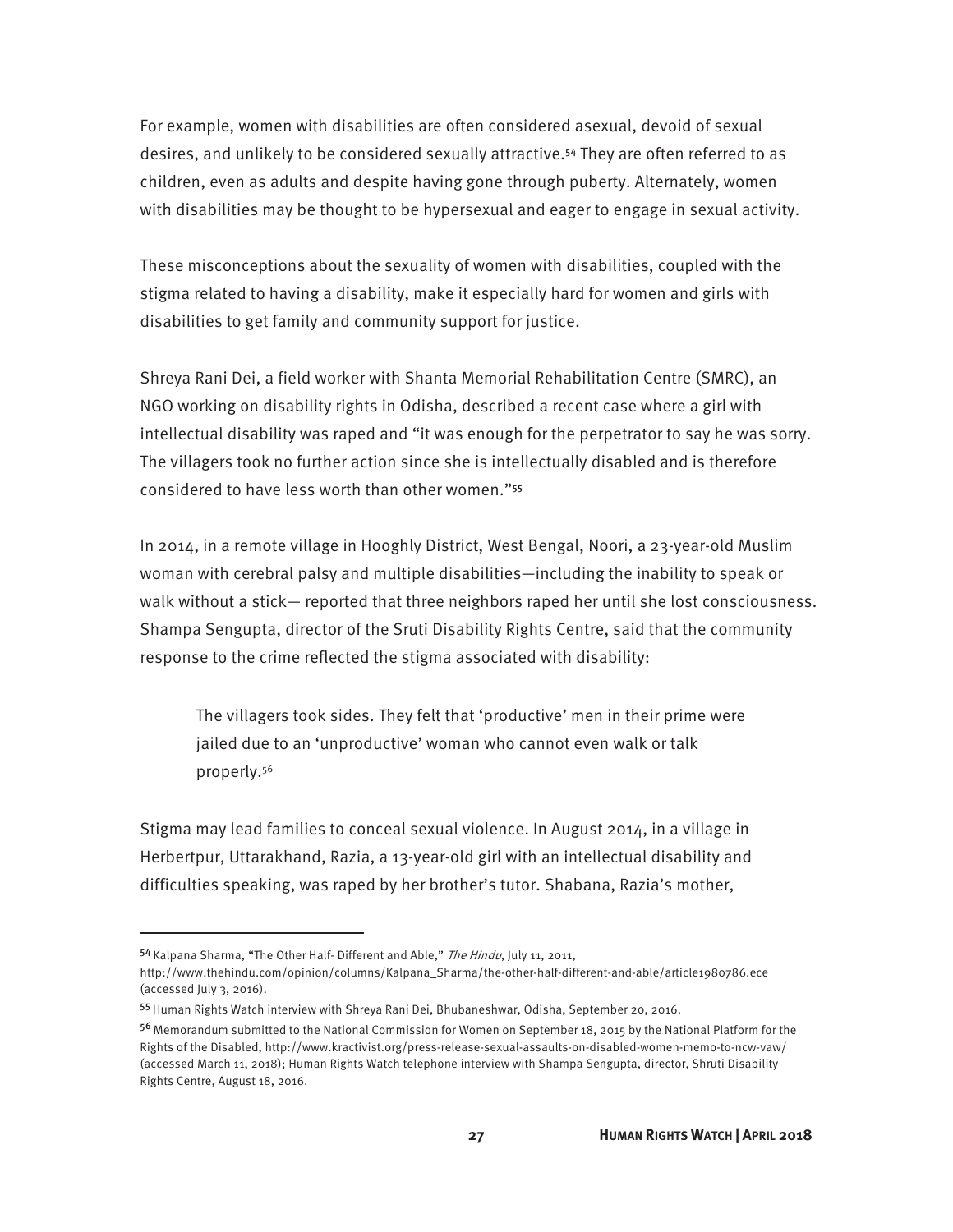For example, women with disabilities are often considered asexual, devoid of sexual desires, and unlikely to be considered sexually attractive.[54] They are often referred to as children, even as adults and despite having gone through puberty. Alternately, women with disabilities may be thought to be hypersexual and eager to engage in sexual activity.

These misconceptions about the sexuality of women with disabilities, coupled with the stigma related to having a disability, make it especially hard for women and girls with disabilities to get family and community support for justice.

Shreya Rani Dei, a field worker with Shanta Memorial Rehabilitation Centre (SMRC), an NGO working on disability rights in Odisha, described a recent case where a girl with intellectual disability was raped and "it was enough for the perpetrator to say he was sorry. The villagers took no further action since she is intellectually disabled and is therefore considered to have less worth than other women."[55]

In 2014, in a remote village in Hooghly District, West Bengal, Noori, a 23-year-old Muslim woman with cerebral palsy and multiple disabilities—including the inability to speak or walk without a stick— reported that three neighbors raped her until she lost consciousness. Shampa Sengupta, director of the Sruti Disability Rights Centre, said that the community response to the crime reflected the stigma associated with disability:

> The villagers took sides. They felt that 'productive' men in their prime were jailed due to an 'unproductive' woman who cannot even walk or talk properly.[56]

Stigma may lead families to conceal sexual violence. In August 2014, in a village in Herbertpur, Uttarakhand, Razia, a 13-year-old girl with an intellectual disability and difficulties speaking, was raped by her brother's tutor. Shabana, Razia's mother,

---

[54] Kalpana Sharma, "The Other Half- Different and Able," *The Hindu*, July 11, 2011, http://www.thehindu.com/opinion/columns/Kalpana_Sharma/the-other-half-different-and-able/article1980786.ece (accessed July 3, 2016).

[55] Human Rights Watch interview with Shreya Rani Dei, Bhubaneshwar, Odisha, September 20, 2016.

[56] Memorandum submitted to the National Commission for Women on September 18, 2015 by the National Platform for the Rights of the Disabled, http://www.kractivist.org/press-release-sexual-assaults-on-disabled-women-memo-to-ncw-vaw/ (accessed March 11, 2018); Human Rights Watch telephone interview with Shampa Sengupta, director, Shruti Disability Rights Centre, August 18, 2016.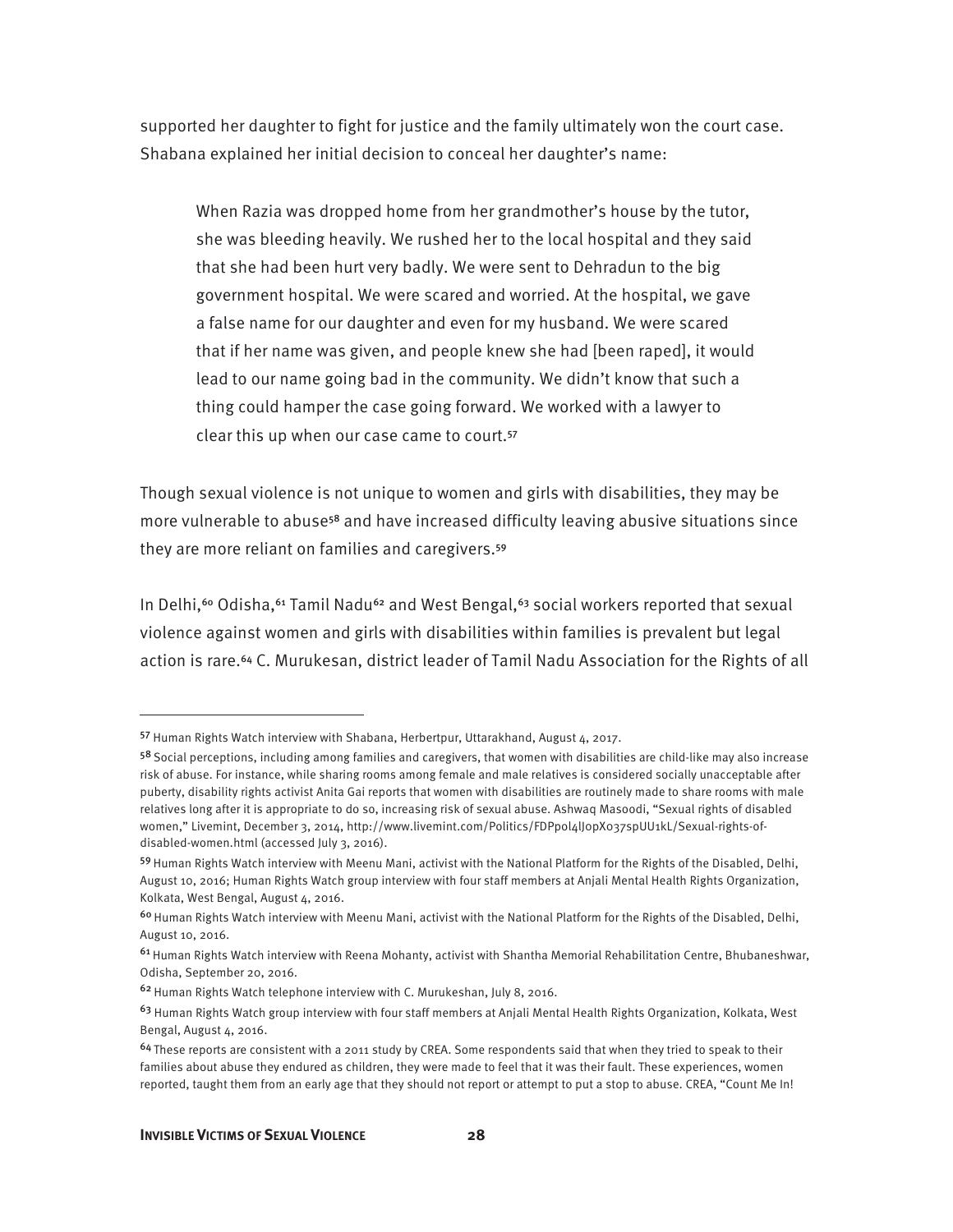supported her daughter to fight for justice and the family ultimately won the court case. Shabana explained her initial decision to conceal her daughter's name:

> When Razia was dropped home from her grandmother's house by the tutor, she was bleeding heavily. We rushed her to the local hospital and they said that she had been hurt very badly. We were sent to Dehradun to the big government hospital. We were scared and worried. At the hospital, we gave a false name for our daughter and even for my husband. We were scared that if her name was given, and people knew she had [been raped], it would lead to our name going bad in the community. We didn't know that such a thing could hamper the case going forward. We worked with a lawyer to clear this up when our case came to court.[57]

Though sexual violence is not unique to women and girls with disabilities, they may be more vulnerable to abuse[58] and have increased difficulty leaving abusive situations since they are more reliant on families and caregivers.[59]

In Delhi,[60] Odisha,[61] Tamil Nadu[62] and West Bengal,[63] social workers reported that sexual violence against women and girls with disabilities within families is prevalent but legal action is rare.[64] C. Murukesan, district leader of Tamil Nadu Association for the Rights of all

---

[57] Human Rights Watch interview with Shabana, Herbertpur, Uttarakhand, August 4, 2017.

[58] Social perceptions, including among families and caregivers, that women with disabilities are child-like may also increase risk of abuse. For instance, while sharing rooms among female and male relatives is considered socially unacceptable after puberty, disability rights activist Anita Gai reports that women with disabilities are routinely made to share rooms with male relatives long after it is appropriate to do so, increasing risk of sexual abuse. Ashwaq Masoodi, "Sexual rights of disabled women," Livemint, December 3, 2014, http://www.livemint.com/Politics/FDPpol4lJopX037spUU1kL/Sexual-rights-of-disabled-women.html (accessed July 3, 2016).

[59] Human Rights Watch interview with Meenu Mani, activist with the National Platform for the Rights of the Disabled, Delhi, August 10, 2016; Human Rights Watch group interview with four staff members at Anjali Mental Health Rights Organization, Kolkata, West Bengal, August 4, 2016.

[60] Human Rights Watch interview with Meenu Mani, activist with the National Platform for the Rights of the Disabled, Delhi, August 10, 2016.

[61] Human Rights Watch interview with Reena Mohanty, activist with Shantha Memorial Rehabilitation Centre, Bhubaneshwar, Odisha, September 20, 2016.

[62] Human Rights Watch telephone interview with C. Murukeshan, July 8, 2016.

[63] Human Rights Watch group interview with four staff members at Anjali Mental Health Rights Organization, Kolkata, West Bengal, August 4, 2016.

[64] These reports are consistent with a 2011 study by CREA. Some respondents said that when they tried to speak to their families about abuse they endured as children, they were made to feel that it was their fault. These experiences, women reported, taught them from an early age that they should not report or attempt to put a stop to abuse. CREA, "Count Me In!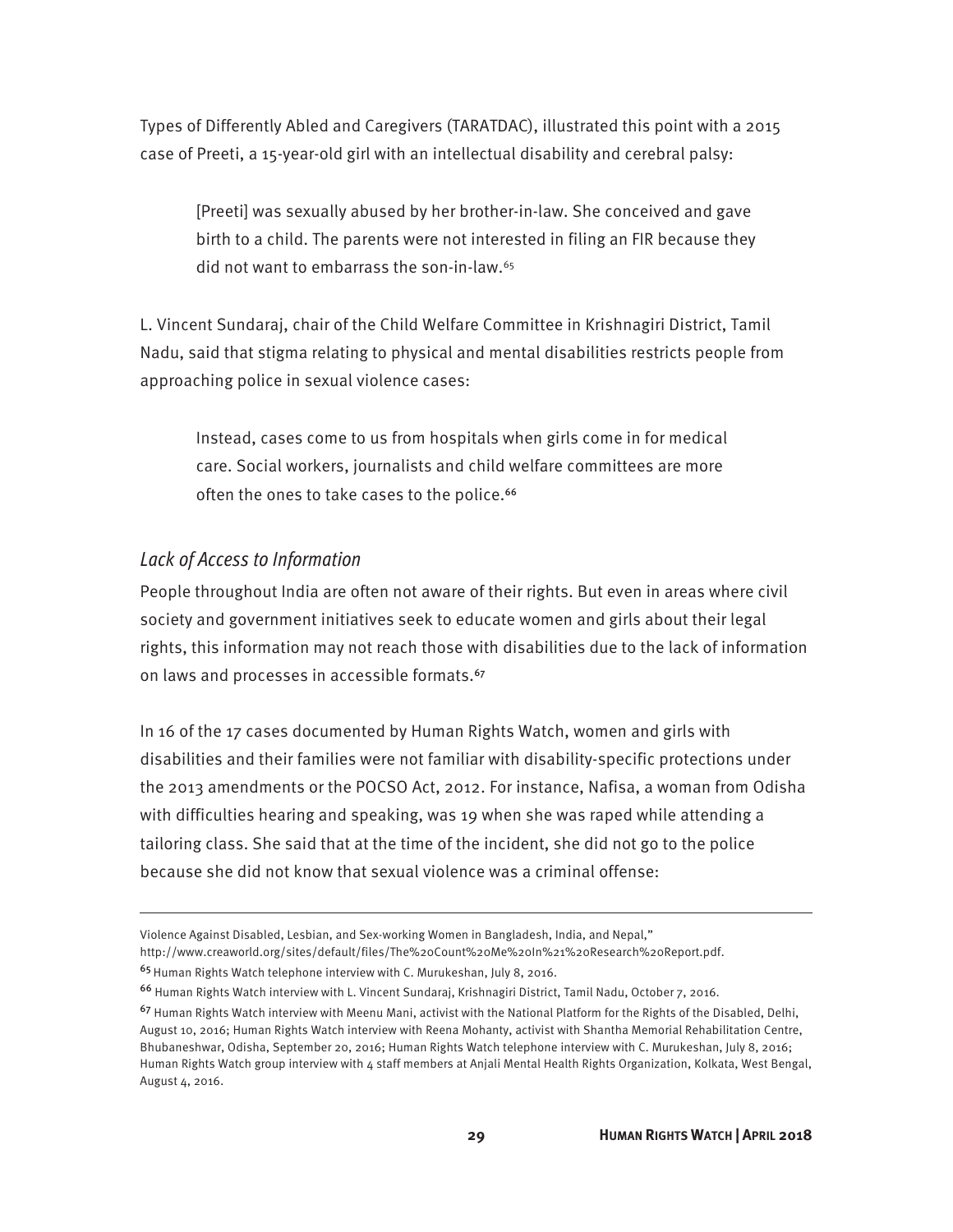Types of Differently Abled and Caregivers (TARATDAC), illustrated this point with a 2015 case of Preeti, a 15-year-old girl with an intellectual disability and cerebral palsy:

> [Preeti] was sexually abused by her brother-in-law. She conceived and gave birth to a child. The parents were not interested in filing an FIR because they did not want to embarrass the son-in-law.[65]

L. Vincent Sundaraj, chair of the Child Welfare Committee in Krishnagiri District, Tamil Nadu, said that stigma relating to physical and mental disabilities restricts people from approaching police in sexual violence cases:

> Instead, cases come to us from hospitals when girls come in for medical care. Social workers, journalists and child welfare committees are more often the ones to take cases to the police.[66]

### *Lack of Access to Information*

People throughout India are often not aware of their rights. But even in areas where civil society and government initiatives seek to educate women and girls about their legal rights, this information may not reach those with disabilities due to the lack of information on laws and processes in accessible formats.[67]

In 16 of the 17 cases documented by Human Rights Watch, women and girls with disabilities and their families were not familiar with disability-specific protections under the 2013 amendments or the POCSO Act, 2012. For instance, Nafisa, a woman from Odisha with difficulties hearing and speaking, was 19 when she was raped while attending a tailoring class. She said that at the time of the incident, she did not go to the police because she did not know that sexual violence was a criminal offense:

---

Violence Against Disabled, Lesbian, and Sex-working Women in Bangladesh, India, and Nepal," http://www.creaworld.org/sites/default/files/The%20Count%20Me%20In%21%20Research%20Report.pdf.

[65] Human Rights Watch telephone interview with C. Murukeshan, July 8, 2016.

[66] Human Rights Watch interview with L. Vincent Sundaraj, Krishnagiri District, Tamil Nadu, October 7, 2016.

[67] Human Rights Watch interview with Meenu Mani, activist with the National Platform for the Rights of the Disabled, Delhi, August 10, 2016; Human Rights Watch interview with Reena Mohanty, activist with Shantha Memorial Rehabilitation Centre, Bhubaneshwar, Odisha, September 20, 2016; Human Rights Watch telephone interview with C. Murukeshan, July 8, 2016; Human Rights Watch group interview with 4 staff members at Anjali Mental Health Rights Organization, Kolkata, West Bengal, August 4, 2016.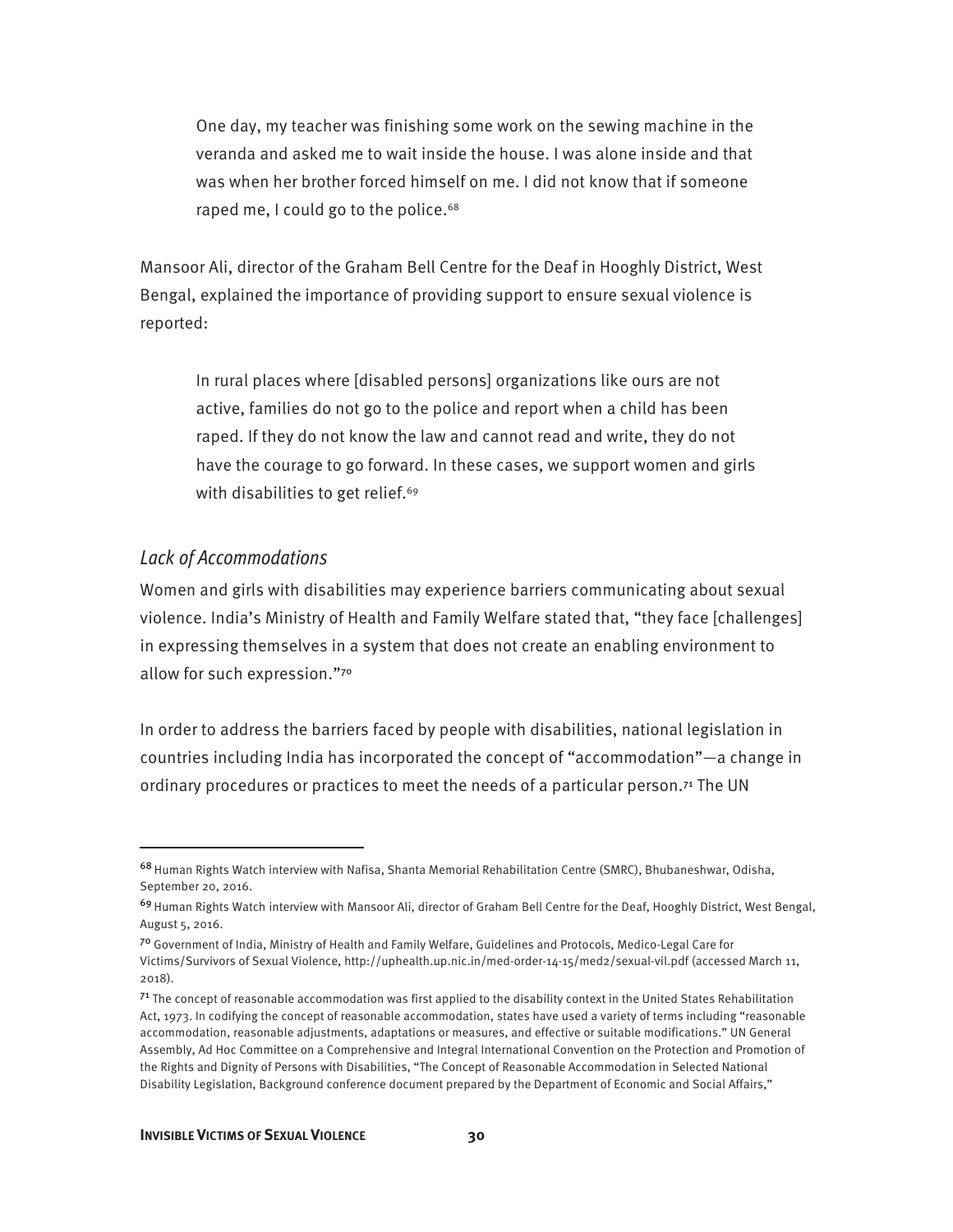> One day, my teacher was finishing some work on the sewing machine in the veranda and asked me to wait inside the house. I was alone inside and that was when her brother forced himself on me. I did not know that if someone raped me, I could go to the police.[68]

Mansoor Ali, director of the Graham Bell Centre for the Deaf in Hooghly District, West Bengal, explained the importance of providing support to ensure sexual violence is reported:

> In rural places where [disabled persons] organizations like ours are not active, families do not go to the police and report when a child has been raped. If they do not know the law and cannot read and write, they do not have the courage to go forward. In these cases, we support women and girls with disabilities to get relief.[69]

### *Lack of Accommodations*

Women and girls with disabilities may experience barriers communicating about sexual violence. India's Ministry of Health and Family Welfare stated that, "they face [challenges] in expressing themselves in a system that does not create an enabling environment to allow for such expression."[70]

In order to address the barriers faced by people with disabilities, national legislation in countries including India has incorporated the concept of "accommodation"—a change in ordinary procedures or practices to meet the needs of a particular person.[71] The UN

---

[68] Human Rights Watch interview with Nafisa, Shanta Memorial Rehabilitation Centre (SMRC), Bhubaneshwar, Odisha, September 20, 2016.

[69] Human Rights Watch interview with Mansoor Ali, director of Graham Bell Centre for the Deaf, Hooghly District, West Bengal, August 5, 2016.

[70] Government of India, Ministry of Health and Family Welfare, Guidelines and Protocols, Medico-Legal Care for Victims/Survivors of Sexual Violence, http://uphealth.up.nic.in/med-order-14-15/med2/sexual-vil.pdf (accessed March 11, 2018).

[71] The concept of reasonable accommodation was first applied to the disability context in the United States Rehabilitation Act, 1973. In codifying the concept of reasonable accommodation, states have used a variety of terms including "reasonable accommodation, reasonable adjustments, adaptations or measures, and effective or suitable modifications." UN General Assembly, Ad Hoc Committee on a Comprehensive and Integral International Convention on the Protection and Promotion of the Rights and Dignity of Persons with Disabilities, "The Concept of Reasonable Accommodation in Selected National Disability Legislation, Background conference document prepared by the Department of Economic and Social Affairs,"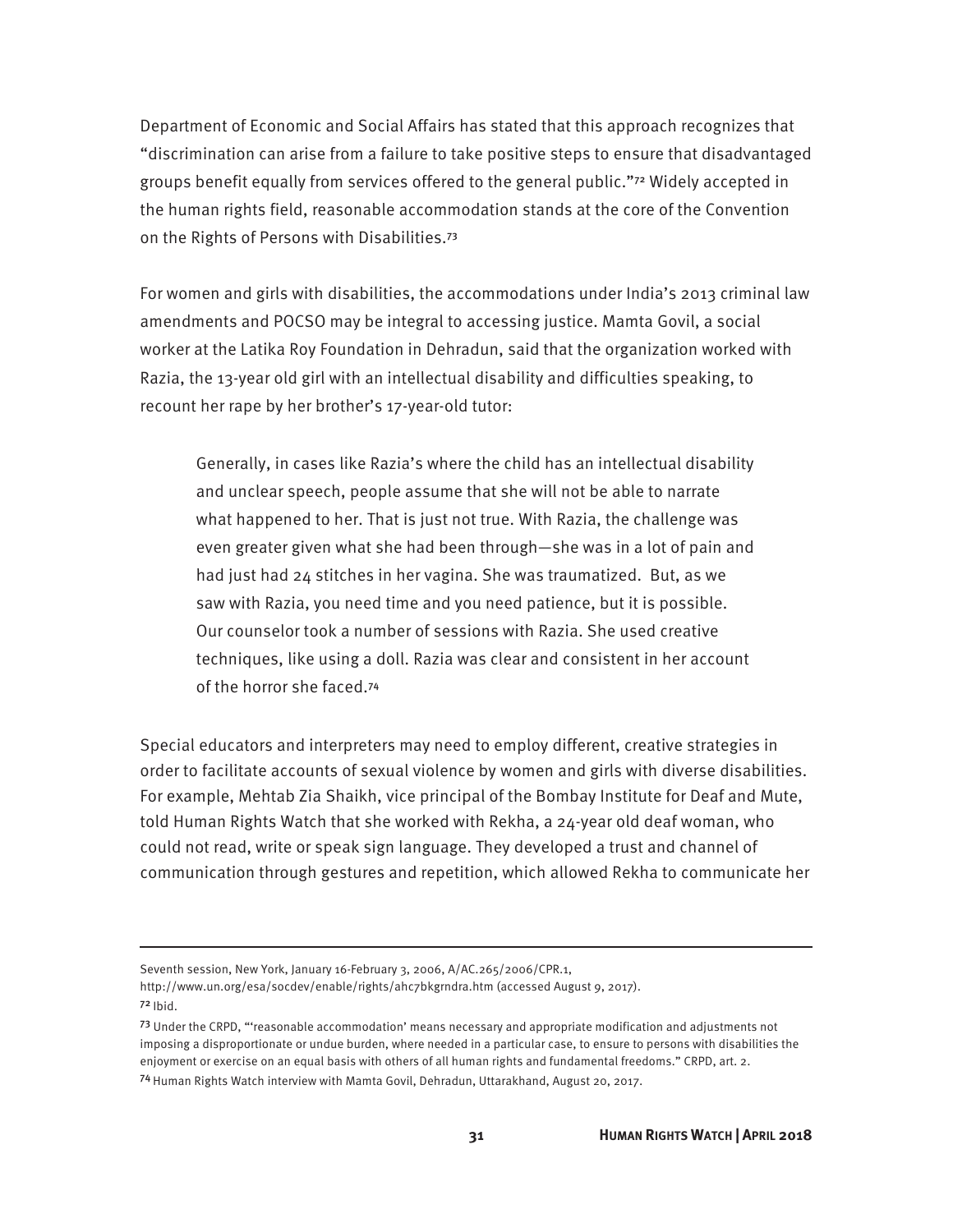Department of Economic and Social Affairs has stated that this approach recognizes that "discrimination can arise from a failure to take positive steps to ensure that disadvantaged groups benefit equally from services offered to the general public."[72] Widely accepted in the human rights field, reasonable accommodation stands at the core of the Convention on the Rights of Persons with Disabilities.[73]

For women and girls with disabilities, the accommodations under India's 2013 criminal law amendments and POCSO may be integral to accessing justice. Mamta Govil, a social worker at the Latika Roy Foundation in Dehradun, said that the organization worked with Razia, the 13-year old girl with an intellectual disability and difficulties speaking, to recount her rape by her brother's 17-year-old tutor:

> Generally, in cases like Razia's where the child has an intellectual disability and unclear speech, people assume that she will not be able to narrate what happened to her. That is just not true. With Razia, the challenge was even greater given what she had been through—she was in a lot of pain and had just had 24 stitches in her vagina. She was traumatized. But, as we saw with Razia, you need time and you need patience, but it is possible. Our counselor took a number of sessions with Razia. She used creative techniques, like using a doll. Razia was clear and consistent in her account of the horror she faced.[74]

Special educators and interpreters may need to employ different, creative strategies in order to facilitate accounts of sexual violence by women and girls with diverse disabilities. For example, Mehtab Zia Shaikh, vice principal of the Bombay Institute for Deaf and Mute, told Human Rights Watch that she worked with Rekha, a 24-year old deaf woman, who could not read, write or speak sign language. They developed a trust and channel of communication through gestures and repetition, which allowed Rekha to communicate her

---

Seventh session, New York, January 16-February 3, 2006, A/AC.265/2006/CPR.1, http://www.un.org/esa/socdev/enable/rights/ahc7bkgrndra.htm (accessed August 9, 2017).

[72] Ibid.

[73] Under the CRPD, "'reasonable accommodation' means necessary and appropriate modification and adjustments not imposing a disproportionate or undue burden, where needed in a particular case, to ensure to persons with disabilities the enjoyment or exercise on an equal basis with others of all human rights and fundamental freedoms." CRPD, art. 2.

[74] Human Rights Watch interview with Mamta Govil, Dehradun, Uttarakhand, August 20, 2017.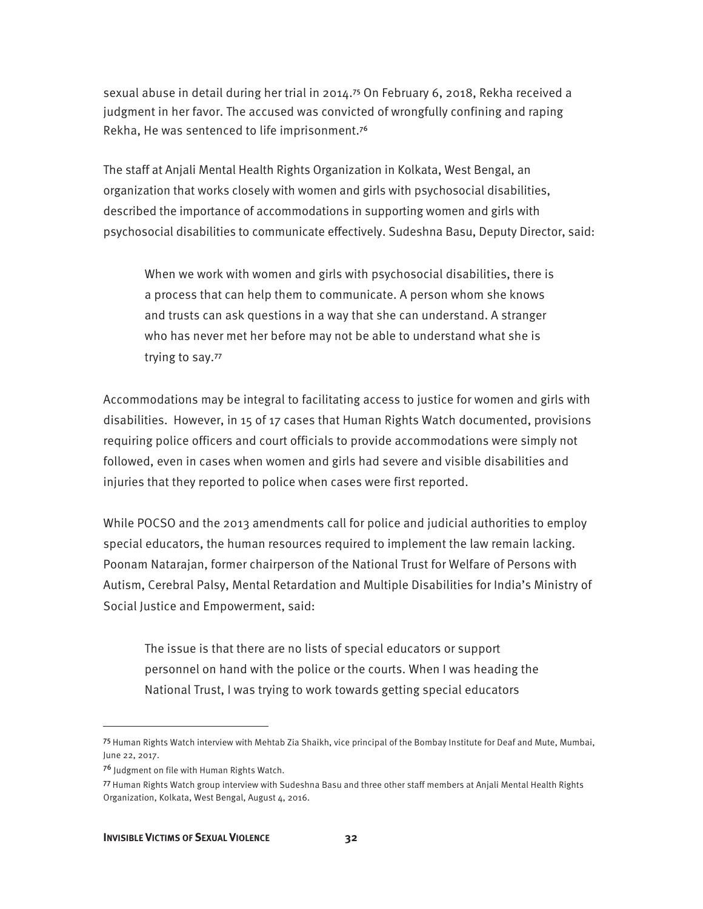sexual abuse in detail during her trial in 2014.[75] On February 6, 2018, Rekha received a judgment in her favor. The accused was convicted of wrongfully confining and raping Rekha, He was sentenced to life imprisonment.[76]

The staff at Anjali Mental Health Rights Organization in Kolkata, West Bengal, an organization that works closely with women and girls with psychosocial disabilities, described the importance of accommodations in supporting women and girls with psychosocial disabilities to communicate effectively. Sudeshna Basu, Deputy Director, said:

> When we work with women and girls with psychosocial disabilities, there is a process that can help them to communicate. A person whom she knows and trusts can ask questions in a way that she can understand. A stranger who has never met her before may not be able to understand what she is trying to say.[77]

Accommodations may be integral to facilitating access to justice for women and girls with disabilities. However, in 15 of 17 cases that Human Rights Watch documented, provisions requiring police officers and court officials to provide accommodations were simply not followed, even in cases when women and girls had severe and visible disabilities and injuries that they reported to police when cases were first reported.

While POCSO and the 2013 amendments call for police and judicial authorities to employ special educators, the human resources required to implement the law remain lacking. Poonam Natarajan, former chairperson of the National Trust for Welfare of Persons with Autism, Cerebral Palsy, Mental Retardation and Multiple Disabilities for India's Ministry of Social Justice and Empowerment, said:

> The issue is that there are no lists of special educators or support personnel on hand with the police or the courts. When I was heading the National Trust, I was trying to work towards getting special educators

---

[75] Human Rights Watch interview with Mehtab Zia Shaikh, vice principal of the Bombay Institute for Deaf and Mute, Mumbai, June 22, 2017.

[76] Judgment on file with Human Rights Watch.

[77] Human Rights Watch group interview with Sudeshna Basu and three other staff members at Anjali Mental Health Rights Organization, Kolkata, West Bengal, August 4, 2016.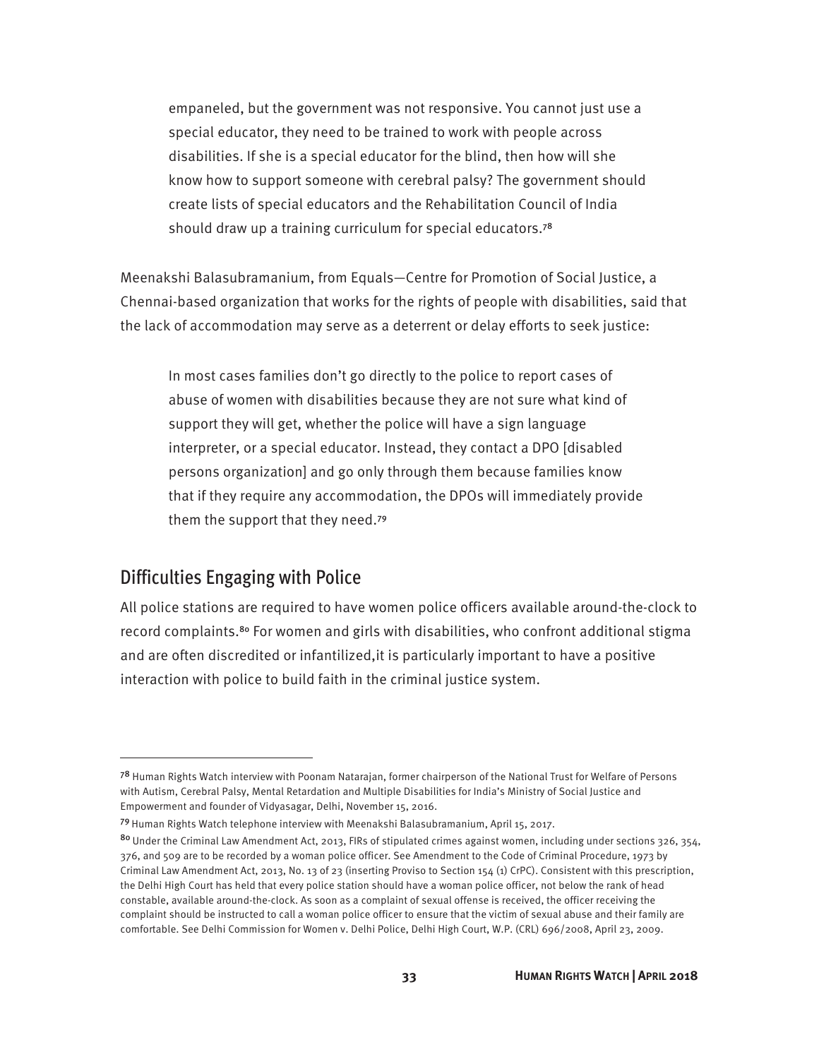> empaneled, but the government was not responsive. You cannot just use a special educator, they need to be trained to work with people across disabilities. If she is a special educator for the blind, then how will she know how to support someone with cerebral palsy? The government should create lists of special educators and the Rehabilitation Council of India should draw up a training curriculum for special educators.[78]

Meenakshi Balasubramanium, from Equals—Centre for Promotion of Social Justice, a Chennai-based organization that works for the rights of people with disabilities, said that the lack of accommodation may serve as a deterrent or delay efforts to seek justice:

> In most cases families don't go directly to the police to report cases of abuse of women with disabilities because they are not sure what kind of support they will get, whether the police will have a sign language interpreter, or a special educator. Instead, they contact a DPO [disabled persons organization] and go only through them because families know that if they require any accommodation, the DPOs will immediately provide them the support that they need.[79]

## Difficulties Engaging with Police

All police stations are required to have women police officers available around-the-clock to record complaints.[80] For women and girls with disabilities, who confront additional stigma and are often discredited or infantilized,it is particularly important to have a positive interaction with police to build faith in the criminal justice system.

---

[78] Human Rights Watch interview with Poonam Natarajan, former chairperson of the National Trust for Welfare of Persons with Autism, Cerebral Palsy, Mental Retardation and Multiple Disabilities for India's Ministry of Social Justice and Empowerment and founder of Vidyasagar, Delhi, November 15, 2016.

[79] Human Rights Watch telephone interview with Meenakshi Balasubramanium, April 15, 2017.

[80] Under the Criminal Law Amendment Act, 2013, FIRs of stipulated crimes against women, including under sections 326, 354, 376, and 509 are to be recorded by a woman police officer. See Amendment to the Code of Criminal Procedure, 1973 by Criminal Law Amendment Act, 2013, No. 13 of 23 (inserting Proviso to Section 154 (1) CrPC). Consistent with this prescription, the Delhi High Court has held that every police station should have a woman police officer, not below the rank of head constable, available around-the-clock. As soon as a complaint of sexual offense is received, the officer receiving the complaint should be instructed to call a woman police officer to ensure that the victim of sexual abuse and their family are comfortable. See Delhi Commission for Women v. Delhi Police, Delhi High Court, W.P. (CRL) 696/2008, April 23, 2009.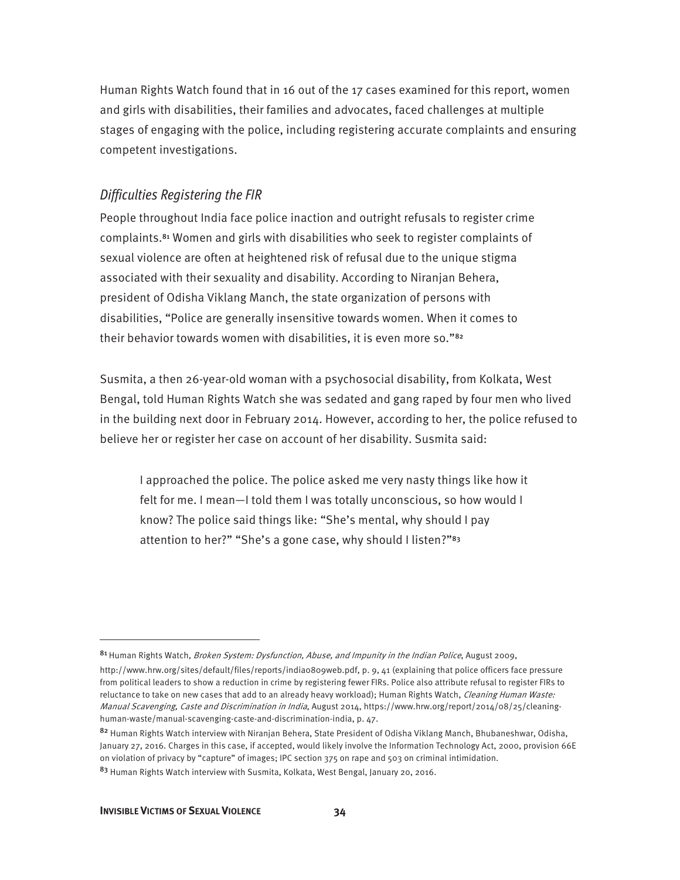Human Rights Watch found that in 16 out of the 17 cases examined for this report, women and girls with disabilities, their families and advocates, faced challenges at multiple stages of engaging with the police, including registering accurate complaints and ensuring competent investigations.

### *Difficulties Registering the FIR*

People throughout India face police inaction and outright refusals to register crime complaints.[81] Women and girls with disabilities who seek to register complaints of sexual violence are often at heightened risk of refusal due to the unique stigma associated with their sexuality and disability. According to Niranjan Behera, president of Odisha Viklang Manch, the state organization of persons with disabilities, "Police are generally insensitive towards women. When it comes to their behavior towards women with disabilities, it is even more so."[82]

Susmita, a then 26-year-old woman with a psychosocial disability, from Kolkata, West Bengal, told Human Rights Watch she was sedated and gang raped by four men who lived in the building next door in February 2014. However, according to her, the police refused to believe her or register her case on account of her disability. Susmita said:

> I approached the police. The police asked me very nasty things like how it felt for me. I mean—I told them I was totally unconscious, so how would I know? The police said things like: "She's mental, why should I pay attention to her?" "She's a gone case, why should I listen?"[83]

---

[81] Human Rights Watch, *Broken System: Dysfunction, Abuse, and Impunity in the Indian Police*, August 2009, http://www.hrw.org/sites/default/files/reports/india0809web.pdf, p. 9, 41 (explaining that police officers face pressure from political leaders to show a reduction in crime by registering fewer FIRs. Police also attribute refusal to register FIRs to reluctance to take on new cases that add to an already heavy workload); Human Rights Watch, *Cleaning Human Waste: Manual Scavenging, Caste and Discrimination in India*, August 2014, https://www.hrw.org/report/2014/08/25/cleaning-human-waste/manual-scavenging-caste-and-discrimination-india, p. 47.

[82] Human Rights Watch interview with Niranjan Behera, State President of Odisha Viklang Manch, Bhubaneshwar, Odisha, January 27, 2016. Charges in this case, if accepted, would likely involve the Information Technology Act, 2000, provision 66E on violation of privacy by "capture" of images; IPC section 375 on rape and 503 on criminal intimidation.

[83] Human Rights Watch interview with Susmita, Kolkata, West Bengal, January 20, 2016.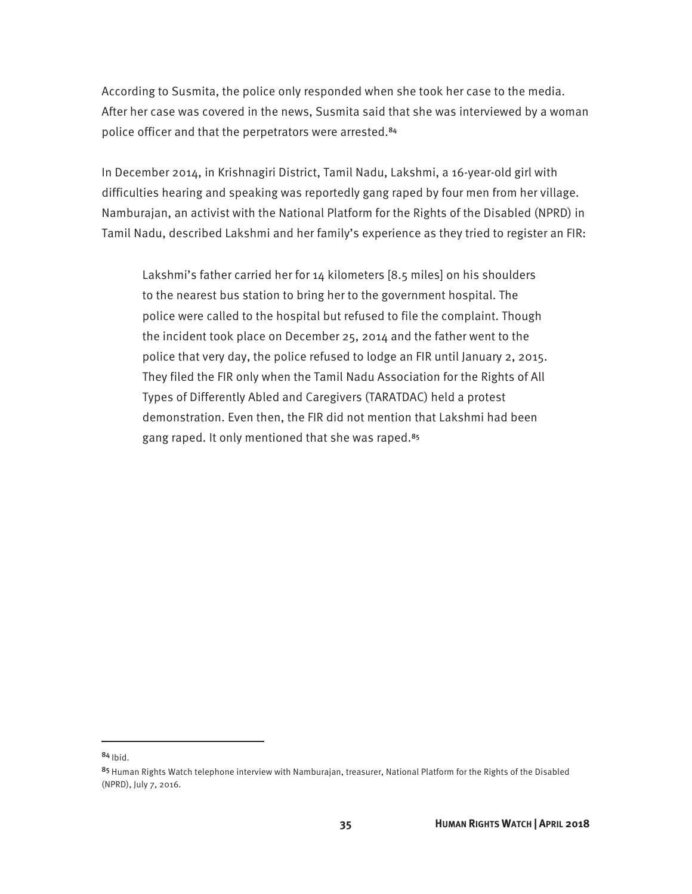According to Susmita, the police only responded when she took her case to the media. After her case was covered in the news, Susmita said that she was interviewed by a woman police officer and that the perpetrators were arrested.[84]

In December 2014, in Krishnagiri District, Tamil Nadu, Lakshmi, a 16-year-old girl with difficulties hearing and speaking was reportedly gang raped by four men from her village. Namburajan, an activist with the National Platform for the Rights of the Disabled (NPRD) in Tamil Nadu, described Lakshmi and her family's experience as they tried to register an FIR:

> Lakshmi's father carried her for 14 kilometers [8.5 miles] on his shoulders to the nearest bus station to bring her to the government hospital. The police were called to the hospital but refused to file the complaint. Though the incident took place on December 25, 2014 and the father went to the police that very day, the police refused to lodge an FIR until January 2, 2015. They filed the FIR only when the Tamil Nadu Association for the Rights of All Types of Differently Abled and Caregivers (TARATDAC) held a protest demonstration. Even then, the FIR did not mention that Lakshmi had been gang raped. It only mentioned that she was raped.[85]

---

[84] Ibid.

[85] Human Rights Watch telephone interview with Namburajan, treasurer, National Platform for the Rights of the Disabled (NPRD), July 7, 2016.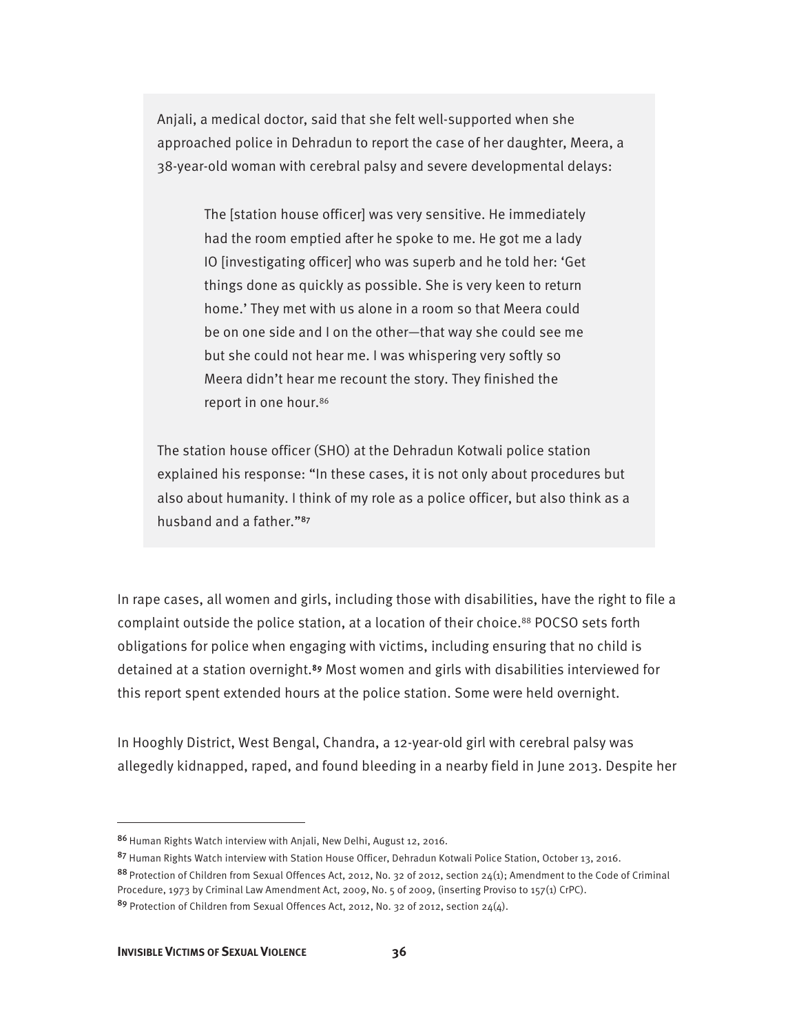Anjali, a medical doctor, said that she felt well-supported when she approached police in Dehradun to report the case of her daughter, Meera, a 38-year-old woman with cerebral palsy and severe developmental delays:

> The [station house officer] was very sensitive. He immediately had the room emptied after he spoke to me. He got me a lady IO [investigating officer] who was superb and he told her: 'Get things done as quickly as possible. She is very keen to return home.' They met with us alone in a room so that Meera could be on one side and I on the other—that way she could see me but she could not hear me. I was whispering very softly so Meera didn't hear me recount the story. They finished the report in one hour.[86]

The station house officer (SHO) at the Dehradun Kotwali police station explained his response: "In these cases, it is not only about procedures but also about humanity. I think of my role as a police officer, but also think as a husband and a father."[87]

In rape cases, all women and girls, including those with disabilities, have the right to file a complaint outside the police station, at a location of their choice.[88] POCSO sets forth obligations for police when engaging with victims, including ensuring that no child is detained at a station overnight.[89] Most women and girls with disabilities interviewed for this report spent extended hours at the police station. Some were held overnight.

In Hooghly District, West Bengal, Chandra, a 12-year-old girl with cerebral palsy was allegedly kidnapped, raped, and found bleeding in a nearby field in June 2013. Despite her

---

[86] Human Rights Watch interview with Anjali, New Delhi, August 12, 2016.

[87] Human Rights Watch interview with Station House Officer, Dehradun Kotwali Police Station, October 13, 2016.

[88] Protection of Children from Sexual Offences Act, 2012, No. 32 of 2012, section 24(1); Amendment to the Code of Criminal Procedure, 1973 by Criminal Law Amendment Act, 2009, No. 5 of 2009, (inserting Proviso to 157(1) CrPC).

[89] Protection of Children from Sexual Offences Act, 2012, No. 32 of 2012, section 24(4).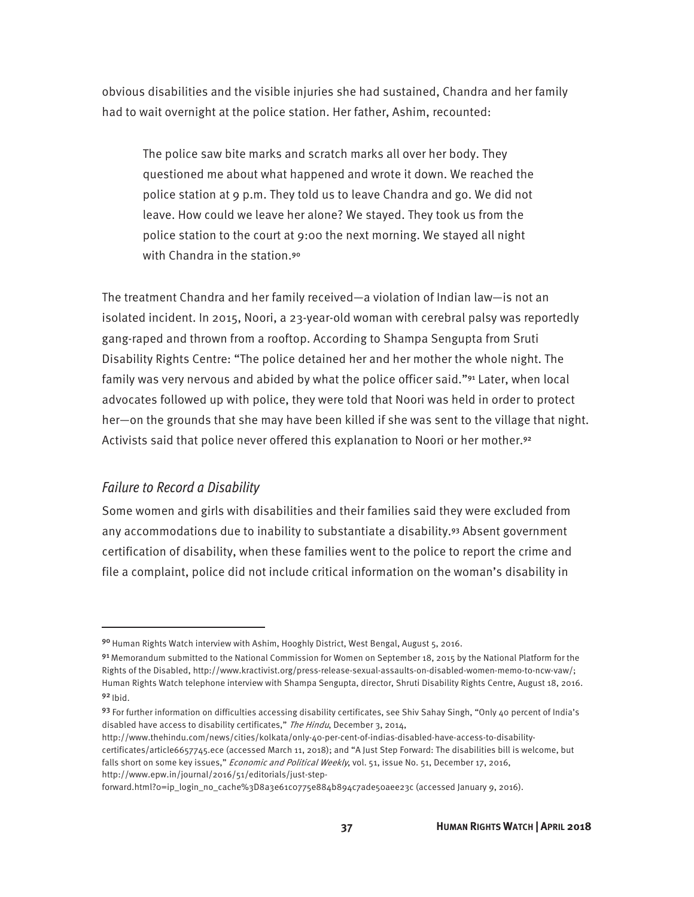obvious disabilities and the visible injuries she had sustained, Chandra and her family had to wait overnight at the police station. Her father, Ashim, recounted:

> The police saw bite marks and scratch marks all over her body. They questioned me about what happened and wrote it down. We reached the police station at 9 p.m. They told us to leave Chandra and go. We did not leave. How could we leave her alone? We stayed. They took us from the police station to the court at 9:00 the next morning. We stayed all night with Chandra in the station.[90]

The treatment Chandra and her family received—a violation of Indian law—is not an isolated incident. In 2015, Noori, a 23-year-old woman with cerebral palsy was reportedly gang-raped and thrown from a rooftop. According to Shampa Sengupta from Sruti Disability Rights Centre: "The police detained her and her mother the whole night. The family was very nervous and abided by what the police officer said."[91] Later, when local advocates followed up with police, they were told that Noori was held in order to protect her—on the grounds that she may have been killed if she was sent to the village that night. Activists said that police never offered this explanation to Noori or her mother.[92]

### *Failure to Record a Disability*

Some women and girls with disabilities and their families said they were excluded from any accommodations due to inability to substantiate a disability.[93] Absent government certification of disability, when these families went to the police to report the crime and file a complaint, police did not include critical information on the woman's disability in

---

[90] Human Rights Watch interview with Ashim, Hooghly District, West Bengal, August 5, 2016.

[91] Memorandum submitted to the National Commission for Women on September 18, 2015 by the National Platform for the Rights of the Disabled, http://www.kractivist.org/press-release-sexual-assaults-on-disabled-women-memo-to-ncw-vaw/; Human Rights Watch telephone interview with Shampa Sengupta, director, Shruti Disability Rights Centre, August 18, 2016.

[92] Ibid.

[93] For further information on difficulties accessing disability certificates, see Shiv Sahay Singh, "Only 40 percent of India's disabled have access to disability certificates," *The Hindu*, December 3, 2014, http://www.thehindu.com/news/cities/kolkata/only-40-per-cent-of-indias-disabled-have-access-to-disability-certificates/article6657745.ece (accessed March 11, 2018); and "A Just Step Forward: The disabilities bill is welcome, but falls short on some key issues," *Economic and Political Weekly*, vol. 51, issue No. 51, December 17, 2016, http://www.epw.in/journal/2016/51/editorials/just-step-forward.html?0=ip_login_no_cache%3D8a3e61c0775e884b894c7ade50aee23c (accessed January 9, 2016).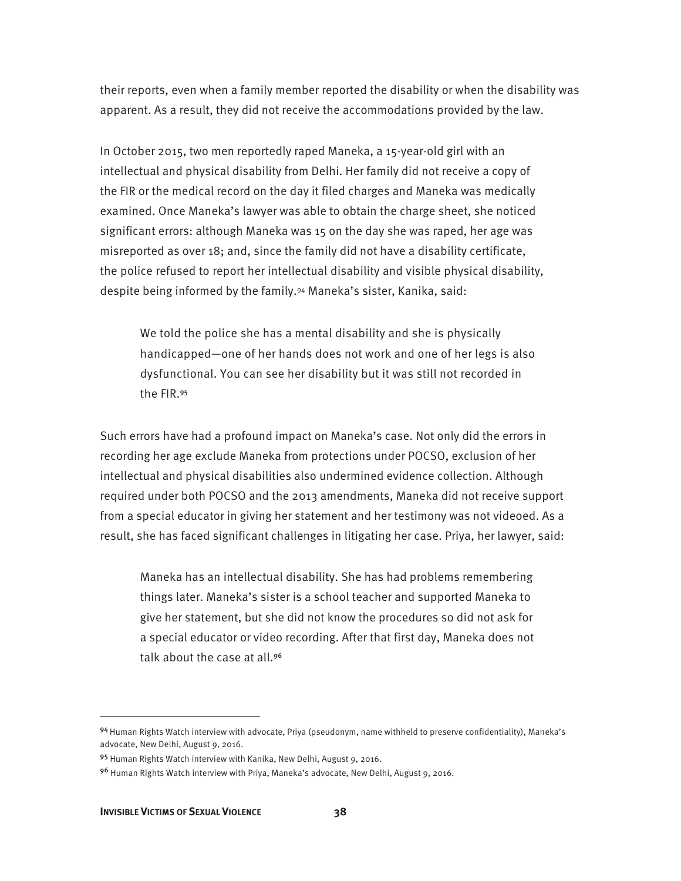their reports, even when a family member reported the disability or when the disability was apparent. As a result, they did not receive the accommodations provided by the law.

In October 2015, two men reportedly raped Maneka, a 15-year-old girl with an intellectual and physical disability from Delhi. Her family did not receive a copy of the FIR or the medical record on the day it filed charges and Maneka was medically examined. Once Maneka's lawyer was able to obtain the charge sheet, she noticed significant errors: although Maneka was 15 on the day she was raped, her age was misreported as over 18; and, since the family did not have a disability certificate, the police refused to report her intellectual disability and visible physical disability, despite being informed by the family.[94] Maneka's sister, Kanika, said:

> We told the police she has a mental disability and she is physically handicapped—one of her hands does not work and one of her legs is also dysfunctional. You can see her disability but it was still not recorded in the FIR.[95]

Such errors have had a profound impact on Maneka's case. Not only did the errors in recording her age exclude Maneka from protections under POCSO, exclusion of her intellectual and physical disabilities also undermined evidence collection. Although required under both POCSO and the 2013 amendments, Maneka did not receive support from a special educator in giving her statement and her testimony was not videoed. As a result, she has faced significant challenges in litigating her case. Priya, her lawyer, said:

> Maneka has an intellectual disability. She has had problems remembering things later. Maneka's sister is a school teacher and supported Maneka to give her statement, but she did not know the procedures so did not ask for a special educator or video recording. After that first day, Maneka does not talk about the case at all.[96]

---

[94] Human Rights Watch interview with advocate, Priya (pseudonym, name withheld to preserve confidentiality), Maneka's advocate, New Delhi, August 9, 2016.

[95] Human Rights Watch interview with Kanika, New Delhi, August 9, 2016.

[96] Human Rights Watch interview with Priya, Maneka's advocate, New Delhi, August 9, 2016.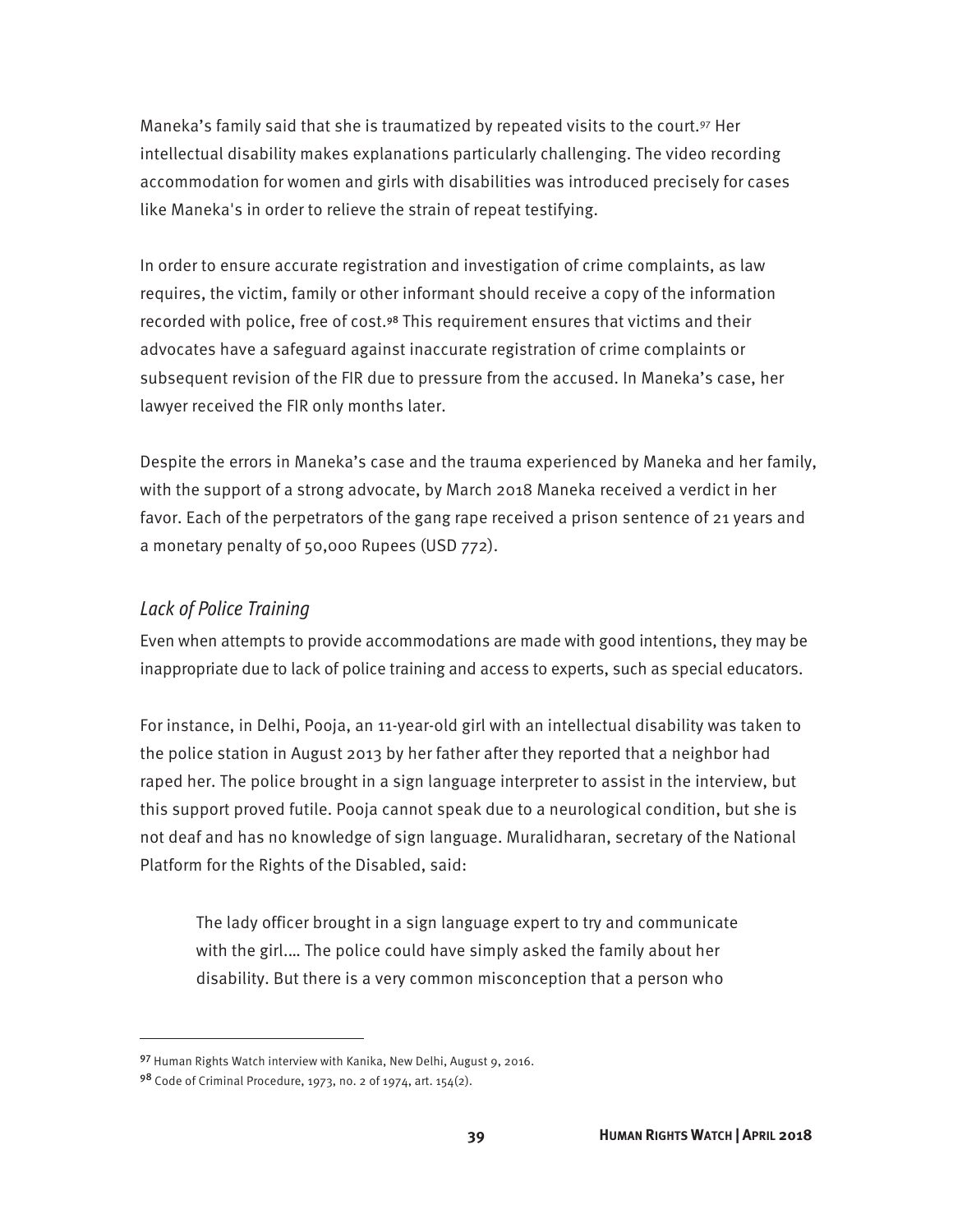Maneka's family said that she is traumatized by repeated visits to the court.[97] Her intellectual disability makes explanations particularly challenging. The video recording accommodation for women and girls with disabilities was introduced precisely for cases like Maneka's in order to relieve the strain of repeat testifying.

In order to ensure accurate registration and investigation of crime complaints, as law requires, the victim, family or other informant should receive a copy of the information recorded with police, free of cost.[98] This requirement ensures that victims and their advocates have a safeguard against inaccurate registration of crime complaints or subsequent revision of the FIR due to pressure from the accused. In Maneka's case, her lawyer received the FIR only months later.

Despite the errors in Maneka's case and the trauma experienced by Maneka and her family, with the support of a strong advocate, by March 2018 Maneka received a verdict in her favor. Each of the perpetrators of the gang rape received a prison sentence of 21 years and a monetary penalty of 50,000 Rupees (USD 772).

### *Lack of Police Training*

Even when attempts to provide accommodations are made with good intentions, they may be inappropriate due to lack of police training and access to experts, such as special educators.

For instance, in Delhi, Pooja, an 11-year-old girl with an intellectual disability was taken to the police station in August 2013 by her father after they reported that a neighbor had raped her. The police brought in a sign language interpreter to assist in the interview, but this support proved futile. Pooja cannot speak due to a neurological condition, but she is not deaf and has no knowledge of sign language. Muralidharan, secretary of the National Platform for the Rights of the Disabled, said:

> The lady officer brought in a sign language expert to try and communicate with the girl.… The police could have simply asked the family about her disability. But there is a very common misconception that a person who

---

[97] Human Rights Watch interview with Kanika, New Delhi, August 9, 2016.

[98] Code of Criminal Procedure, 1973, no. 2 of 1974, art. 154(2).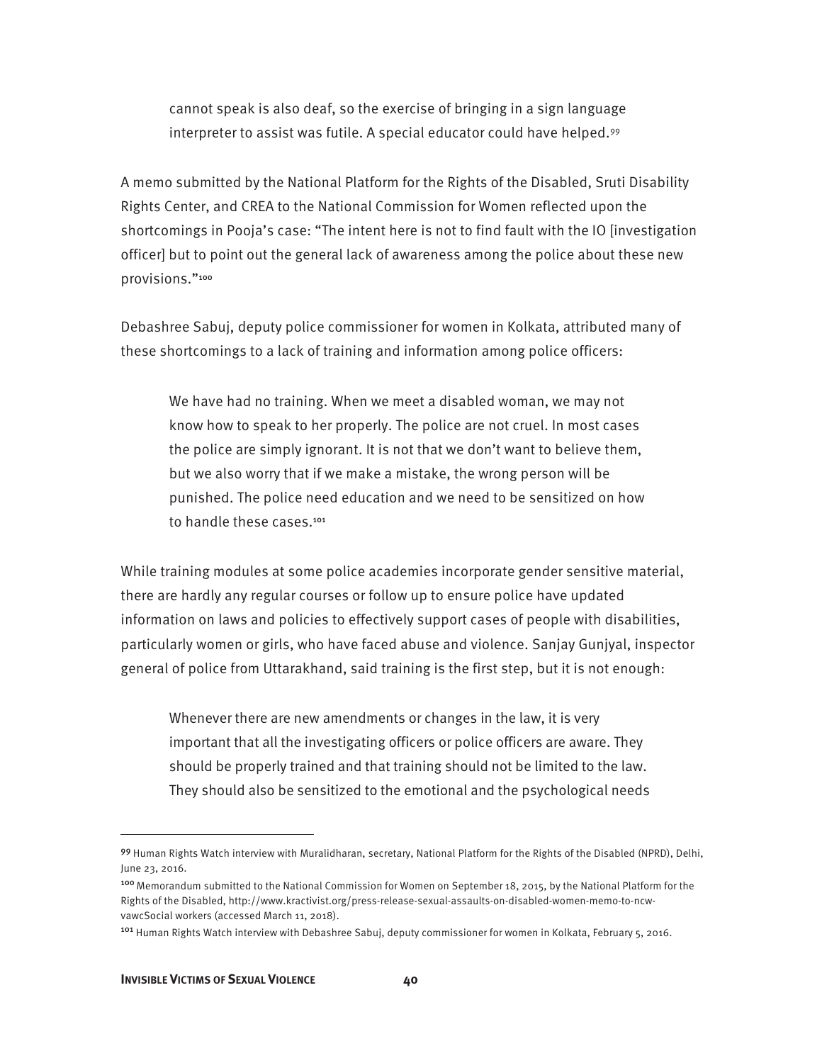> cannot speak is also deaf, so the exercise of bringing in a sign language interpreter to assist was futile. A special educator could have helped.[99]

A memo submitted by the National Platform for the Rights of the Disabled, Sruti Disability Rights Center, and CREA to the National Commission for Women reflected upon the shortcomings in Pooja's case: "The intent here is not to find fault with the IO [investigation officer] but to point out the general lack of awareness among the police about these new provisions."[100]

Debashree Sabuj, deputy police commissioner for women in Kolkata, attributed many of these shortcomings to a lack of training and information among police officers:

> We have had no training. When we meet a disabled woman, we may not know how to speak to her properly. The police are not cruel. In most cases the police are simply ignorant. It is not that we don't want to believe them, but we also worry that if we make a mistake, the wrong person will be punished. The police need education and we need to be sensitized on how to handle these cases.[101]

While training modules at some police academies incorporate gender sensitive material, there are hardly any regular courses or follow up to ensure police have updated information on laws and policies to effectively support cases of people with disabilities, particularly women or girls, who have faced abuse and violence. Sanjay Gunjyal, inspector general of police from Uttarakhand, said training is the first step, but it is not enough:

> Whenever there are new amendments or changes in the law, it is very important that all the investigating officers or police officers are aware. They should be properly trained and that training should not be limited to the law. They should also be sensitized to the emotional and the psychological needs

---

[99] Human Rights Watch interview with Muralidharan, secretary, National Platform for the Rights of the Disabled (NPRD), Delhi, June 23, 2016.

[100] Memorandum submitted to the National Commission for Women on September 18, 2015, by the National Platform for the Rights of the Disabled, http://www.kractivist.org/press-release-sexual-assaults-on-disabled-women-memo-to-ncw-vawcSocial workers (accessed March 11, 2018).

[101] Human Rights Watch interview with Debashree Sabuj, deputy commissioner for women in Kolkata, February 5, 2016.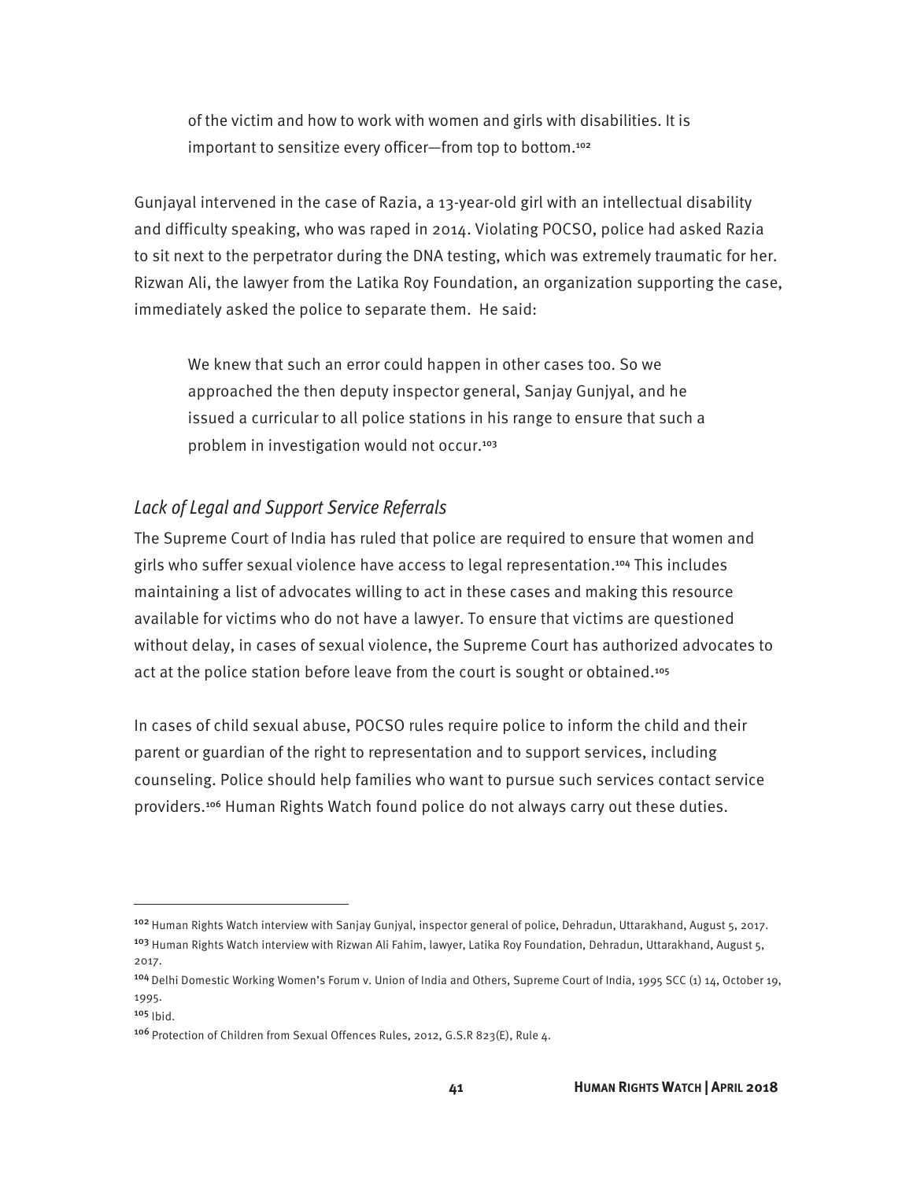> of the victim and how to work with women and girls with disabilities. It is important to sensitize every officer—from top to bottom.[102]

Gunjayal intervened in the case of Razia, a 13-year-old girl with an intellectual disability and difficulty speaking, who was raped in 2014. Violating POCSO, police had asked Razia to sit next to the perpetrator during the DNA testing, which was extremely traumatic for her. Rizwan Ali, the lawyer from the Latika Roy Foundation, an organization supporting the case, immediately asked the police to separate them. He said:

> We knew that such an error could happen in other cases too. So we approached the then deputy inspector general, Sanjay Gunjyal, and he issued a curricular to all police stations in his range to ensure that such a problem in investigation would not occur.[103]

### *Lack of Legal and Support Service Referrals*

The Supreme Court of India has ruled that police are required to ensure that women and girls who suffer sexual violence have access to legal representation.[104] This includes maintaining a list of advocates willing to act in these cases and making this resource available for victims who do not have a lawyer. To ensure that victims are questioned without delay, in cases of sexual violence, the Supreme Court has authorized advocates to act at the police station before leave from the court is sought or obtained.[105]

In cases of child sexual abuse, POCSO rules require police to inform the child and their parent or guardian of the right to representation and to support services, including counseling. Police should help families who want to pursue such services contact service providers.[106] Human Rights Watch found police do not always carry out these duties.

---

[102] Human Rights Watch interview with Sanjay Gunjyal, inspector general of police, Dehradun, Uttarakhand, August 5, 2017.

[103] Human Rights Watch interview with Rizwan Ali Fahim, lawyer, Latika Roy Foundation, Dehradun, Uttarakhand, August 5, 2017.

[104] Delhi Domestic Working Women's Forum v. Union of India and Others, Supreme Court of India, 1995 SCC (1) 14, October 19, 1995.

[105] Ibid.

[106] Protection of Children from Sexual Offences Rules, 2012, G.S.R 823(E), Rule 4.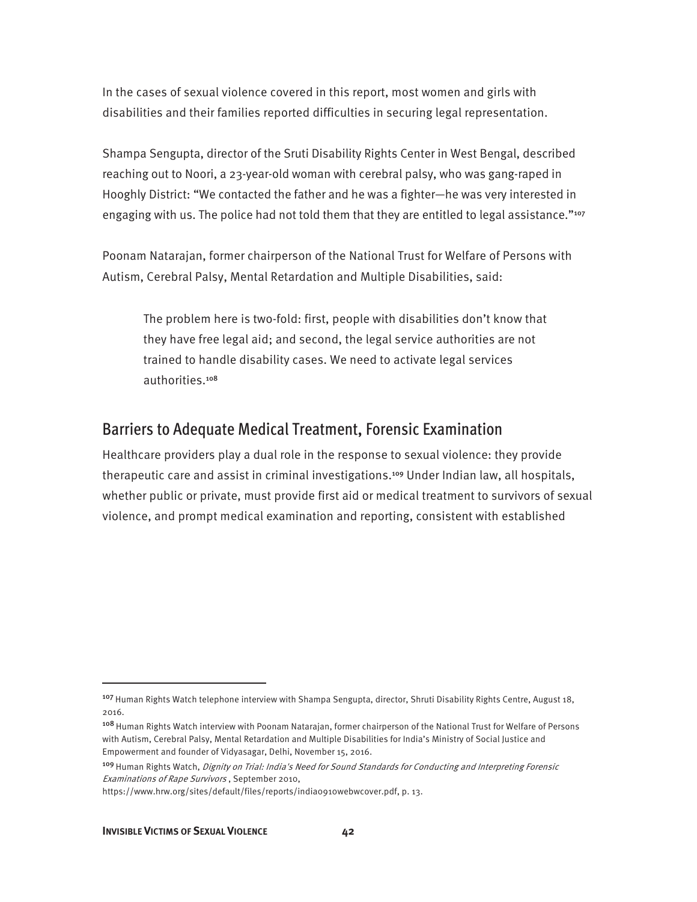In the cases of sexual violence covered in this report, most women and girls with disabilities and their families reported difficulties in securing legal representation.

Shampa Sengupta, director of the Sruti Disability Rights Center in West Bengal, described reaching out to Noori, a 23-year-old woman with cerebral palsy, who was gang-raped in Hooghly District: "We contacted the father and he was a fighter—he was very interested in engaging with us. The police had not told them that they are entitled to legal assistance."[107]

Poonam Natarajan, former chairperson of the National Trust for Welfare of Persons with Autism, Cerebral Palsy, Mental Retardation and Multiple Disabilities, said:

> The problem here is two-fold: first, people with disabilities don't know that they have free legal aid; and second, the legal service authorities are not trained to handle disability cases. We need to activate legal services authorities.[108]

## Barriers to Adequate Medical Treatment, Forensic Examination

Healthcare providers play a dual role in the response to sexual violence: they provide therapeutic care and assist in criminal investigations.[109] Under Indian law, all hospitals, whether public or private, must provide first aid or medical treatment to survivors of sexual violence, and prompt medical examination and reporting, consistent with established

---

[107] Human Rights Watch telephone interview with Shampa Sengupta, director, Shruti Disability Rights Centre, August 18, 2016.

[108] Human Rights Watch interview with Poonam Natarajan, former chairperson of the National Trust for Welfare of Persons with Autism, Cerebral Palsy, Mental Retardation and Multiple Disabilities for India's Ministry of Social Justice and Empowerment and founder of Vidyasagar, Delhi, November 15, 2016.

[109] Human Rights Watch, *Dignity on Trial: India's Need for Sound Standards for Conducting and Interpreting Forensic Examinations of Rape Survivors* , September 2010, https://www.hrw.org/sites/default/files/reports/india0910webwcover.pdf, p. 13.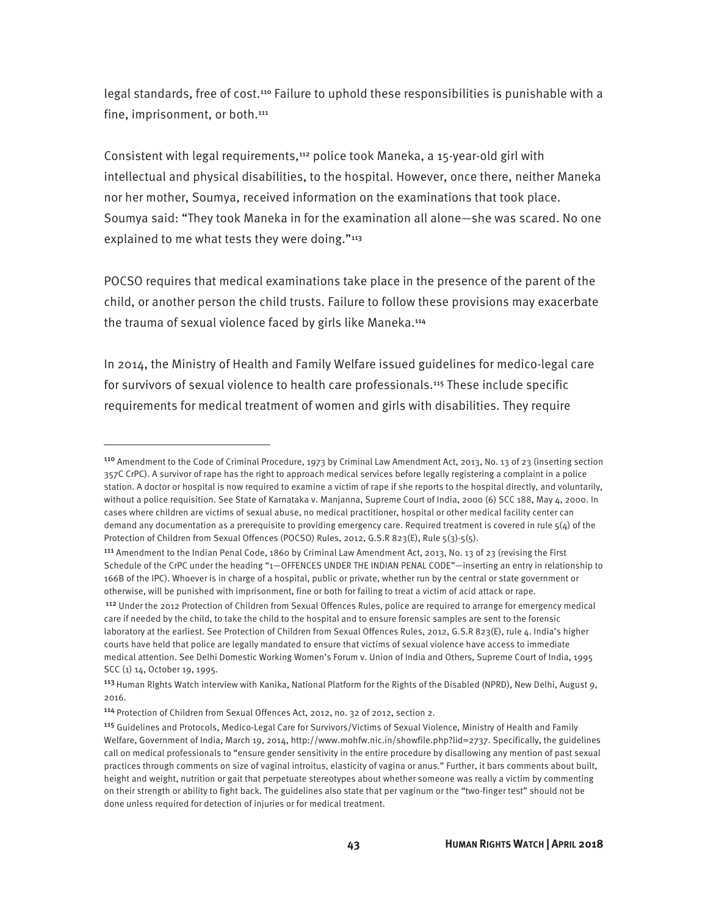legal standards, free of cost.[110] Failure to uphold these responsibilities is punishable with a fine, imprisonment, or both.[111]

Consistent with legal requirements,[112] police took Maneka, a 15-year-old girl with intellectual and physical disabilities, to the hospital. However, once there, neither Maneka nor her mother, Soumya, received information on the examinations that took place. Soumya said: "They took Maneka in for the examination all alone—she was scared. No one explained to me what tests they were doing."[113]

POCSO requires that medical examinations take place in the presence of the parent of the child, or another person the child trusts. Failure to follow these provisions may exacerbate the trauma of sexual violence faced by girls like Maneka.[114]

In 2014, the Ministry of Health and Family Welfare issued guidelines for medico-legal care for survivors of sexual violence to health care professionals.[115] These include specific requirements for medical treatment of women and girls with disabilities. They require

---

[110] Amendment to the Code of Criminal Procedure, 1973 by Criminal Law Amendment Act, 2013, No. 13 of 23 (inserting section 357C CrPC). A survivor of rape has the right to approach medical services before legally registering a complaint in a police station. A doctor or hospital is now required to examine a victim of rape if she reports to the hospital directly, and voluntarily, without a police requisition. See State of Karnataka v. Manjanna, Supreme Court of India, 2000 (6) SCC 188, May 4, 2000. In cases where children are victims of sexual abuse, no medical practitioner, hospital or other medical facility center can demand any documentation as a prerequisite to providing emergency care. Required treatment is covered in rule 5(4) of the Protection of Children from Sexual Offences (POCSO) Rules, 2012, G.S.R 823(E), Rule 5(3)-5(5).

[111] Amendment to the Indian Penal Code, 1860 by Criminal Law Amendment Act, 2013, No. 13 of 23 (revising the First Schedule of the CrPC under the heading "1—OFFENCES UNDER THE INDIAN PENAL CODE"—inserting an entry in relationship to 166B of the IPC). Whoever is in charge of a hospital, public or private, whether run by the central or state government or otherwise, will be punished with imprisonment, fine or both for failing to treat a victim of acid attack or rape.

[112] Under the 2012 Protection of Children from Sexual Offences Rules, police are required to arrange for emergency medical care if needed by the child, to take the child to the hospital and to ensure forensic samples are sent to the forensic laboratory at the earliest. See Protection of Children from Sexual Offences Rules, 2012, G.S.R 823(E), rule 4. India's higher courts have held that police are legally mandated to ensure that victims of sexual violence have access to immediate medical attention. See Delhi Domestic Working Women's Forum v. Union of India and Others, Supreme Court of India, 1995 SCC (1) 14, October 19, 1995.

[113] Human Rights Watch interview with Kanika, National Platform for the Rights of the Disabled (NPRD), New Delhi, August 9, 2016.

[114] Protection of Children from Sexual Offences Act, 2012, no. 32 of 2012, section 2.

[115] Guidelines and Protocols, Medico-Legal Care for Survivors/Victims of Sexual Violence, Ministry of Health and Family Welfare, Government of India, March 19, 2014, http://www.mohfw.nic.in/showfile.php?lid=2737. Specifically, the guidelines call on medical professionals to "ensure gender sensitivity in the entire procedure by disallowing any mention of past sexual practices through comments on size of vaginal introitus, elasticity of vagina or anus." Further, it bars comments about built, height and weight, nutrition or gait that perpetuate stereotypes about whether someone was really a victim by commenting on their strength or ability to fight back. The guidelines also state that per vaginum or the "two-finger test" should not be done unless required for detection of injuries or for medical treatment.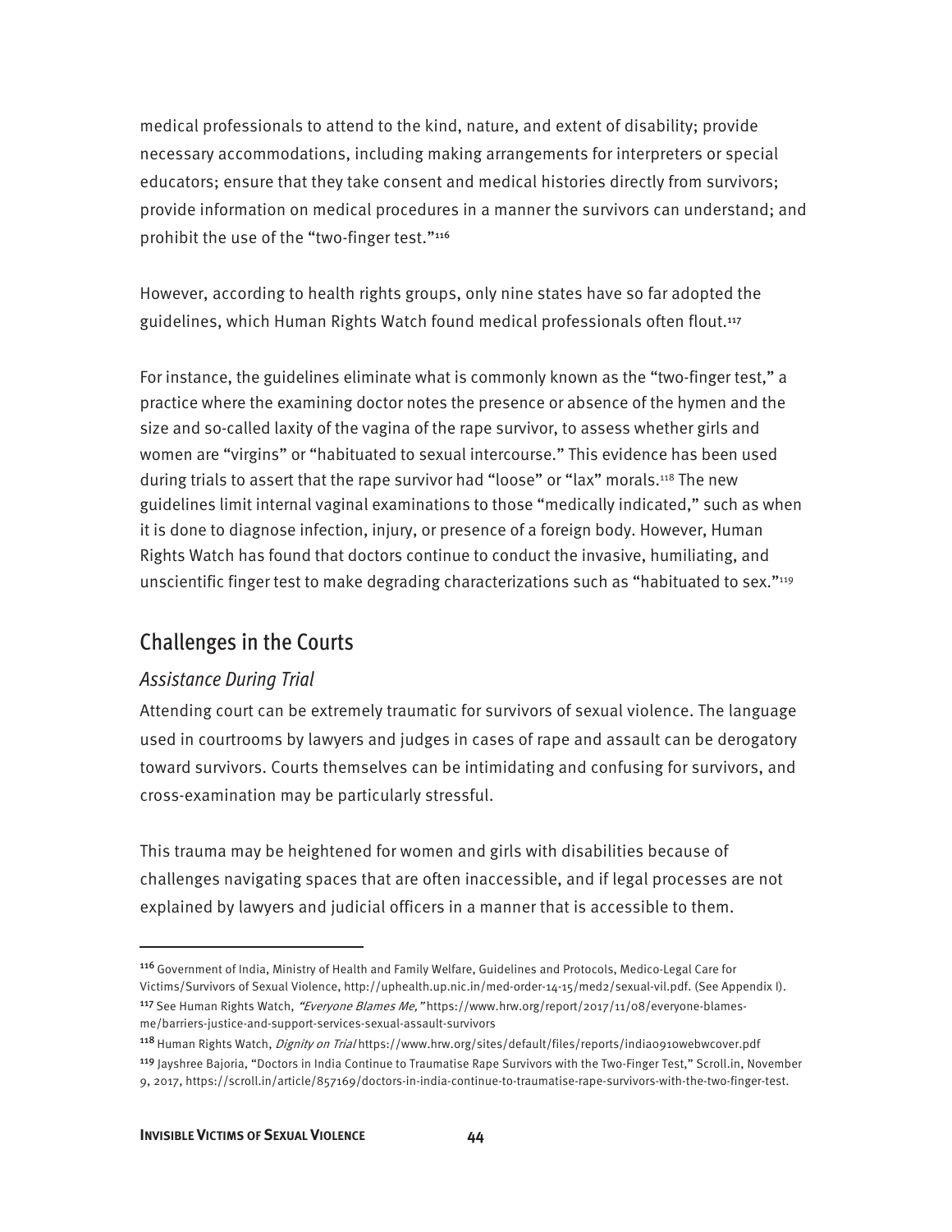medical professionals to attend to the kind, nature, and extent of disability; provide necessary accommodations, including making arrangements for interpreters or special educators; ensure that they take consent and medical histories directly from survivors; provide information on medical procedures in a manner the survivors can understand; and prohibit the use of the "two-finger test."[116]

However, according to health rights groups, only nine states have so far adopted the guidelines, which Human Rights Watch found medical professionals often flout.[117]

For instance, the guidelines eliminate what is commonly known as the "two-finger test," a practice where the examining doctor notes the presence or absence of the hymen and the size and so-called laxity of the vagina of the rape survivor, to assess whether girls and women are "virgins" or "habituated to sexual intercourse." This evidence has been used during trials to assert that the rape survivor had "loose" or "lax" morals.[118] The new guidelines limit internal vaginal examinations to those "medically indicated," such as when it is done to diagnose infection, injury, or presence of a foreign body. However, Human Rights Watch has found that doctors continue to conduct the invasive, humiliating, and unscientific finger test to make degrading characterizations such as "habituated to sex."[119]

## Challenges in the Courts

### *Assistance During Trial*

Attending court can be extremely traumatic for survivors of sexual violence. The language used in courtrooms by lawyers and judges in cases of rape and assault can be derogatory toward survivors. Courts themselves can be intimidating and confusing for survivors, and cross-examination may be particularly stressful.

This trauma may be heightened for women and girls with disabilities because of challenges navigating spaces that are often inaccessible, and if legal processes are not explained by lawyers and judicial officers in a manner that is accessible to them.

---

[116] Government of India, Ministry of Health and Family Welfare, Guidelines and Protocols, Medico-Legal Care for Victims/Survivors of Sexual Violence, http://uphealth.up.nic.in/med-order-14-15/med2/sexual-vil.pdf. (See Appendix I).

[117] See Human Rights Watch, *"Everyone Blames Me,"* https://www.hrw.org/report/2017/11/08/everyone-blames-me/barriers-justice-and-support-services-sexual-assault-survivors

[118] Human Rights Watch, *Dignity on Trial* https://www.hrw.org/sites/default/files/reports/india0910webwcover.pdf

[119] Jayshree Bajoria, "Doctors in India Continue to Traumatise Rape Survivors with the Two-Finger Test," Scroll.in, November 9, 2017, https://scroll.in/article/857169/doctors-in-india-continue-to-traumatise-rape-survivors-with-the-two-finger-test.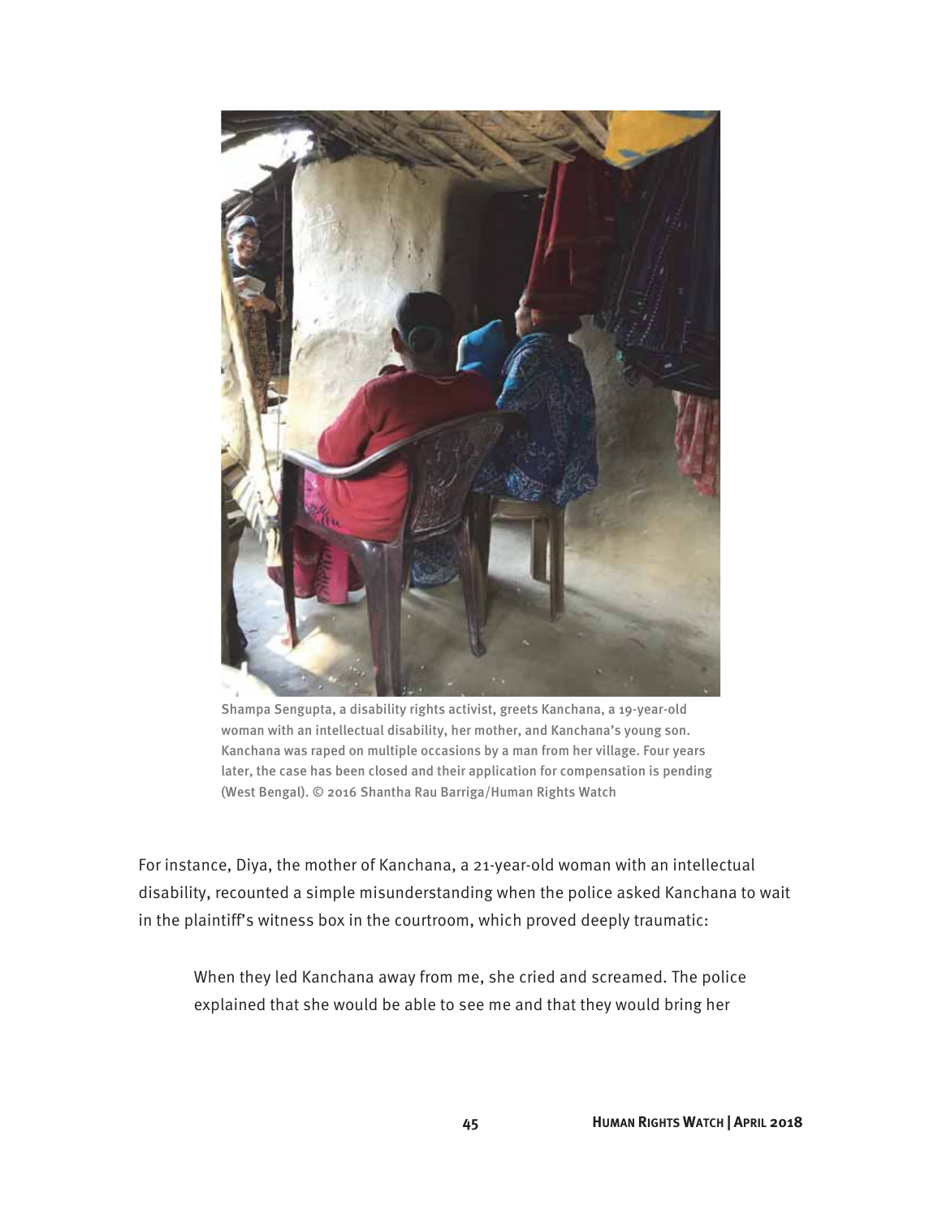Shampa Sengupta, a disability rights activist, greets Kanchana, a 19-year-old woman with an intellectual disability, her mother, and Kanchana's young son. Kanchana was raped on multiple occasions by a man from her village. Four years later, the case has been closed and their application for compensation is pending (West Bengal). © 2016 Shantha Rau Barriga/Human Rights Watch

For instance, Diya, the mother of Kanchana, a 21-year-old woman with an intellectual disability, recounted a simple misunderstanding when the police asked Kanchana to wait in the plaintiff's witness box in the courtroom, which proved deeply traumatic:

> When they led Kanchana away from me, she cried and screamed. The police explained that she would be able to see me and that they would bring her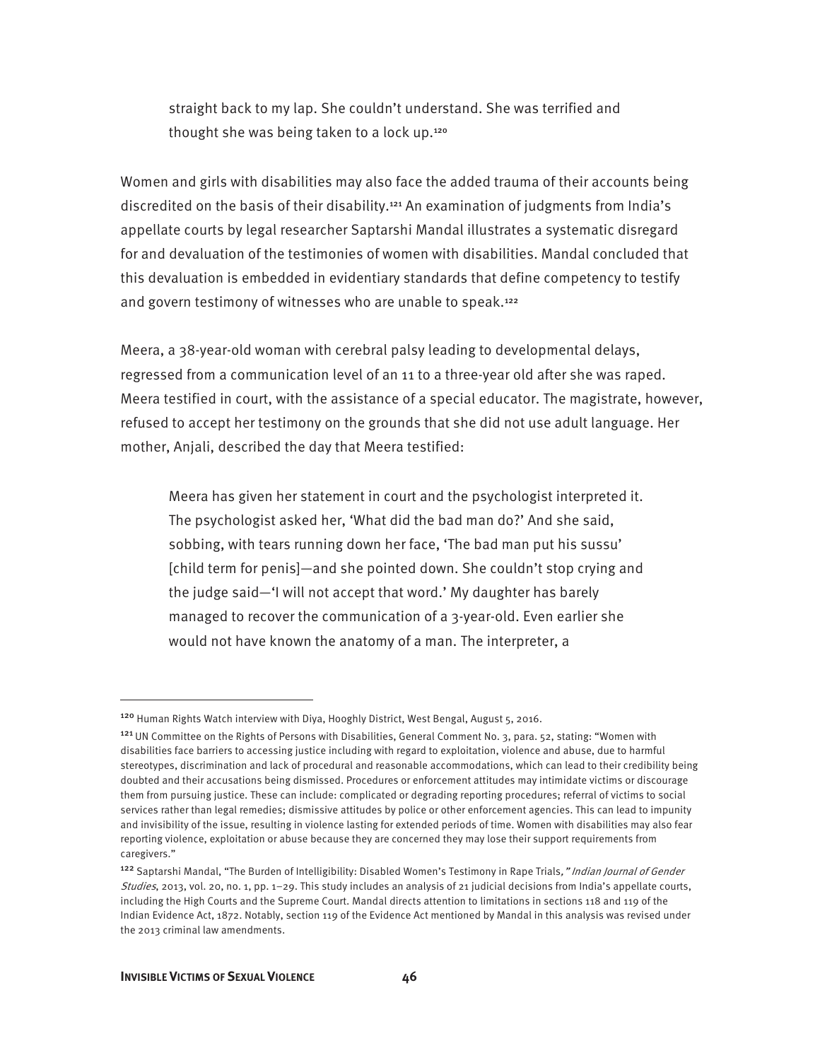> straight back to my lap. She couldn't understand. She was terrified and thought she was being taken to a lock up.[120]

Women and girls with disabilities may also face the added trauma of their accounts being discredited on the basis of their disability.[121] An examination of judgments from India's appellate courts by legal researcher Saptarshi Mandal illustrates a systematic disregard for and devaluation of the testimonies of women with disabilities. Mandal concluded that this devaluation is embedded in evidentiary standards that define competency to testify and govern testimony of witnesses who are unable to speak.[122]

Meera, a 38-year-old woman with cerebral palsy leading to developmental delays, regressed from a communication level of an 11 to a three-year old after she was raped. Meera testified in court, with the assistance of a special educator. The magistrate, however, refused to accept her testimony on the grounds that she did not use adult language. Her mother, Anjali, described the day that Meera testified:

> Meera has given her statement in court and the psychologist interpreted it. The psychologist asked her, 'What did the bad man do?' And she said, sobbing, with tears running down her face, 'The bad man put his sussu' [child term for penis]—and she pointed down. She couldn't stop crying and the judge said—'I will not accept that word.' My daughter has barely managed to recover the communication of a 3-year-old. Even earlier she would not have known the anatomy of a man. The interpreter, a

---

[120] Human Rights Watch interview with Diya, Hooghly District, West Bengal, August 5, 2016.

[121] UN Committee on the Rights of Persons with Disabilities, General Comment No. 3, para. 52, stating: "Women with disabilities face barriers to accessing justice including with regard to exploitation, violence and abuse, due to harmful stereotypes, discrimination and lack of procedural and reasonable accommodations, which can lead to their credibility being doubted and their accusations being dismissed. Procedures or enforcement attitudes may intimidate victims or discourage them from pursuing justice. These can include: complicated or degrading reporting procedures; referral of victims to social services rather than legal remedies; dismissive attitudes by police or other enforcement agencies. This can lead to impunity and invisibility of the issue, resulting in violence lasting for extended periods of time. Women with disabilities may also fear reporting violence, exploitation or abuse because they are concerned they may lose their support requirements from caregivers."

[122] Saptarshi Mandal, "The Burden of Intelligibility: Disabled Women's Testimony in Rape Trials," *Indian Journal of Gender Studies*, 2013, vol. 20, no. 1, pp. 1–29. This study includes an analysis of 21 judicial decisions from India's appellate courts, including the High Courts and the Supreme Court. Mandal directs attention to limitations in sections 118 and 119 of the Indian Evidence Act, 1872. Notably, section 119 of the Evidence Act mentioned by Mandal in this analysis was revised under the 2013 criminal law amendments.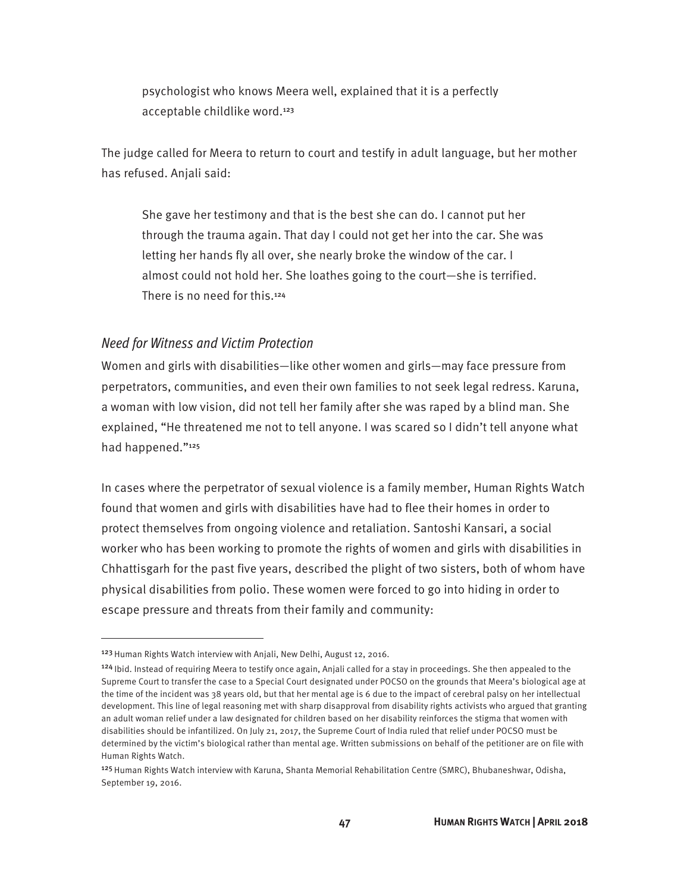psychologist who knows Meera well, explained that it is a perfectly acceptable childlike word.[123]

The judge called for Meera to return to court and testify in adult language, but her mother has refused. Anjali said:

> She gave her testimony and that is the best she can do. I cannot put her through the trauma again. That day I could not get her into the car. She was letting her hands fly all over, she nearly broke the window of the car. I almost could not hold her. She loathes going to the court—she is terrified. There is no need for this.[124]

### *Need for Witness and Victim Protection*

Women and girls with disabilities—like other women and girls—may face pressure from perpetrators, communities, and even their own families to not seek legal redress. Karuna, a woman with low vision, did not tell her family after she was raped by a blind man. She explained, "He threatened me not to tell anyone. I was scared so I didn't tell anyone what had happened."[125]

In cases where the perpetrator of sexual violence is a family member, Human Rights Watch found that women and girls with disabilities have had to flee their homes in order to protect themselves from ongoing violence and retaliation. Santoshi Kansari, a social worker who has been working to promote the rights of women and girls with disabilities in Chhattisgarh for the past five years, described the plight of two sisters, both of whom have physical disabilities from polio. These women were forced to go into hiding in order to escape pressure and threats from their family and community:

---

[123] Human Rights Watch interview with Anjali, New Delhi, August 12, 2016.

[124] Ibid. Instead of requiring Meera to testify once again, Anjali called for a stay in proceedings. She then appealed to the Supreme Court to transfer the case to a Special Court designated under POCSO on the grounds that Meera's biological age at the time of the incident was 38 years old, but that her mental age is 6 due to the impact of cerebral palsy on her intellectual development. This line of legal reasoning met with sharp disapproval from disability rights activists who argued that granting an adult woman relief under a law designated for children based on her disability reinforces the stigma that women with disabilities should be infantilized. On July 21, 2017, the Supreme Court of India ruled that relief under POCSO must be determined by the victim's biological rather than mental age. Written submissions on behalf of the petitioner are on file with Human Rights Watch.

[125] Human Rights Watch interview with Karuna, Shanta Memorial Rehabilitation Centre (SMRC), Bhubaneshwar, Odisha, September 19, 2016.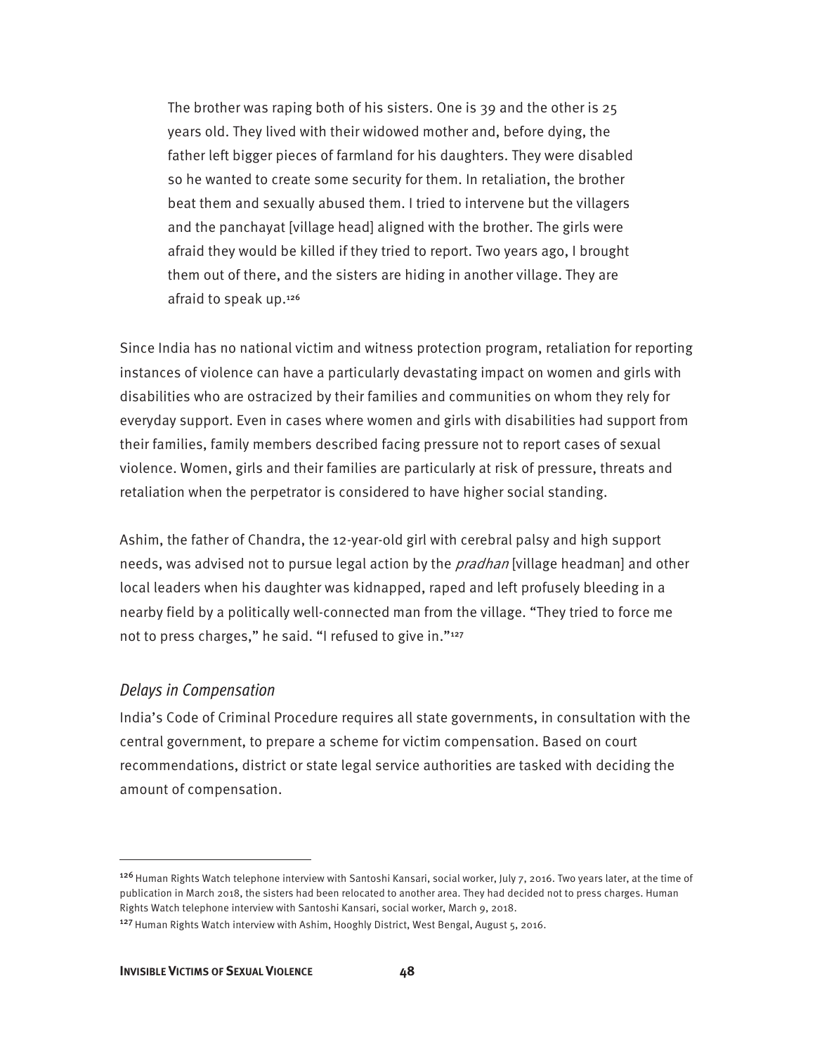> The brother was raping both of his sisters. One is 39 and the other is 25 years old. They lived with their widowed mother and, before dying, the father left bigger pieces of farmland for his daughters. They were disabled so he wanted to create some security for them. In retaliation, the brother beat them and sexually abused them. I tried to intervene but the villagers and the panchayat [village head] aligned with the brother. The girls were afraid they would be killed if they tried to report. Two years ago, I brought them out of there, and the sisters are hiding in another village. They are afraid to speak up.[126]

Since India has no national victim and witness protection program, retaliation for reporting instances of violence can have a particularly devastating impact on women and girls with disabilities who are ostracized by their families and communities on whom they rely for everyday support. Even in cases where women and girls with disabilities had support from their families, family members described facing pressure not to report cases of sexual violence. Women, girls and their families are particularly at risk of pressure, threats and retaliation when the perpetrator is considered to have higher social standing.

Ashim, the father of Chandra, the 12-year-old girl with cerebral palsy and high support needs, was advised not to pursue legal action by the *pradhan* [village headman] and other local leaders when his daughter was kidnapped, raped and left profusely bleeding in a nearby field by a politically well-connected man from the village. "They tried to force me not to press charges," he said. "I refused to give in."[127]

### *Delays in Compensation*

India's Code of Criminal Procedure requires all state governments, in consultation with the central government, to prepare a scheme for victim compensation. Based on court recommendations, district or state legal service authorities are tasked with deciding the amount of compensation.

---

[126] Human Rights Watch telephone interview with Santoshi Kansari, social worker, July 7, 2016. Two years later, at the time of publication in March 2018, the sisters had been relocated to another area. They had decided not to press charges. Human Rights Watch telephone interview with Santoshi Kansari, social worker, March 9, 2018.

[127] Human Rights Watch interview with Ashim, Hooghly District, West Bengal, August 5, 2016.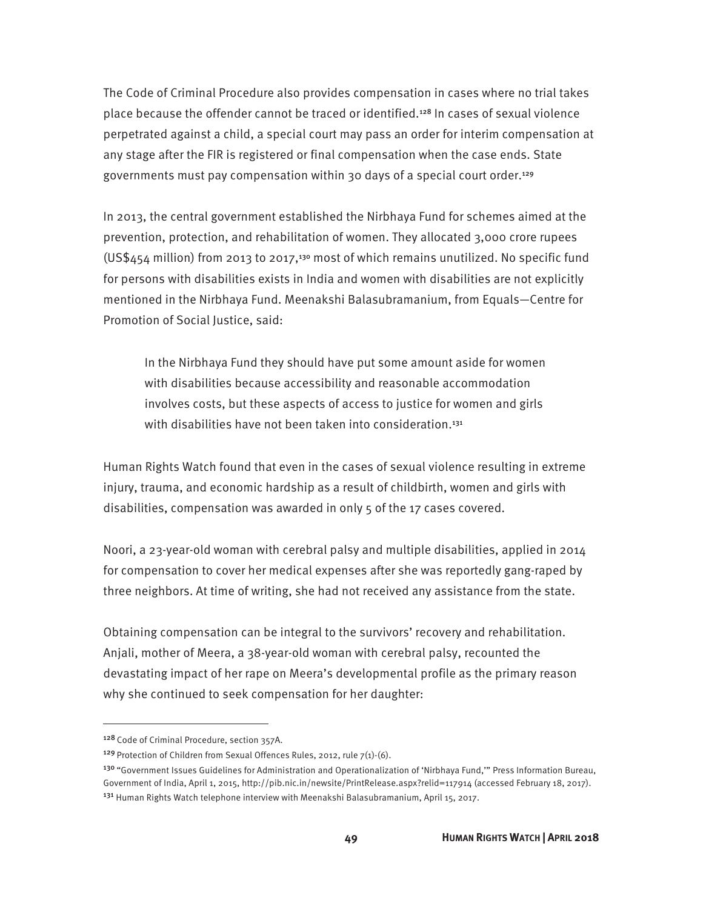The Code of Criminal Procedure also provides compensation in cases where no trial takes place because the offender cannot be traced or identified.[128] In cases of sexual violence perpetrated against a child, a special court may pass an order for interim compensation at any stage after the FIR is registered or final compensation when the case ends. State governments must pay compensation within 30 days of a special court order.[129]

In 2013, the central government established the Nirbhaya Fund for schemes aimed at the prevention, protection, and rehabilitation of women. They allocated 3,000 crore rupees (US$454 million) from 2013 to 2017,[130] most of which remains unutilized. No specific fund for persons with disabilities exists in India and women with disabilities are not explicitly mentioned in the Nirbhaya Fund. Meenakshi Balasubramanium, from Equals—Centre for Promotion of Social Justice, said:

> In the Nirbhaya Fund they should have put some amount aside for women with disabilities because accessibility and reasonable accommodation involves costs, but these aspects of access to justice for women and girls with disabilities have not been taken into consideration.[131]

Human Rights Watch found that even in the cases of sexual violence resulting in extreme injury, trauma, and economic hardship as a result of childbirth, women and girls with disabilities, compensation was awarded in only 5 of the 17 cases covered.

Noori, a 23-year-old woman with cerebral palsy and multiple disabilities, applied in 2014 for compensation to cover her medical expenses after she was reportedly gang-raped by three neighbors. At time of writing, she had not received any assistance from the state.

Obtaining compensation can be integral to the survivors' recovery and rehabilitation. Anjali, mother of Meera, a 38-year-old woman with cerebral palsy, recounted the devastating impact of her rape on Meera's developmental profile as the primary reason why she continued to seek compensation for her daughter:

---

[128] Code of Criminal Procedure, section 357A.

[129] Protection of Children from Sexual Offences Rules, 2012, rule 7(1)-(6).

[130] "Government Issues Guidelines for Administration and Operationalization of 'Nirbhaya Fund,'" Press Information Bureau, Government of India, April 1, 2015, http://pib.nic.in/newsite/PrintRelease.aspx?relid=117914 (accessed February 18, 2017).

[131] Human Rights Watch telephone interview with Meenakshi Balasubramanium, April 15, 2017.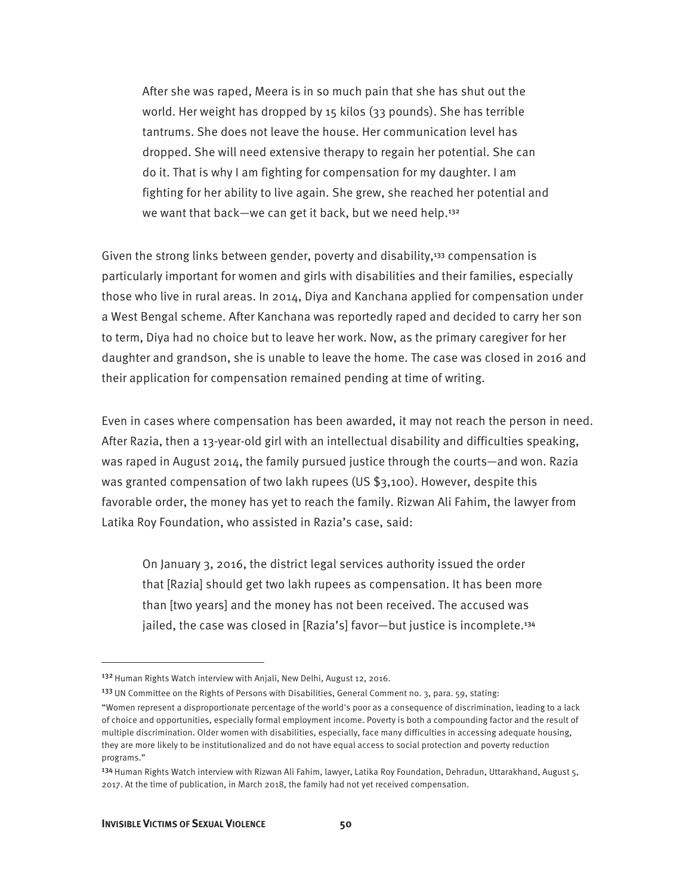> After she was raped, Meera is in so much pain that she has shut out the world. Her weight has dropped by 15 kilos (33 pounds). She has terrible tantrums. She does not leave the house. Her communication level has dropped. She will need extensive therapy to regain her potential. She can do it. That is why I am fighting for compensation for my daughter. I am fighting for her ability to live again. She grew, she reached her potential and we want that back—we can get it back, but we need help.[132]

Given the strong links between gender, poverty and disability,[133] compensation is particularly important for women and girls with disabilities and their families, especially those who live in rural areas. In 2014, Diya and Kanchana applied for compensation under a West Bengal scheme. After Kanchana was reportedly raped and decided to carry her son to term, Diya had no choice but to leave her work. Now, as the primary caregiver for her daughter and grandson, she is unable to leave the home. The case was closed in 2016 and their application for compensation remained pending at time of writing.

Even in cases where compensation has been awarded, it may not reach the person in need. After Razia, then a 13-year-old girl with an intellectual disability and difficulties speaking, was raped in August 2014, the family pursued justice through the courts—and won. Razia was granted compensation of two lakh rupees (US $3,100). However, despite this favorable order, the money has yet to reach the family. Rizwan Ali Fahim, the lawyer from Latika Roy Foundation, who assisted in Razia's case, said:

> On January 3, 2016, the district legal services authority issued the order that [Razia] should get two lakh rupees as compensation. It has been more than [two years] and the money has not been received. The accused was jailed, the case was closed in [Razia's] favor—but justice is incomplete.[134]

---

[132] Human Rights Watch interview with Anjali, New Delhi, August 12, 2016.

[133] UN Committee on the Rights of Persons with Disabilities, General Comment no. 3, para. 59, stating:

"Women represent a disproportionate percentage of the world's poor as a consequence of discrimination, leading to a lack of choice and opportunities, especially formal employment income. Poverty is both a compounding factor and the result of multiple discrimination. Older women with disabilities, especially, face many difficulties in accessing adequate housing, they are more likely to be institutionalized and do not have equal access to social protection and poverty reduction programs."

[134] Human Rights Watch interview with Rizwan Ali Fahim, lawyer, Latika Roy Foundation, Dehradun, Uttarakhand, August 5, 2017. At the time of publication, in March 2018, the family had not yet received compensation.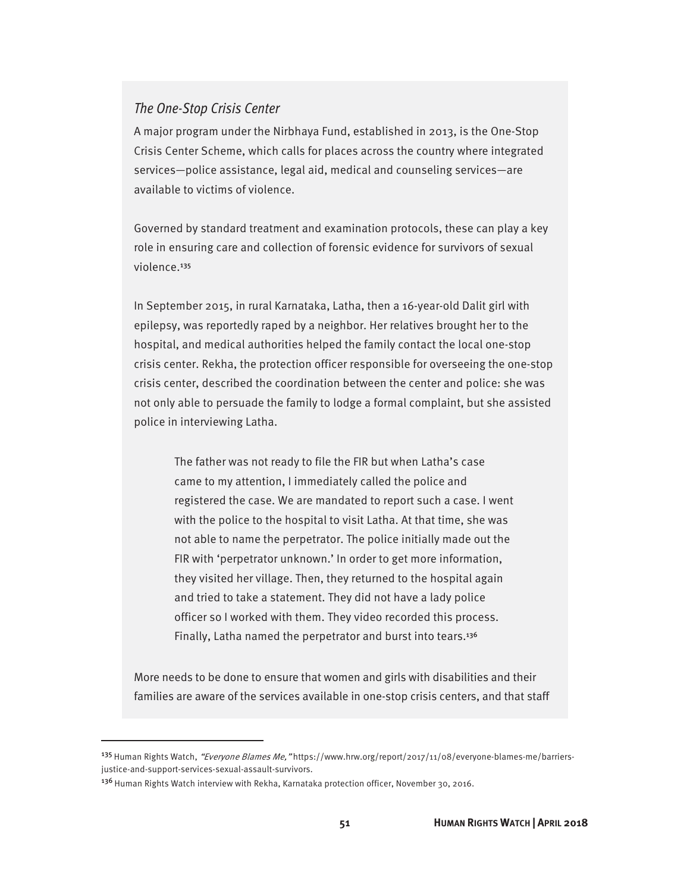### *The One-Stop Crisis Center*

A major program under the Nirbhaya Fund, established in 2013, is the One-Stop Crisis Center Scheme, which calls for places across the country where integrated services—police assistance, legal aid, medical and counseling services—are available to victims of violence.

Governed by standard treatment and examination protocols, these can play a key role in ensuring care and collection of forensic evidence for survivors of sexual violence.[135]

In September 2015, in rural Karnataka, Latha, then a 16-year-old Dalit girl with epilepsy, was reportedly raped by a neighbor. Her relatives brought her to the hospital, and medical authorities helped the family contact the local one-stop crisis center. Rekha, the protection officer responsible for overseeing the one-stop crisis center, described the coordination between the center and police: she was not only able to persuade the family to lodge a formal complaint, but she assisted police in interviewing Latha.

> The father was not ready to file the FIR but when Latha's case came to my attention, I immediately called the police and registered the case. We are mandated to report such a case. I went with the police to the hospital to visit Latha. At that time, she was not able to name the perpetrator. The police initially made out the FIR with 'perpetrator unknown.' In order to get more information, they visited her village. Then, they returned to the hospital again and tried to take a statement. They did not have a lady police officer so I worked with them. They video recorded this process. Finally, Latha named the perpetrator and burst into tears.[136]

More needs to be done to ensure that women and girls with disabilities and their families are aware of the services available in one-stop crisis centers, and that staff

---

[135] Human Rights Watch, *"Everyone Blames Me,"* https://www.hrw.org/report/2017/11/08/everyone-blames-me/barriers-justice-and-support-services-sexual-assault-survivors.

[136] Human Rights Watch interview with Rekha, Karnataka protection officer, November 30, 2016.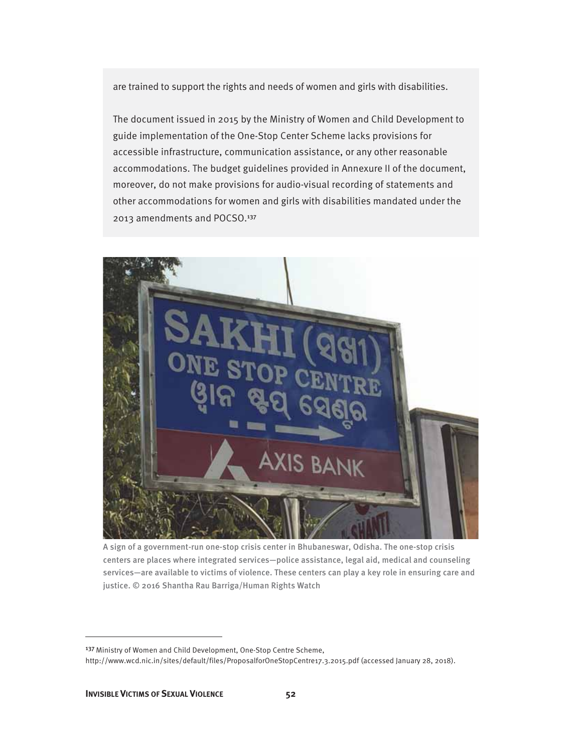are trained to support the rights and needs of women and girls with disabilities.

The document issued in 2015 by the Ministry of Women and Child Development to guide implementation of the One-Stop Center Scheme lacks provisions for accessible infrastructure, communication assistance, or any other reasonable accommodations. The budget guidelines provided in Annexure II of the document, moreover, do not make provisions for audio-visual recording of statements and other accommodations for women and girls with disabilities mandated under the 2013 amendments and POCSO.[137]

A sign of a government-run one-stop crisis center in Bhubaneswar, Odisha. The one-stop crisis centers are places where integrated services—police assistance, legal aid, medical and counseling services—are available to victims of violence. These centers can play a key role in ensuring care and justice. © 2016 Shantha Rau Barriga/Human Rights Watch

---

[137] Ministry of Women and Child Development, One-Stop Centre Scheme, http://www.wcd.nic.in/sites/default/files/ProposalforOneStopCentre17.3.2015.pdf (accessed January 28, 2018).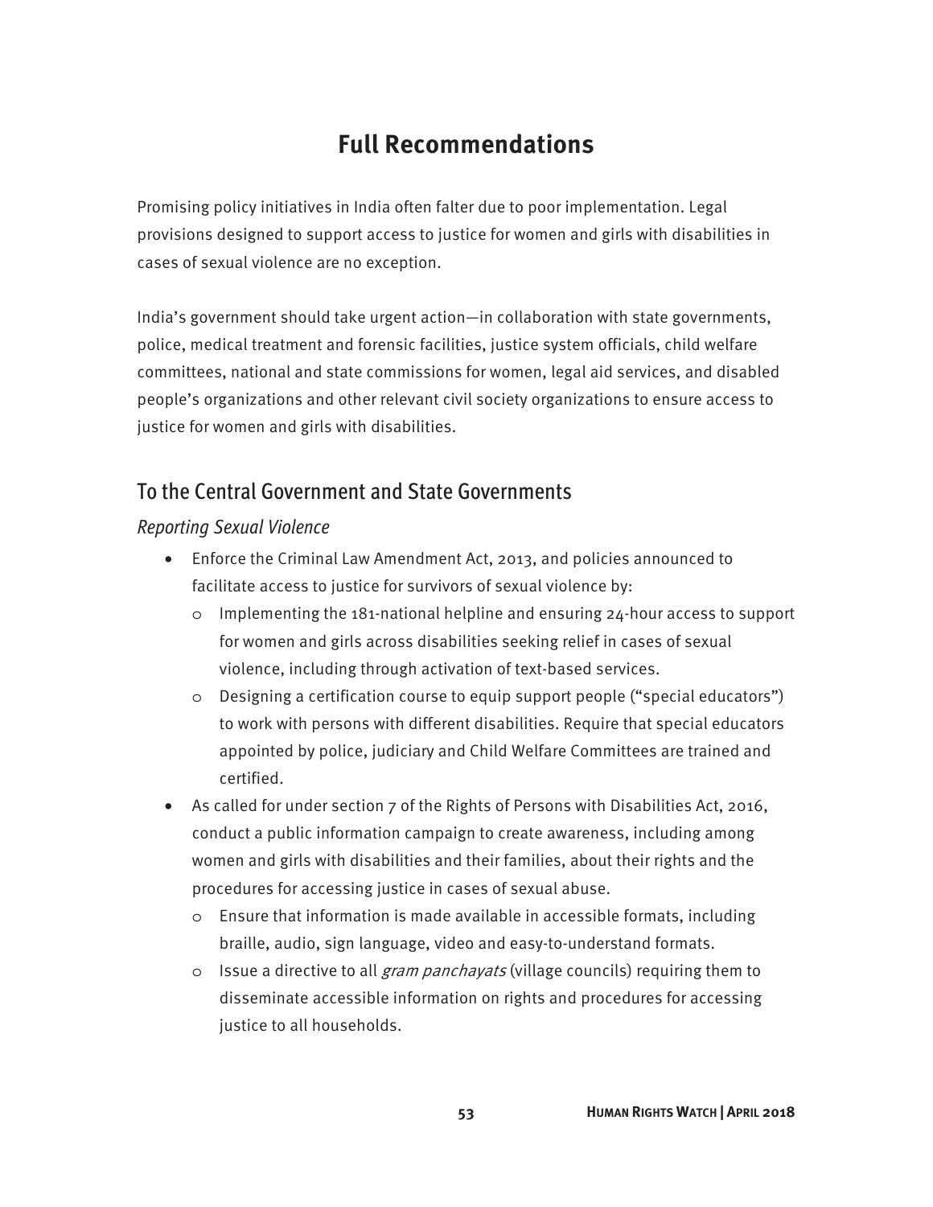# Full Recommendations

Promising policy initiatives in India often falter due to poor implementation. Legal provisions designed to support access to justice for women and girls with disabilities in cases of sexual violence are no exception.

India's government should take urgent action—in collaboration with state governments, police, medical treatment and forensic facilities, justice system officials, child welfare committees, national and state commissions for women, legal aid services, and disabled people's organizations and other relevant civil society organizations to ensure access to justice for women and girls with disabilities.

## To the Central Government and State Governments

### *Reporting Sexual Violence*

- Enforce the Criminal Law Amendment Act, 2013, and policies announced to facilitate access to justice for survivors of sexual violence by:
  - Implementing the 181-national helpline and ensuring 24-hour access to support for women and girls across disabilities seeking relief in cases of sexual violence, including through activation of text-based services.
  - Designing a certification course to equip support people ("special educators") to work with persons with different disabilities. Require that special educators appointed by police, judiciary and Child Welfare Committees are trained and certified.
- As called for under section 7 of the Rights of Persons with Disabilities Act, 2016, conduct a public information campaign to create awareness, including among women and girls with disabilities and their families, about their rights and the procedures for accessing justice in cases of sexual abuse.
  - Ensure that information is made available in accessible formats, including braille, audio, sign language, video and easy-to-understand formats.
  - Issue a directive to all *gram panchayats* (village councils) requiring them to disseminate accessible information on rights and procedures for accessing justice to all households.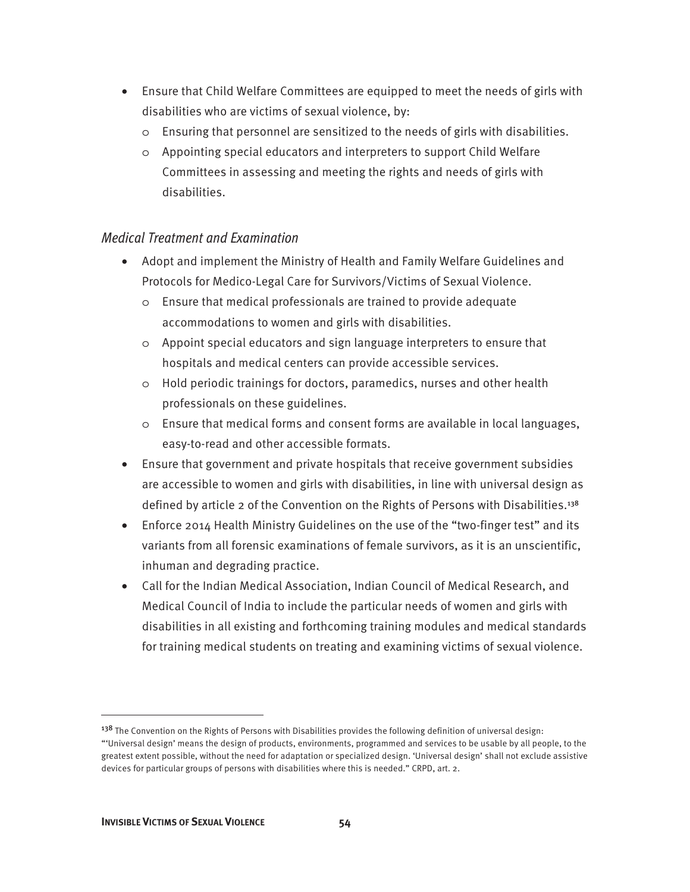- Ensure that Child Welfare Committees are equipped to meet the needs of girls with disabilities who are victims of sexual violence, by:
  - Ensuring that personnel are sensitized to the needs of girls with disabilities.
  - Appointing special educators and interpreters to support Child Welfare Committees in assessing and meeting the rights and needs of girls with disabilities.

### *Medical Treatment and Examination*

- Adopt and implement the Ministry of Health and Family Welfare Guidelines and Protocols for Medico-Legal Care for Survivors/Victims of Sexual Violence.
  - Ensure that medical professionals are trained to provide adequate accommodations to women and girls with disabilities.
  - Appoint special educators and sign language interpreters to ensure that hospitals and medical centers can provide accessible services.
  - Hold periodic trainings for doctors, paramedics, nurses and other health professionals on these guidelines.
  - Ensure that medical forms and consent forms are available in local languages, easy-to-read and other accessible formats.
- Ensure that government and private hospitals that receive government subsidies are accessible to women and girls with disabilities, in line with universal design as defined by article 2 of the Convention on the Rights of Persons with Disabilities.[138]
- Enforce 2014 Health Ministry Guidelines on the use of the "two-finger test" and its variants from all forensic examinations of female survivors, as it is an unscientific, inhuman and degrading practice.
- Call for the Indian Medical Association, Indian Council of Medical Research, and Medical Council of India to include the particular needs of women and girls with disabilities in all existing and forthcoming training modules and medical standards for training medical students on treating and examining victims of sexual violence.

---

[138] The Convention on the Rights of Persons with Disabilities provides the following definition of universal design: "'Universal design' means the design of products, environments, programmed and services to be usable by all people, to the greatest extent possible, without the need for adaptation or specialized design. 'Universal design' shall not exclude assistive devices for particular groups of persons with disabilities where this is needed." CRPD, art. 2.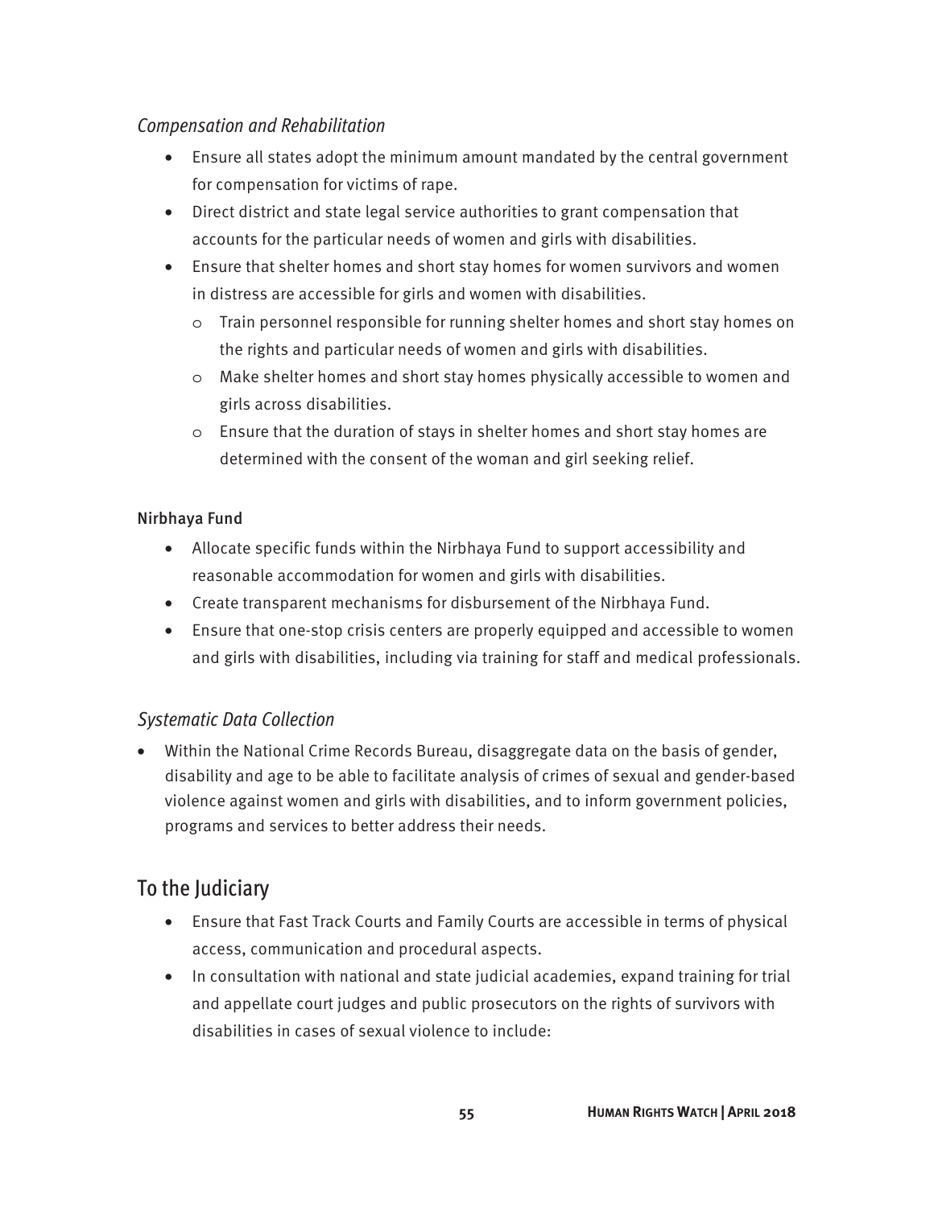*Compensation and Rehabilitation*

- Ensure all states adopt the minimum amount mandated by the central government for compensation for victims of rape.
- Direct district and state legal service authorities to grant compensation that accounts for the particular needs of women and girls with disabilities.
- Ensure that shelter homes and short stay homes for women survivors and women in distress are accessible for girls and women with disabilities.
    - Train personnel responsible for running shelter homes and short stay homes on the rights and particular needs of women and girls with disabilities.
    - Make shelter homes and short stay homes physically accessible to women and girls across disabilities.
    - Ensure that the duration of stays in shelter homes and short stay homes are determined with the consent of the woman and girl seeking relief.

Nirbhaya Fund

- Allocate specific funds within the Nirbhaya Fund to support accessibility and reasonable accommodation for women and girls with disabilities.
- Create transparent mechanisms for disbursement of the Nirbhaya Fund.
- Ensure that one-stop crisis centers are properly equipped and accessible to women and girls with disabilities, including via training for staff and medical professionals.

*Systematic Data Collection*

- Within the National Crime Records Bureau, disaggregate data on the basis of gender, disability and age to be able to facilitate analysis of crimes of sexual and gender-based violence against women and girls with disabilities, and to inform government policies, programs and services to better address their needs.

## To the Judiciary

- Ensure that Fast Track Courts and Family Courts are accessible in terms of physical access, communication and procedural aspects.
- In consultation with national and state judicial academies, expand training for trial and appellate court judges and public prosecutors on the rights of survivors with disabilities in cases of sexual violence to include: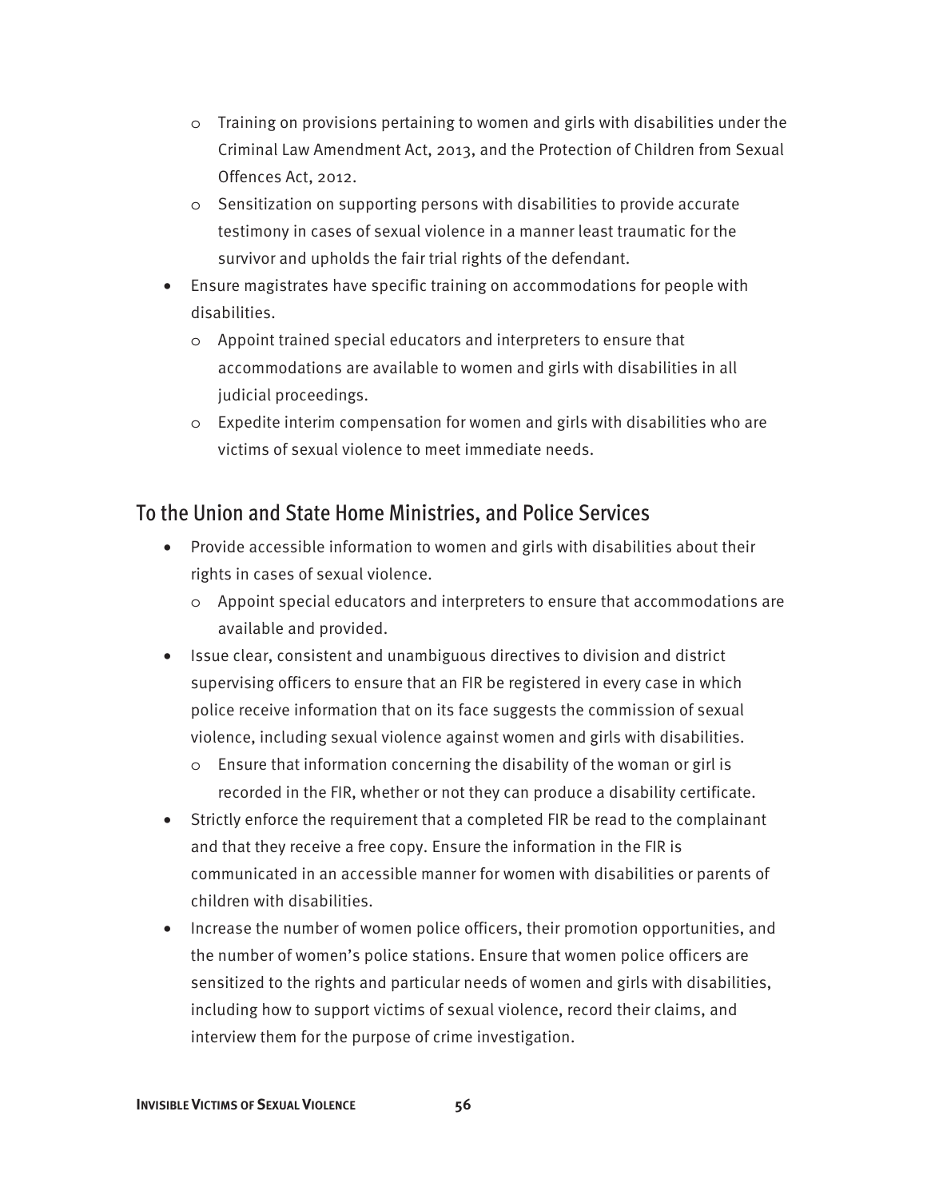- Training on provisions pertaining to women and girls with disabilities under the Criminal Law Amendment Act, 2013, and the Protection of Children from Sexual Offences Act, 2012.
  - Sensitization on supporting persons with disabilities to provide accurate testimony in cases of sexual violence in a manner least traumatic for the survivor and upholds the fair trial rights of the defendant.
- Ensure magistrates have specific training on accommodations for people with disabilities.
  - Appoint trained special educators and interpreters to ensure that accommodations are available to women and girls with disabilities in all judicial proceedings.
  - Expedite interim compensation for women and girls with disabilities who are victims of sexual violence to meet immediate needs.

## To the Union and State Home Ministries, and Police Services

- Provide accessible information to women and girls with disabilities about their rights in cases of sexual violence.
  - Appoint special educators and interpreters to ensure that accommodations are available and provided.
- Issue clear, consistent and unambiguous directives to division and district supervising officers to ensure that an FIR be registered in every case in which police receive information that on its face suggests the commission of sexual violence, including sexual violence against women and girls with disabilities.
  - Ensure that information concerning the disability of the woman or girl is recorded in the FIR, whether or not they can produce a disability certificate.
- Strictly enforce the requirement that a completed FIR be read to the complainant and that they receive a free copy. Ensure the information in the FIR is communicated in an accessible manner for women with disabilities or parents of children with disabilities.
- Increase the number of women police officers, their promotion opportunities, and the number of women's police stations. Ensure that women police officers are sensitized to the rights and particular needs of women and girls with disabilities, including how to support victims of sexual violence, record their claims, and interview them for the purpose of crime investigation.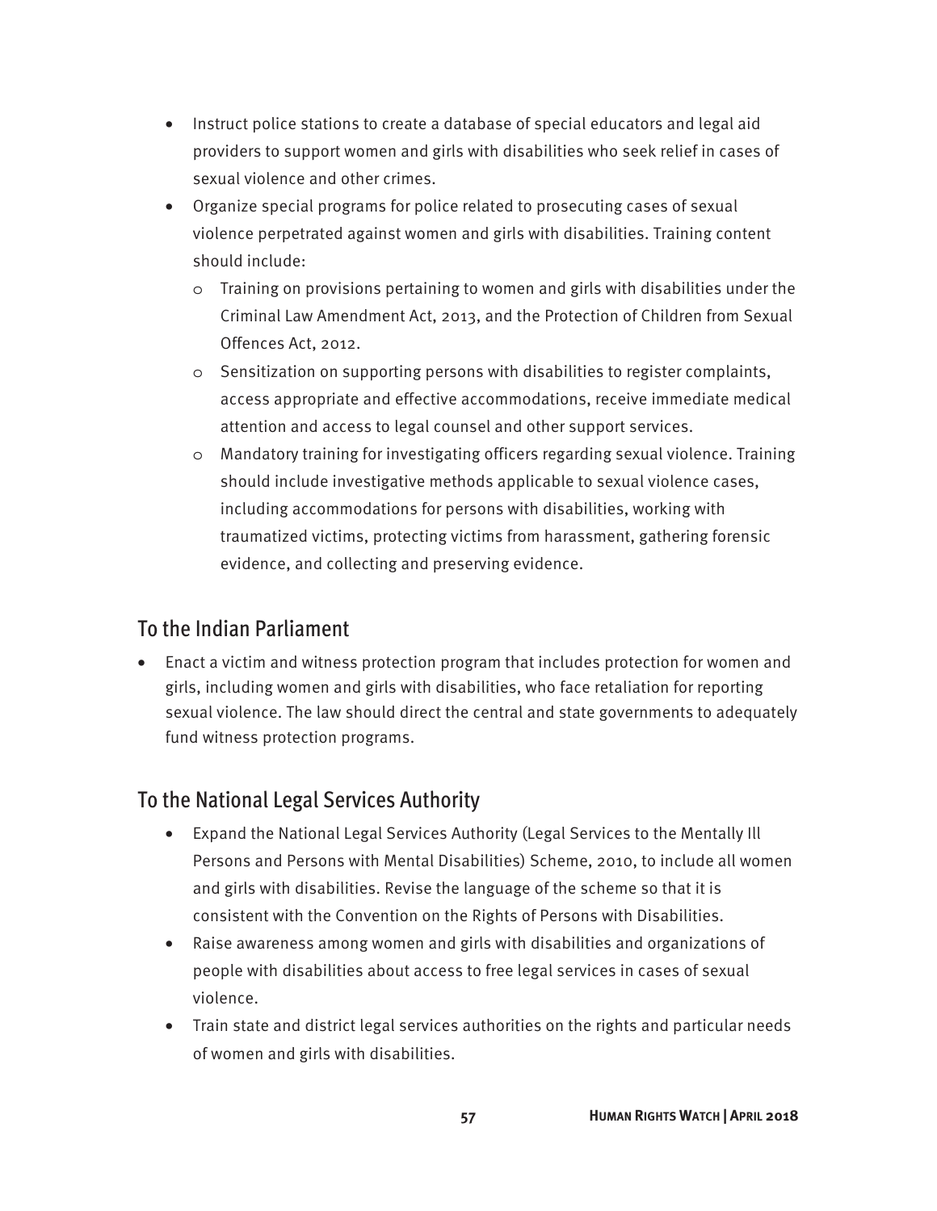- Instruct police stations to create a database of special educators and legal aid providers to support women and girls with disabilities who seek relief in cases of sexual violence and other crimes.
- Organize special programs for police related to prosecuting cases of sexual violence perpetrated against women and girls with disabilities. Training content should include:
    - Training on provisions pertaining to women and girls with disabilities under the Criminal Law Amendment Act, 2013, and the Protection of Children from Sexual Offences Act, 2012.
    - Sensitization on supporting persons with disabilities to register complaints, access appropriate and effective accommodations, receive immediate medical attention and access to legal counsel and other support services.
    - Mandatory training for investigating officers regarding sexual violence. Training should include investigative methods applicable to sexual violence cases, including accommodations for persons with disabilities, working with traumatized victims, protecting victims from harassment, gathering forensic evidence, and collecting and preserving evidence.

## To the Indian Parliament

- Enact a victim and witness protection program that includes protection for women and girls, including women and girls with disabilities, who face retaliation for reporting sexual violence. The law should direct the central and state governments to adequately fund witness protection programs.

## To the National Legal Services Authority

- Expand the National Legal Services Authority (Legal Services to the Mentally Ill Persons and Persons with Mental Disabilities) Scheme, 2010, to include all women and girls with disabilities. Revise the language of the scheme so that it is consistent with the Convention on the Rights of Persons with Disabilities.
- Raise awareness among women and girls with disabilities and organizations of people with disabilities about access to free legal services in cases of sexual violence.
- Train state and district legal services authorities on the rights and particular needs of women and girls with disabilities.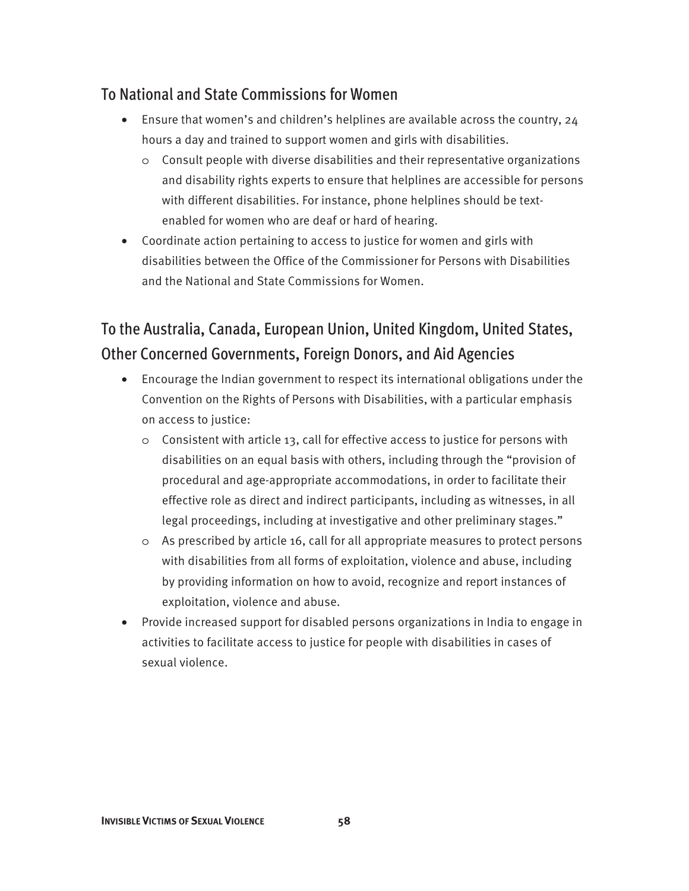## To National and State Commissions for Women

- Ensure that women's and children's helplines are available across the country, 24 hours a day and trained to support women and girls with disabilities.
    - Consult people with diverse disabilities and their representative organizations and disability rights experts to ensure that helplines are accessible for persons with different disabilities. For instance, phone helplines should be text-enabled for women who are deaf or hard of hearing.
- Coordinate action pertaining to access to justice for women and girls with disabilities between the Office of the Commissioner for Persons with Disabilities and the National and State Commissions for Women.

## To the Australia, Canada, European Union, United Kingdom, United States, Other Concerned Governments, Foreign Donors, and Aid Agencies

- Encourage the Indian government to respect its international obligations under the Convention on the Rights of Persons with Disabilities, with a particular emphasis on access to justice:
    - Consistent with article 13, call for effective access to justice for persons with disabilities on an equal basis with others, including through the "provision of procedural and age-appropriate accommodations, in order to facilitate their effective role as direct and indirect participants, including as witnesses, in all legal proceedings, including at investigative and other preliminary stages."
    - As prescribed by article 16, call for all appropriate measures to protect persons with disabilities from all forms of exploitation, violence and abuse, including by providing information on how to avoid, recognize and report instances of exploitation, violence and abuse.
- Provide increased support for disabled persons organizations in India to engage in activities to facilitate access to justice for people with disabilities in cases of sexual violence.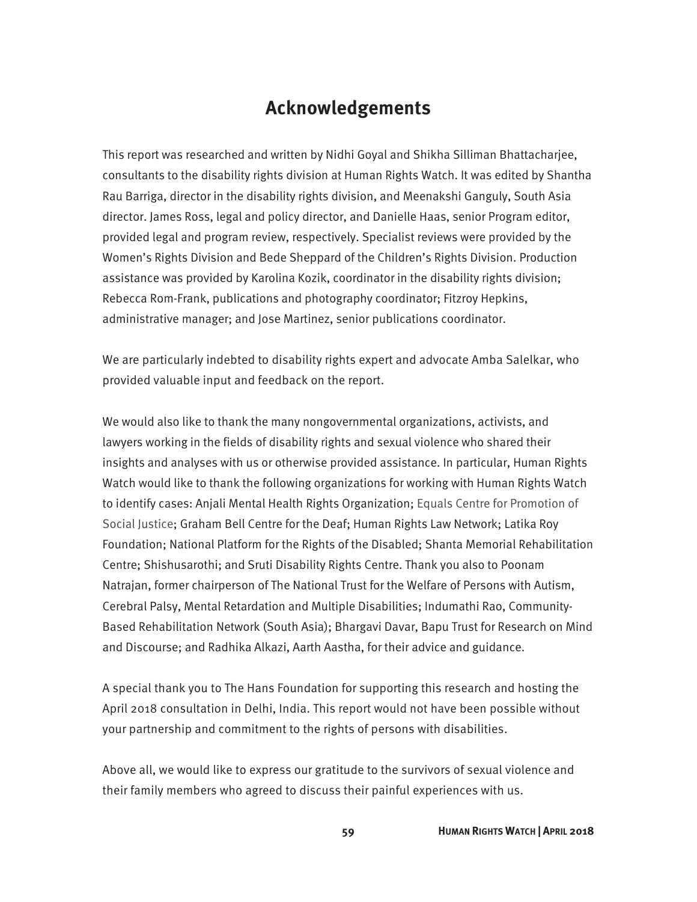## Acknowledgements

This report was researched and written by Nidhi Goyal and Shikha Silliman Bhattacharjee, consultants to the disability rights division at Human Rights Watch. It was edited by Shantha Rau Barriga, director in the disability rights division, and Meenakshi Ganguly, South Asia director. James Ross, legal and policy director, and Danielle Haas, senior Program editor, provided legal and program review, respectively. Specialist reviews were provided by the Women's Rights Division and Bede Sheppard of the Children's Rights Division. Production assistance was provided by Karolina Kozik, coordinator in the disability rights division; Rebecca Rom-Frank, publications and photography coordinator; Fitzroy Hepkins, administrative manager; and Jose Martinez, senior publications coordinator.

We are particularly indebted to disability rights expert and advocate Amba Salelkar, who provided valuable input and feedback on the report.

We would also like to thank the many nongovernmental organizations, activists, and lawyers working in the fields of disability rights and sexual violence who shared their insights and analyses with us or otherwise provided assistance. In particular, Human Rights Watch would like to thank the following organizations for working with Human Rights Watch to identify cases: Anjali Mental Health Rights Organization; Equals Centre for Promotion of Social Justice; Graham Bell Centre for the Deaf; Human Rights Law Network; Latika Roy Foundation; National Platform for the Rights of the Disabled; Shanta Memorial Rehabilitation Centre; Shishusarothi; and Sruti Disability Rights Centre. Thank you also to Poonam Natrajan, former chairperson of The National Trust for the Welfare of Persons with Autism, Cerebral Palsy, Mental Retardation and Multiple Disabilities; Indumathi Rao, Community-Based Rehabilitation Network (South Asia); Bhargavi Davar, Bapu Trust for Research on Mind and Discourse; and Radhika Alkazi, Aarth Aastha, for their advice and guidance.

A special thank you to The Hans Foundation for supporting this research and hosting the April 2018 consultation in Delhi, India. This report would not have been possible without your partnership and commitment to the rights of persons with disabilities.

Above all, we would like to express our gratitude to the survivors of sexual violence and their family members who agreed to discuss their painful experiences with us.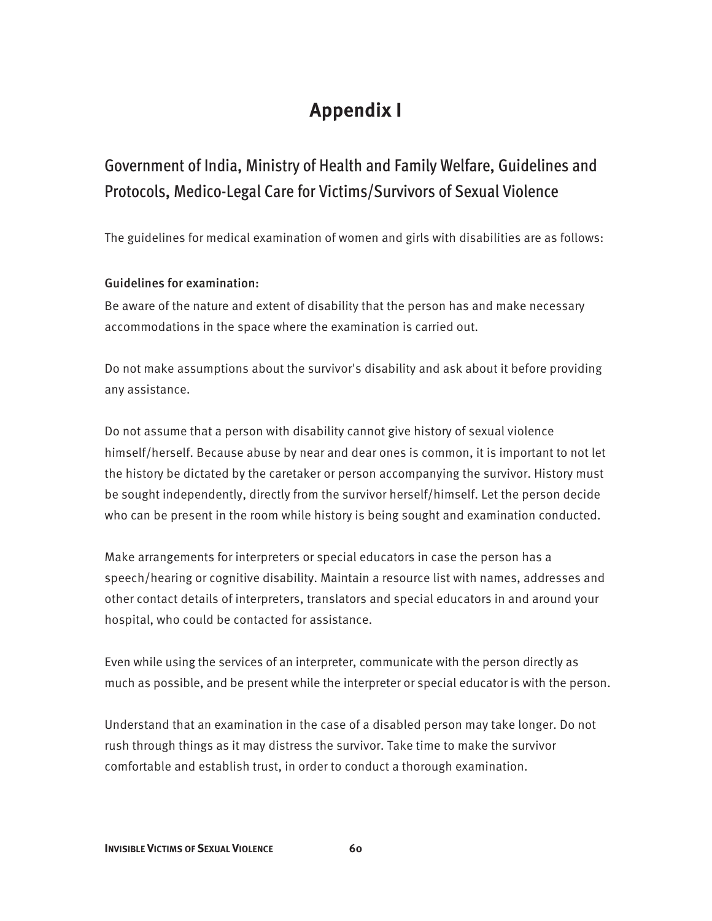# Appendix I

## Government of India, Ministry of Health and Family Welfare, Guidelines and Protocols, Medico-Legal Care for Victims/Survivors of Sexual Violence

The guidelines for medical examination of women and girls with disabilities are as follows:

### Guidelines for examination:

Be aware of the nature and extent of disability that the person has and make necessary accommodations in the space where the examination is carried out.

Do not make assumptions about the survivor's disability and ask about it before providing any assistance.

Do not assume that a person with disability cannot give history of sexual violence himself/herself. Because abuse by near and dear ones is common, it is important to not let the history be dictated by the caretaker or person accompanying the survivor. History must be sought independently, directly from the survivor herself/himself. Let the person decide who can be present in the room while history is being sought and examination conducted.

Make arrangements for interpreters or special educators in case the person has a speech/hearing or cognitive disability. Maintain a resource list with names, addresses and other contact details of interpreters, translators and special educators in and around your hospital, who could be contacted for assistance.

Even while using the services of an interpreter, communicate with the person directly as much as possible, and be present while the interpreter or special educator is with the person.

Understand that an examination in the case of a disabled person may take longer. Do not rush through things as it may distress the survivor. Take time to make the survivor comfortable and establish trust, in order to conduct a thorough examination.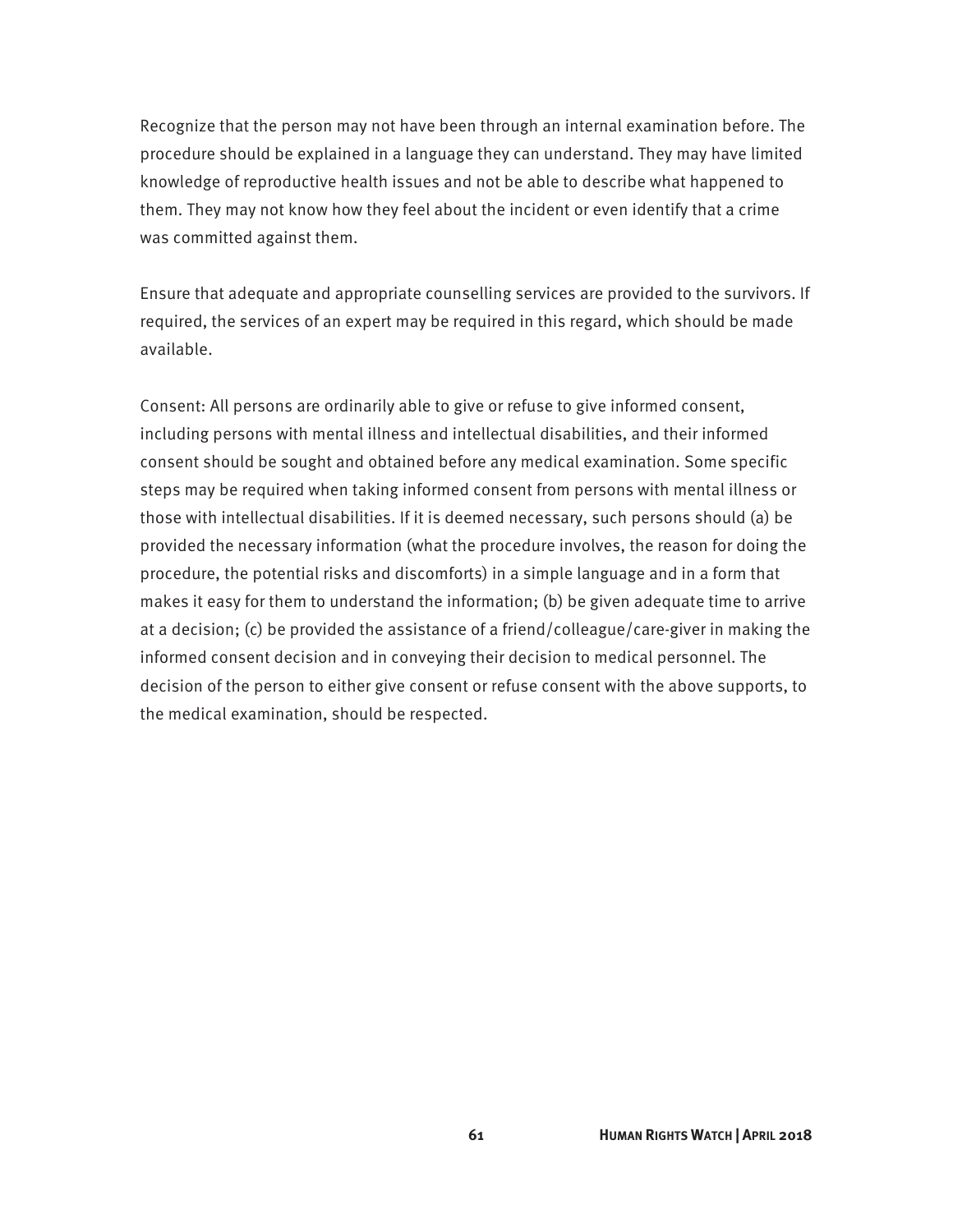Recognize that the person may not have been through an internal examination before. The procedure should be explained in a language they can understand. They may have limited knowledge of reproductive health issues and not be able to describe what happened to them. They may not know how they feel about the incident or even identify that a crime was committed against them.

Ensure that adequate and appropriate counselling services are provided to the survivors. If required, the services of an expert may be required in this regard, which should be made available.

Consent: All persons are ordinarily able to give or refuse to give informed consent, including persons with mental illness and intellectual disabilities, and their informed consent should be sought and obtained before any medical examination. Some specific steps may be required when taking informed consent from persons with mental illness or those with intellectual disabilities. If it is deemed necessary, such persons should (a) be provided the necessary information (what the procedure involves, the reason for doing the procedure, the potential risks and discomforts) in a simple language and in a form that makes it easy for them to understand the information; (b) be given adequate time to arrive at a decision; (c) be provided the assistance of a friend/colleague/care-giver in making the informed consent decision and in conveying their decision to medical personnel. The decision of the person to either give consent or refuse consent with the above supports, to the medical examination, should be respected.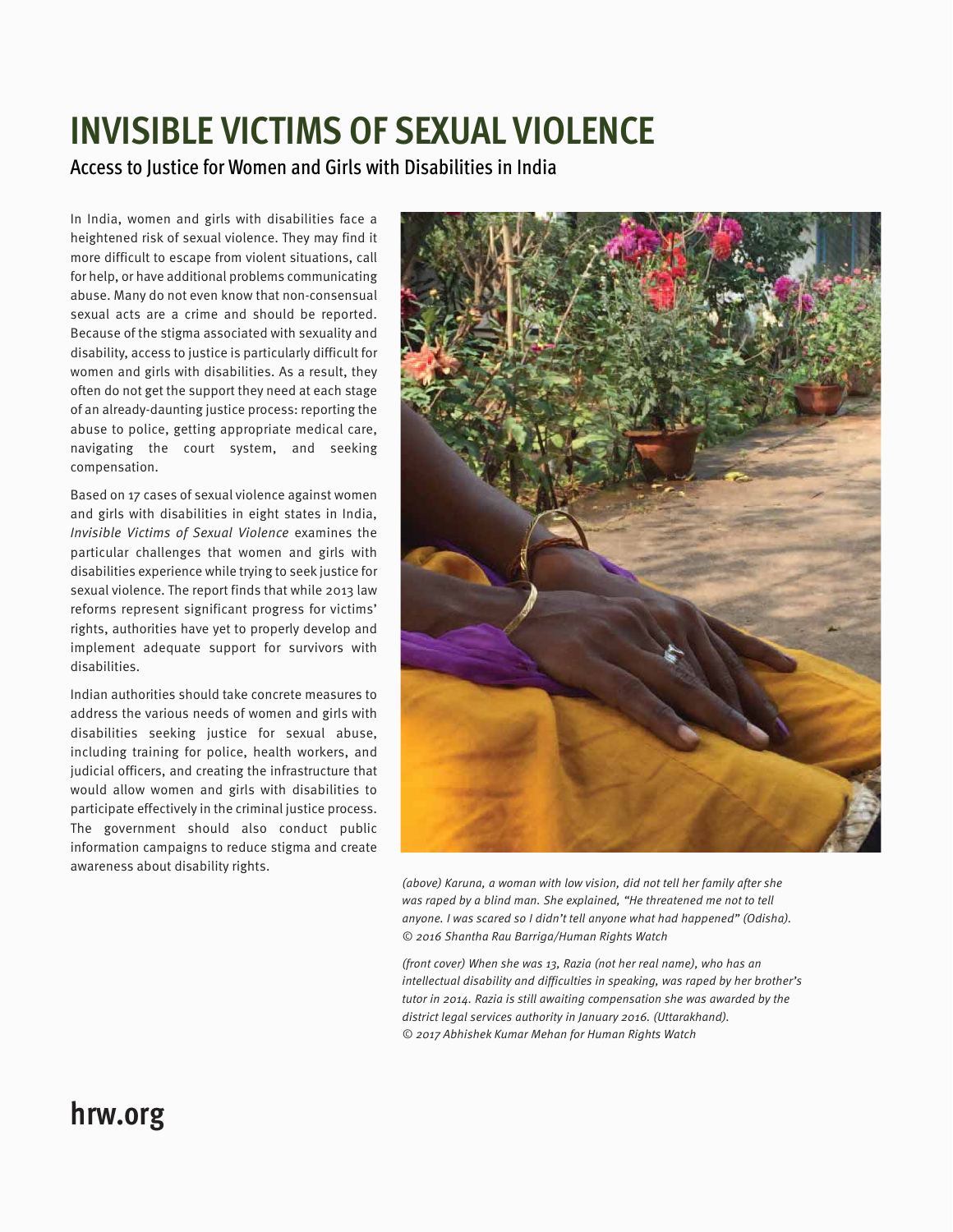# INVISIBLE VICTIMS OF SEXUAL VIOLENCE

## Access to Justice for Women and Girls with Disabilities in India

In India, women and girls with disabilities face a heightened risk of sexual violence. They may find it more difficult to escape from violent situations, call for help, or have additional problems communicating abuse. Many do not even know that non-consensual sexual acts are a crime and should be reported. Because of the stigma associated with sexuality and disability, access to justice is particularly difficult for women and girls with disabilities. As a result, they often do not get the support they need at each stage of an already-daunting justice process: reporting the abuse to police, getting appropriate medical care, navigating the court system, and seeking compensation.

Based on 17 cases of sexual violence against women and girls with disabilities in eight states in India, *Invisible Victims of Sexual Violence* examines the particular challenges that women and girls with disabilities experience while trying to seek justice for sexual violence. The report finds that while 2013 law reforms represent significant progress for victims' rights, authorities have yet to properly develop and implement adequate support for survivors with disabilities.

Indian authorities should take concrete measures to address the various needs of women and girls with disabilities seeking justice for sexual abuse, including training for police, health workers, and judicial officers, and creating the infrastructure that would allow women and girls with disabilities to participate effectively in the criminal justice process. The government should also conduct public information campaigns to reduce stigma and create awareness about disability rights.

*(above) Karuna, a woman with low vision, did not tell her family after she was raped by a blind man. She explained, "He threatened me not to tell anyone. I was scared so I didn't tell anyone what had happened" (Odisha).*
*© 2016 Shantha Rau Barriga/Human Rights Watch*

*(front cover) When she was 13, Razia (not her real name), who has an intellectual disability and difficulties in speaking, was raped by her brother's tutor in 2014. Razia is still awaiting compensation she was awarded by the district legal services authority in January 2016. (Uttarakhand).*
*© 2017 Abhishek Kumar Mehan for Human Rights Watch*

**hrw.org**